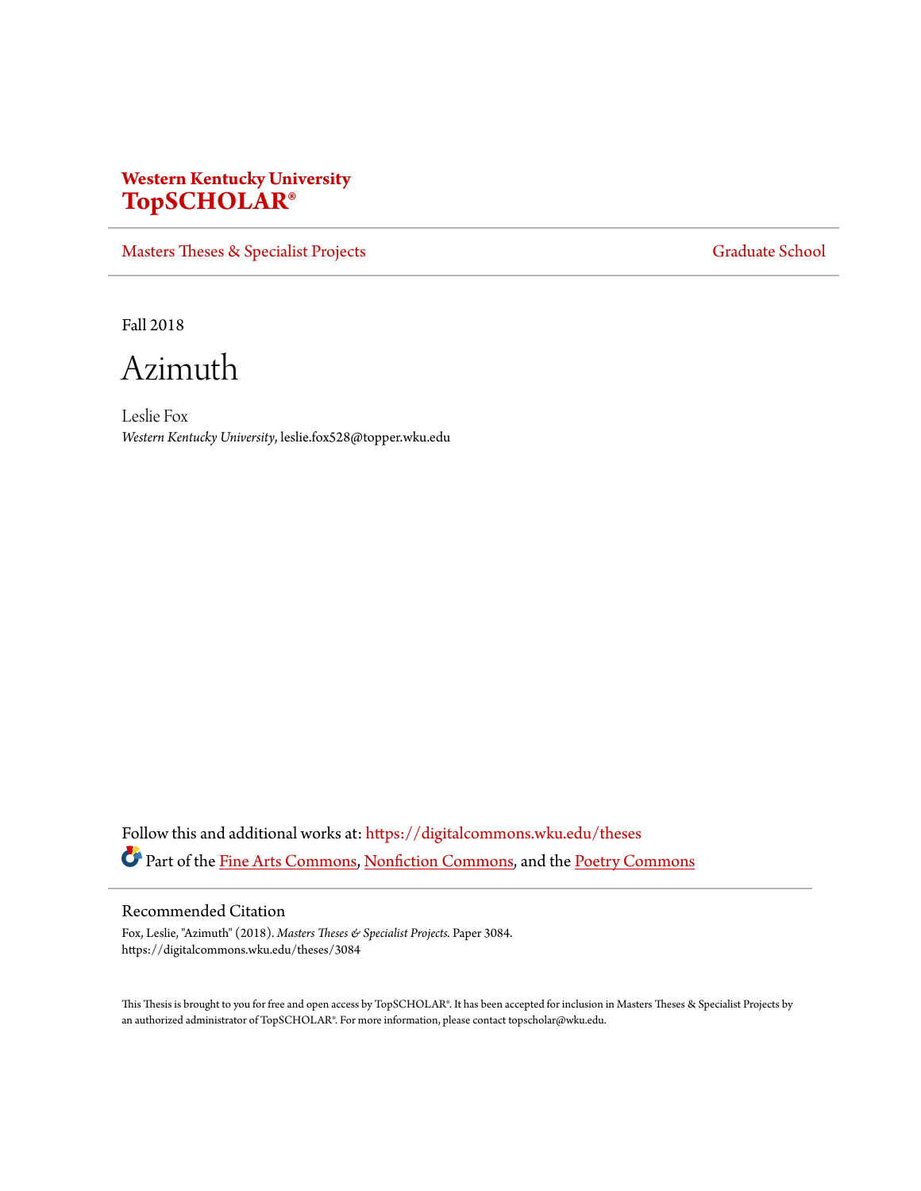**Western Kentucky University**
**TopSCHOLAR®**

Masters Theses & Specialist Projects | Graduate School

Fall 2018

# Azimuth

Leslie Fox
*Western Kentucky University*, leslie.fox528@topper.wku.edu

Follow this and additional works at: https://digitalcommons.wku.edu/theses

Part of the Fine Arts Commons, Nonfiction Commons, and the Poetry Commons

## Recommended Citation

Fox, Leslie, "Azimuth" (2018). *Masters Theses & Specialist Projects.* Paper 3084.
https://digitalcommons.wku.edu/theses/3084

This Thesis is brought to you for free and open access by TopSCHOLAR®. It has been accepted for inclusion in Masters Theses & Specialist Projects by an authorized administrator of TopSCHOLAR®. For more information, please contact topscholar@wku.edu.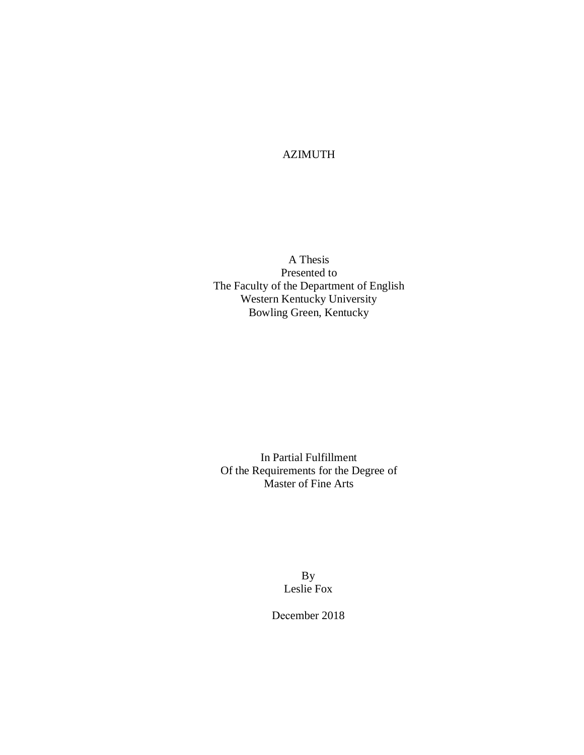# AZIMUTH

A Thesis
Presented to
The Faculty of the Department of English
Western Kentucky University
Bowling Green, Kentucky

In Partial Fulfillment
Of the Requirements for the Degree of
Master of Fine Arts

By
Leslie Fox

December 2018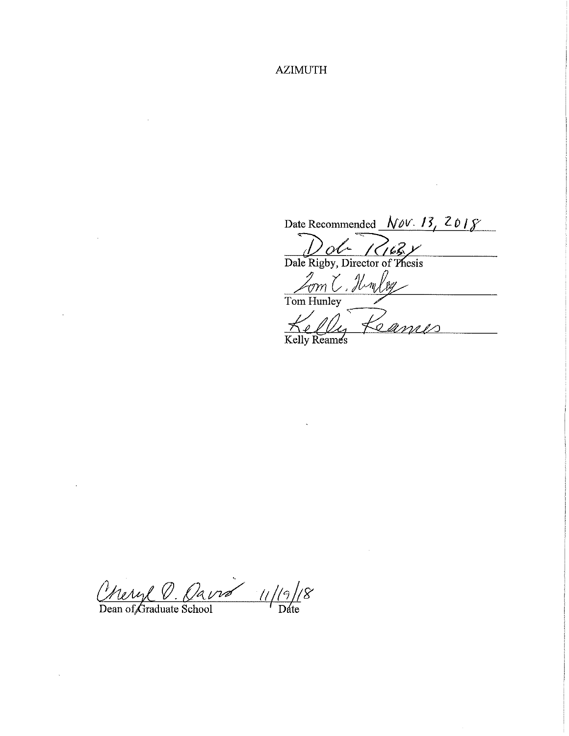AZIMUTH

Date Recommended Nov. 13, 2018

Dale Rigby, Director of Thesis

Tom Hunley

Kelly Reames

Cheryl D. Davis 11/19/18

Dean of Graduate School Date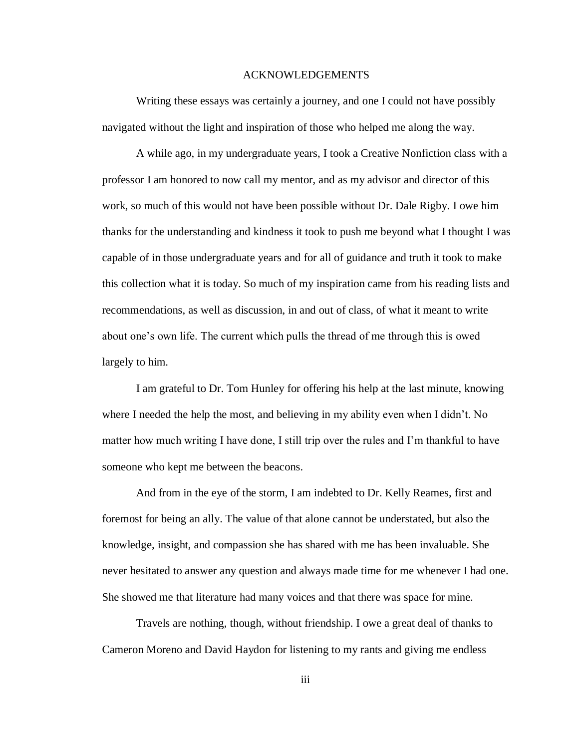# ACKNOWLEDGEMENTS

Writing these essays was certainly a journey, and one I could not have possibly navigated without the light and inspiration of those who helped me along the way.

A while ago, in my undergraduate years, I took a Creative Nonfiction class with a professor I am honored to now call my mentor, and as my advisor and director of this work, so much of this would not have been possible without Dr. Dale Rigby. I owe him thanks for the understanding and kindness it took to push me beyond what I thought I was capable of in those undergraduate years and for all of guidance and truth it took to make this collection what it is today. So much of my inspiration came from his reading lists and recommendations, as well as discussion, in and out of class, of what it meant to write about one's own life. The current which pulls the thread of me through this is owed largely to him.

I am grateful to Dr. Tom Hunley for offering his help at the last minute, knowing where I needed the help the most, and believing in my ability even when I didn't. No matter how much writing I have done, I still trip over the rules and I'm thankful to have someone who kept me between the beacons.

And from in the eye of the storm, I am indebted to Dr. Kelly Reames, first and foremost for being an ally. The value of that alone cannot be understated, but also the knowledge, insight, and compassion she has shared with me has been invaluable. She never hesitated to answer any question and always made time for me whenever I had one. She showed me that literature had many voices and that there was space for mine.

Travels are nothing, though, without friendship. I owe a great deal of thanks to Cameron Moreno and David Haydon for listening to my rants and giving me endless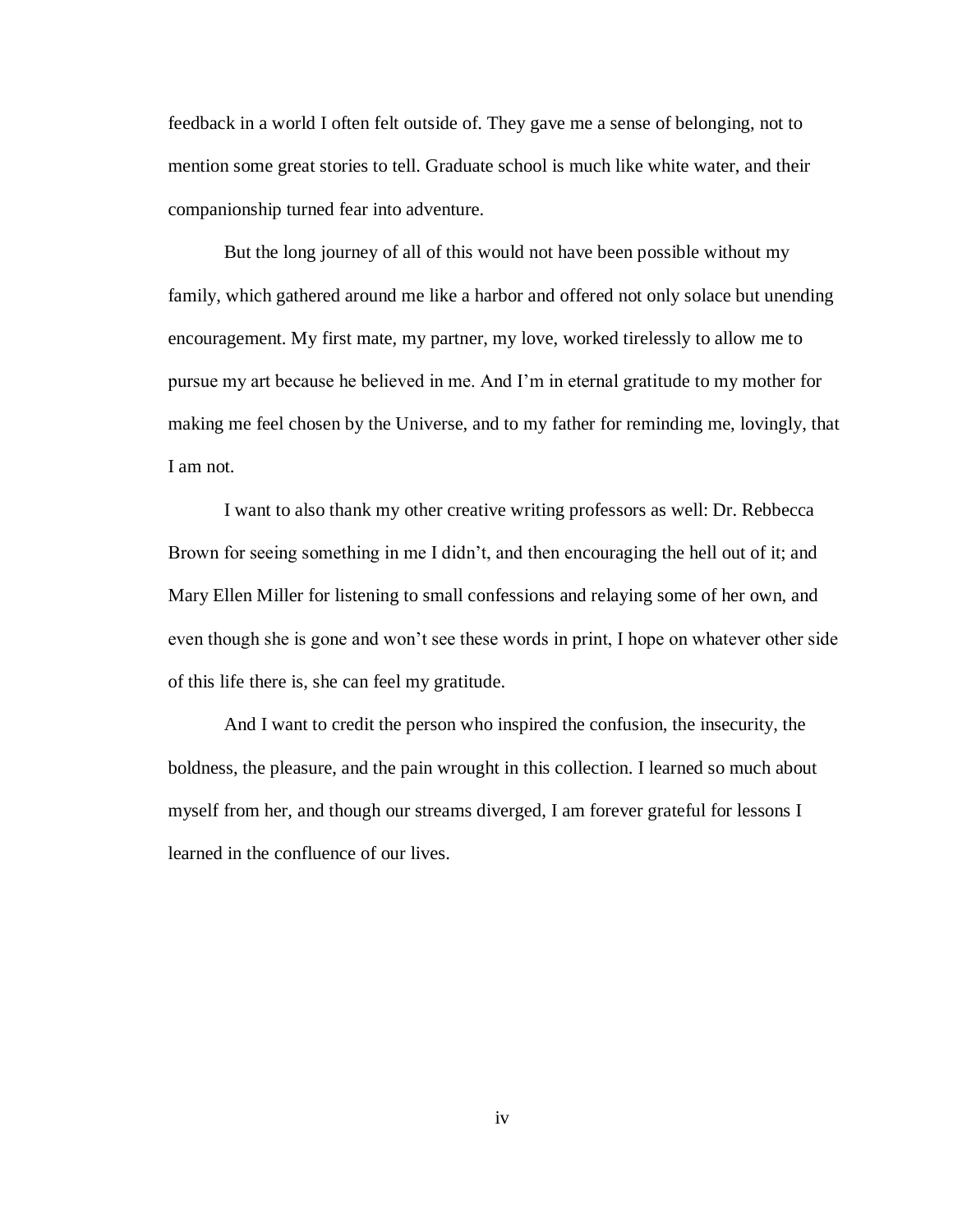feedback in a world I often felt outside of. They gave me a sense of belonging, not to mention some great stories to tell. Graduate school is much like white water, and their companionship turned fear into adventure.

But the long journey of all of this would not have been possible without my family, which gathered around me like a harbor and offered not only solace but unending encouragement. My first mate, my partner, my love, worked tirelessly to allow me to pursue my art because he believed in me. And I'm in eternal gratitude to my mother for making me feel chosen by the Universe, and to my father for reminding me, lovingly, that I am not.

I want to also thank my other creative writing professors as well: Dr. Rebbecca Brown for seeing something in me I didn't, and then encouraging the hell out of it; and Mary Ellen Miller for listening to small confessions and relaying some of her own, and even though she is gone and won't see these words in print, I hope on whatever other side of this life there is, she can feel my gratitude.

And I want to credit the person who inspired the confusion, the insecurity, the boldness, the pleasure, and the pain wrought in this collection. I learned so much about myself from her, and though our streams diverged, I am forever grateful for lessons I learned in the confluence of our lives.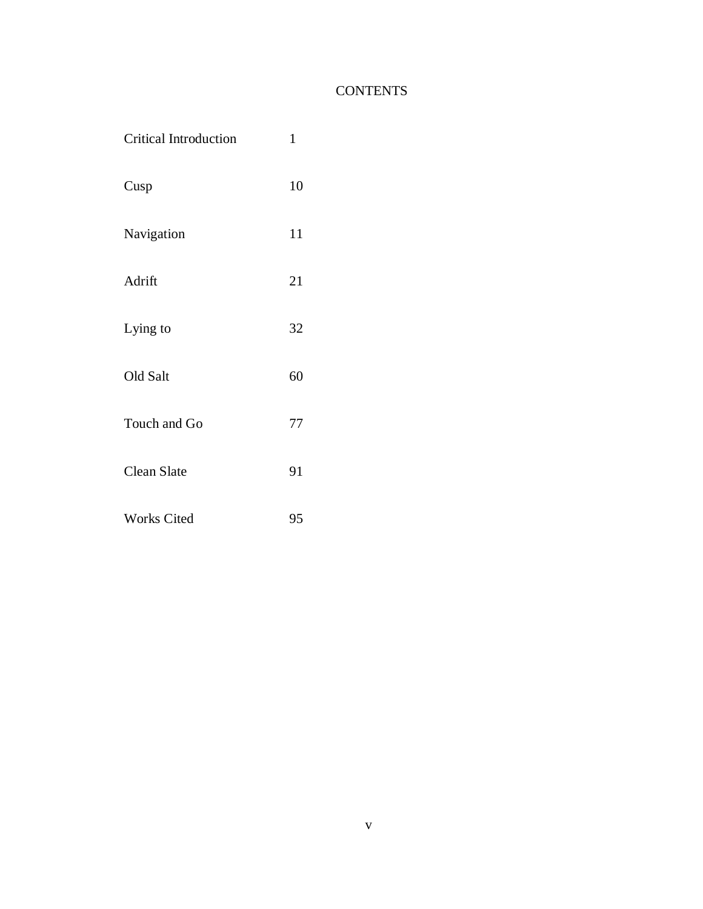# CONTENTS

| | |
|---|---|
| Critical Introduction | 1 |
| Cusp | 10 |
| Navigation | 11 |
| Adrift | 21 |
| Lying to | 32 |
| Old Salt | 60 |
| Touch and Go | 77 |
| Clean Slate | 91 |
| Works Cited | 95 |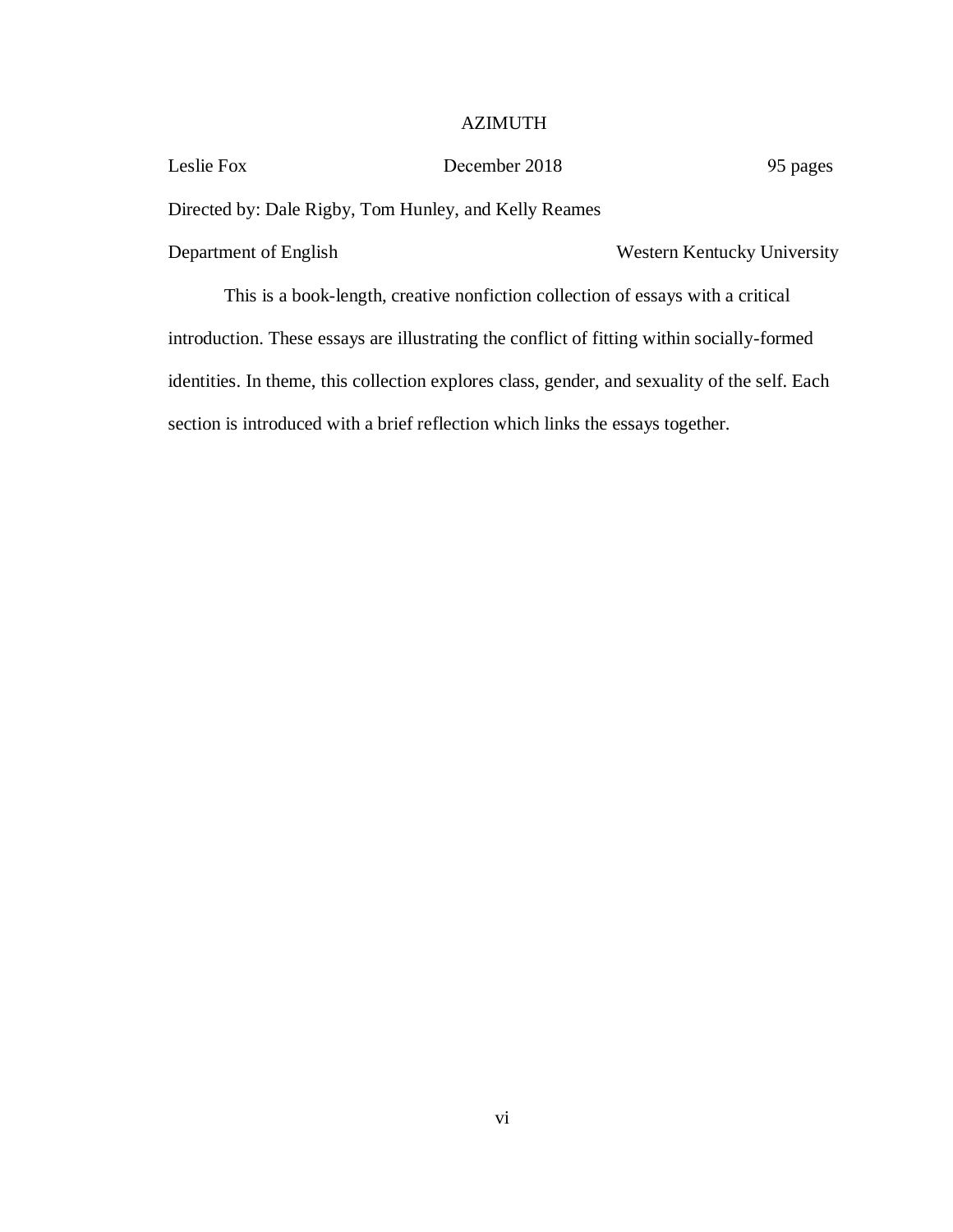# AZIMUTH

Leslie Fox December 2018 95 pages

Directed by: Dale Rigby, Tom Hunley, and Kelly Reames

Department of English Western Kentucky University

This is a book-length, creative nonfiction collection of essays with a critical introduction. These essays are illustrating the conflict of fitting within socially-formed identities. In theme, this collection explores class, gender, and sexuality of the self. Each section is introduced with a brief reflection which links the essays together.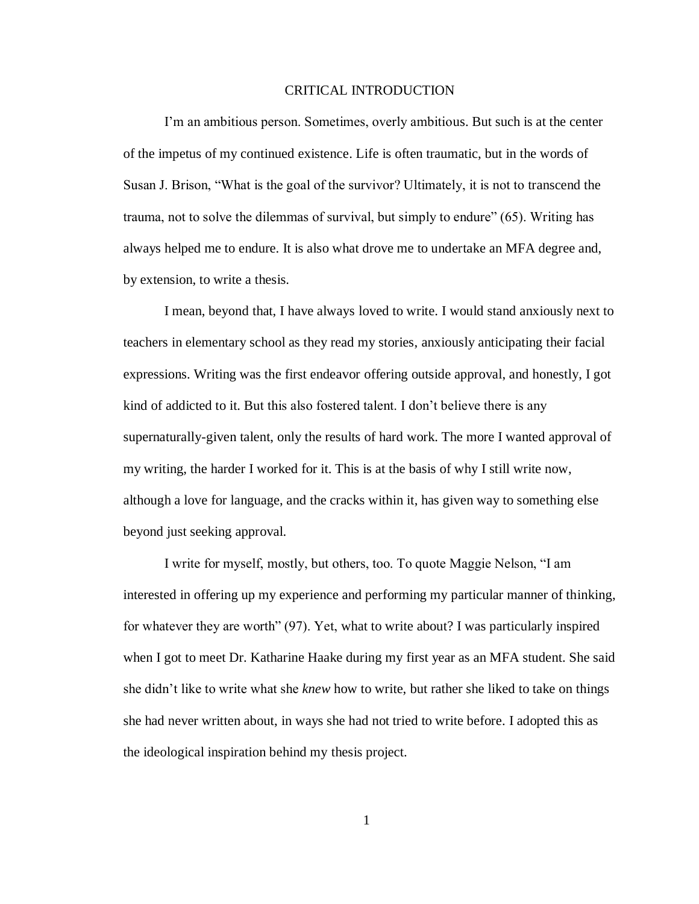# CRITICAL INTRODUCTION

I'm an ambitious person. Sometimes, overly ambitious. But such is at the center of the impetus of my continued existence. Life is often traumatic, but in the words of Susan J. Brison, "What is the goal of the survivor? Ultimately, it is not to transcend the trauma, not to solve the dilemmas of survival, but simply to endure" (65). Writing has always helped me to endure. It is also what drove me to undertake an MFA degree and, by extension, to write a thesis.

I mean, beyond that, I have always loved to write. I would stand anxiously next to teachers in elementary school as they read my stories, anxiously anticipating their facial expressions. Writing was the first endeavor offering outside approval, and honestly, I got kind of addicted to it. But this also fostered talent. I don't believe there is any supernaturally-given talent, only the results of hard work. The more I wanted approval of my writing, the harder I worked for it. This is at the basis of why I still write now, although a love for language, and the cracks within it, has given way to something else beyond just seeking approval.

I write for myself, mostly, but others, too. To quote Maggie Nelson, "I am interested in offering up my experience and performing my particular manner of thinking, for whatever they are worth" (97). Yet, what to write about? I was particularly inspired when I got to meet Dr. Katharine Haake during my first year as an MFA student. She said she didn't like to write what she *knew* how to write, but rather she liked to take on things she had never written about, in ways she had not tried to write before. I adopted this as the ideological inspiration behind my thesis project.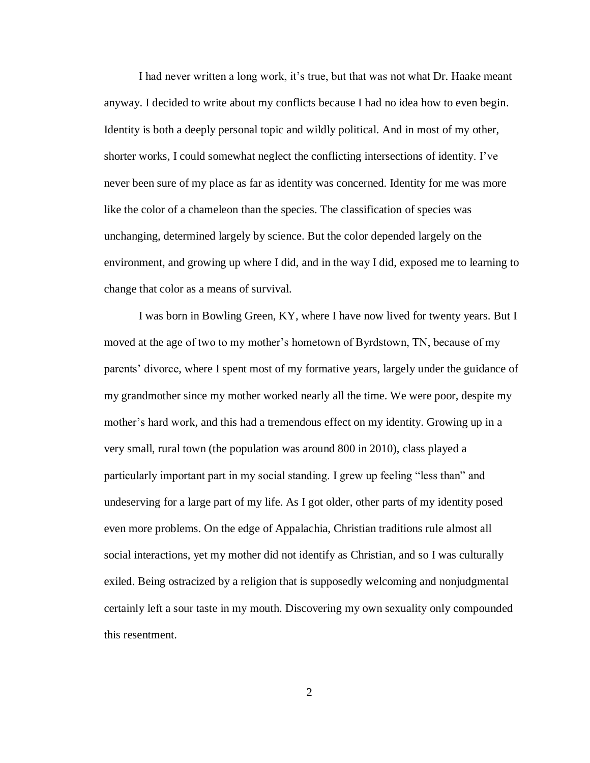I had never written a long work, it's true, but that was not what Dr. Haake meant anyway. I decided to write about my conflicts because I had no idea how to even begin. Identity is both a deeply personal topic and wildly political. And in most of my other, shorter works, I could somewhat neglect the conflicting intersections of identity. I've never been sure of my place as far as identity was concerned. Identity for me was more like the color of a chameleon than the species. The classification of species was unchanging, determined largely by science. But the color depended largely on the environment, and growing up where I did, and in the way I did, exposed me to learning to change that color as a means of survival.

I was born in Bowling Green, KY, where I have now lived for twenty years. But I moved at the age of two to my mother's hometown of Byrdstown, TN, because of my parents' divorce, where I spent most of my formative years, largely under the guidance of my grandmother since my mother worked nearly all the time. We were poor, despite my mother's hard work, and this had a tremendous effect on my identity. Growing up in a very small, rural town (the population was around 800 in 2010), class played a particularly important part in my social standing. I grew up feeling "less than" and undeserving for a large part of my life. As I got older, other parts of my identity posed even more problems. On the edge of Appalachia, Christian traditions rule almost all social interactions, yet my mother did not identify as Christian, and so I was culturally exiled. Being ostracized by a religion that is supposedly welcoming and nonjudgmental certainly left a sour taste in my mouth. Discovering my own sexuality only compounded this resentment.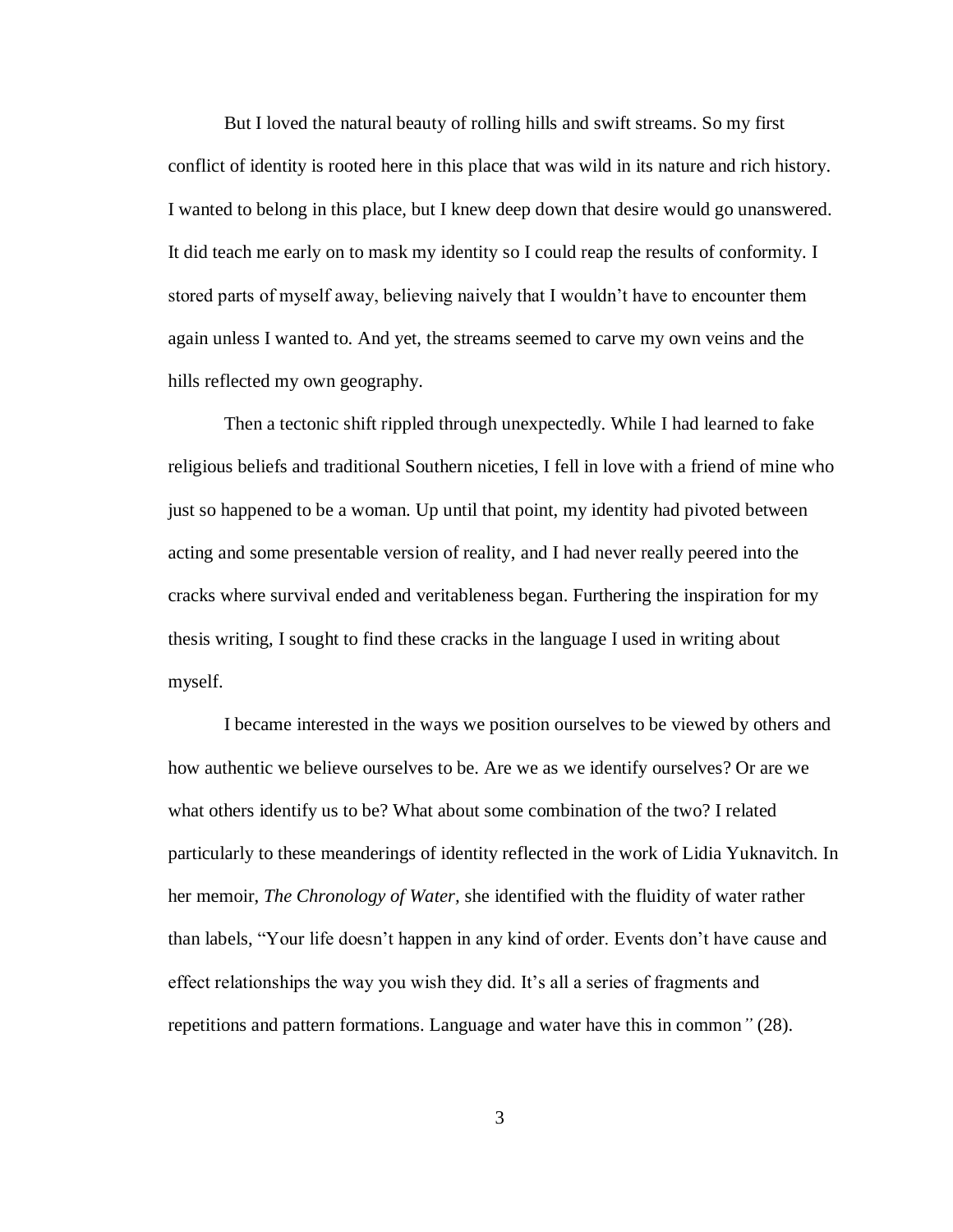But I loved the natural beauty of rolling hills and swift streams. So my first conflict of identity is rooted here in this place that was wild in its nature and rich history. I wanted to belong in this place, but I knew deep down that desire would go unanswered. It did teach me early on to mask my identity so I could reap the results of conformity. I stored parts of myself away, believing naively that I wouldn't have to encounter them again unless I wanted to. And yet, the streams seemed to carve my own veins and the hills reflected my own geography.

Then a tectonic shift rippled through unexpectedly. While I had learned to fake religious beliefs and traditional Southern niceties, I fell in love with a friend of mine who just so happened to be a woman. Up until that point, my identity had pivoted between acting and some presentable version of reality, and I had never really peered into the cracks where survival ended and veritableness began. Furthering the inspiration for my thesis writing, I sought to find these cracks in the language I used in writing about myself.

I became interested in the ways we position ourselves to be viewed by others and how authentic we believe ourselves to be. Are we as we identify ourselves? Or are we what others identify us to be? What about some combination of the two? I related particularly to these meanderings of identity reflected in the work of Lidia Yuknavitch. In her memoir, *The Chronology of Water,* she identified with the fluidity of water rather than labels, "Your life doesn't happen in any kind of order. Events don't have cause and effect relationships the way you wish they did. It's all a series of fragments and repetitions and pattern formations. Language and water have this in common*"* (28).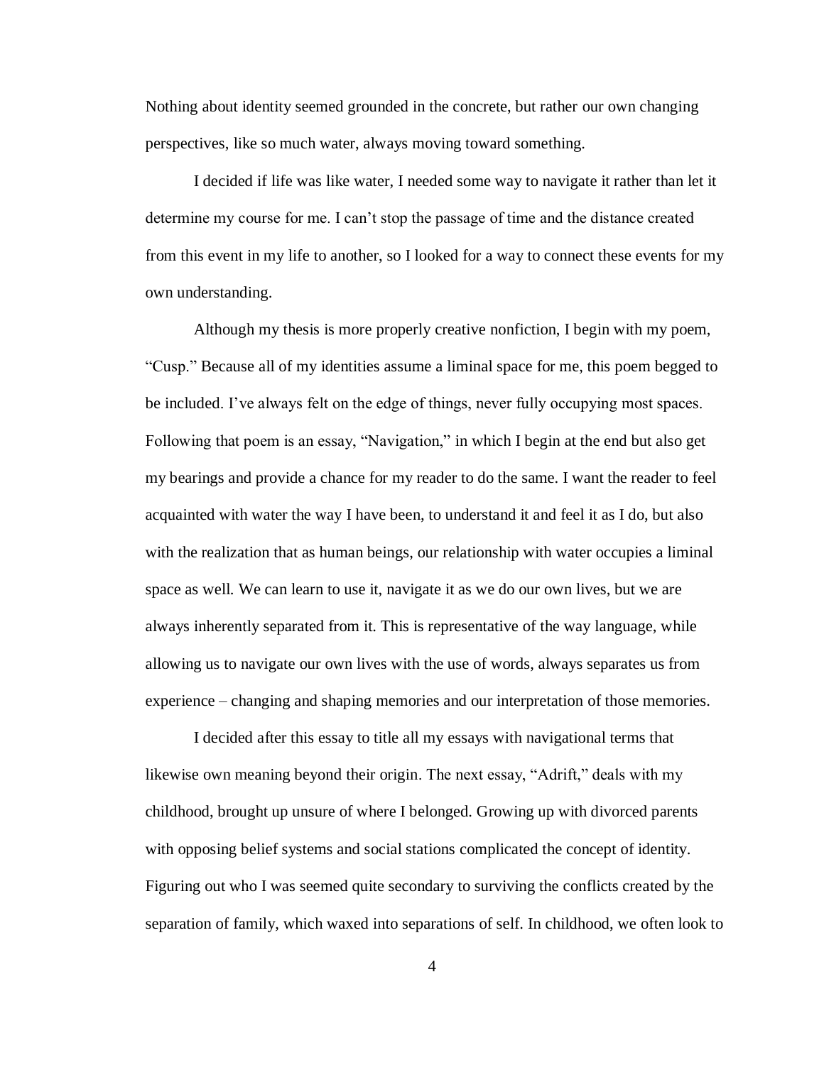Nothing about identity seemed grounded in the concrete, but rather our own changing perspectives, like so much water, always moving toward something.

I decided if life was like water, I needed some way to navigate it rather than let it determine my course for me. I can't stop the passage of time and the distance created from this event in my life to another, so I looked for a way to connect these events for my own understanding.

Although my thesis is more properly creative nonfiction, I begin with my poem, "Cusp." Because all of my identities assume a liminal space for me, this poem begged to be included. I've always felt on the edge of things, never fully occupying most spaces. Following that poem is an essay, "Navigation," in which I begin at the end but also get my bearings and provide a chance for my reader to do the same. I want the reader to feel acquainted with water the way I have been, to understand it and feel it as I do, but also with the realization that as human beings, our relationship with water occupies a liminal space as well. We can learn to use it, navigate it as we do our own lives, but we are always inherently separated from it. This is representative of the way language, while allowing us to navigate our own lives with the use of words, always separates us from experience – changing and shaping memories and our interpretation of those memories.

I decided after this essay to title all my essays with navigational terms that likewise own meaning beyond their origin. The next essay, "Adrift," deals with my childhood, brought up unsure of where I belonged. Growing up with divorced parents with opposing belief systems and social stations complicated the concept of identity. Figuring out who I was seemed quite secondary to surviving the conflicts created by the separation of family, which waxed into separations of self. In childhood, we often look to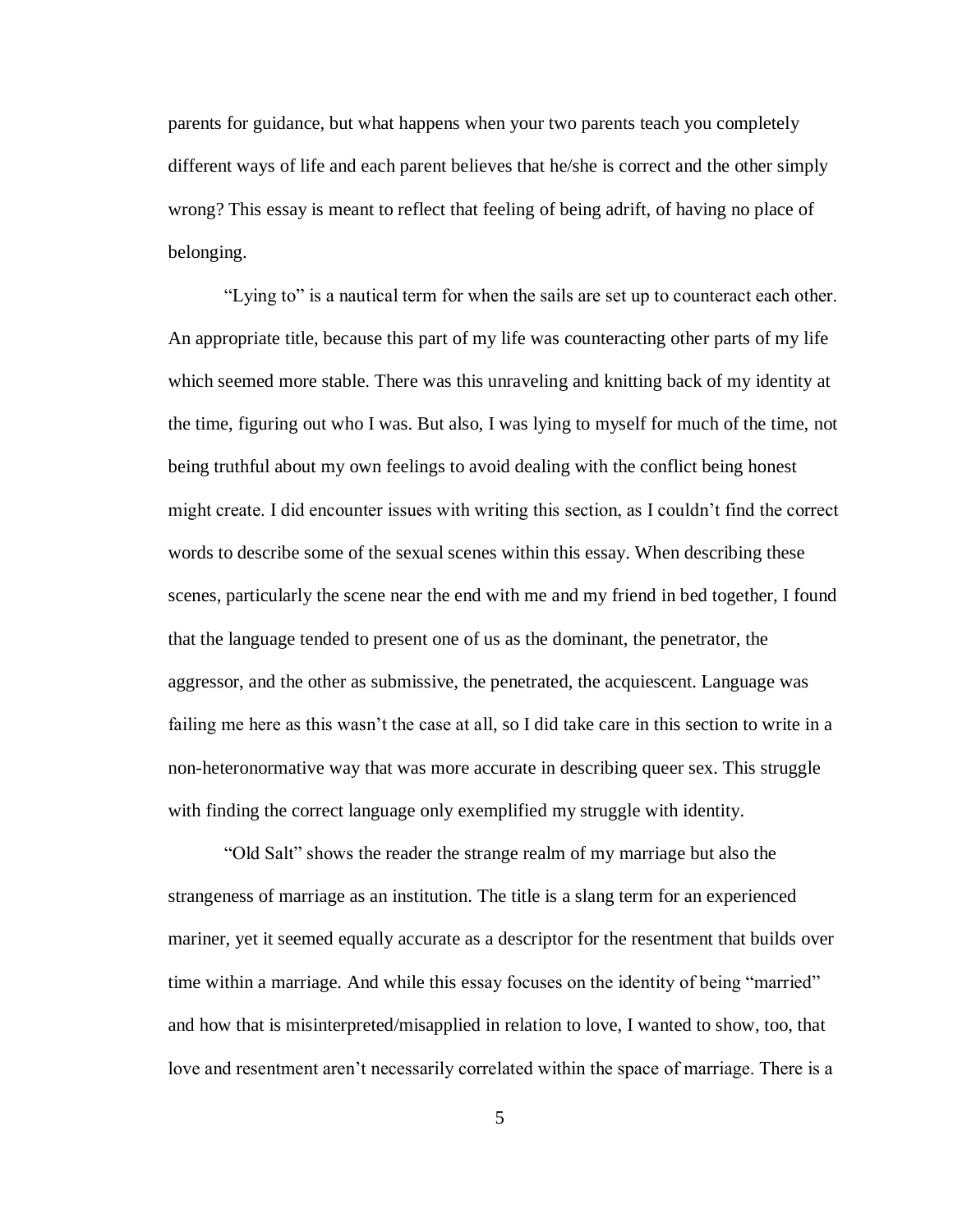parents for guidance, but what happens when your two parents teach you completely different ways of life and each parent believes that he/she is correct and the other simply wrong? This essay is meant to reflect that feeling of being adrift, of having no place of belonging.

"Lying to" is a nautical term for when the sails are set up to counteract each other. An appropriate title, because this part of my life was counteracting other parts of my life which seemed more stable. There was this unraveling and knitting back of my identity at the time, figuring out who I was. But also, I was lying to myself for much of the time, not being truthful about my own feelings to avoid dealing with the conflict being honest might create. I did encounter issues with writing this section, as I couldn't find the correct words to describe some of the sexual scenes within this essay. When describing these scenes, particularly the scene near the end with me and my friend in bed together, I found that the language tended to present one of us as the dominant, the penetrator, the aggressor, and the other as submissive, the penetrated, the acquiescent. Language was failing me here as this wasn't the case at all, so I did take care in this section to write in a non-heteronormative way that was more accurate in describing queer sex. This struggle with finding the correct language only exemplified my struggle with identity.

"Old Salt" shows the reader the strange realm of my marriage but also the strangeness of marriage as an institution. The title is a slang term for an experienced mariner, yet it seemed equally accurate as a descriptor for the resentment that builds over time within a marriage. And while this essay focuses on the identity of being "married" and how that is misinterpreted/misapplied in relation to love, I wanted to show, too, that love and resentment aren't necessarily correlated within the space of marriage. There is a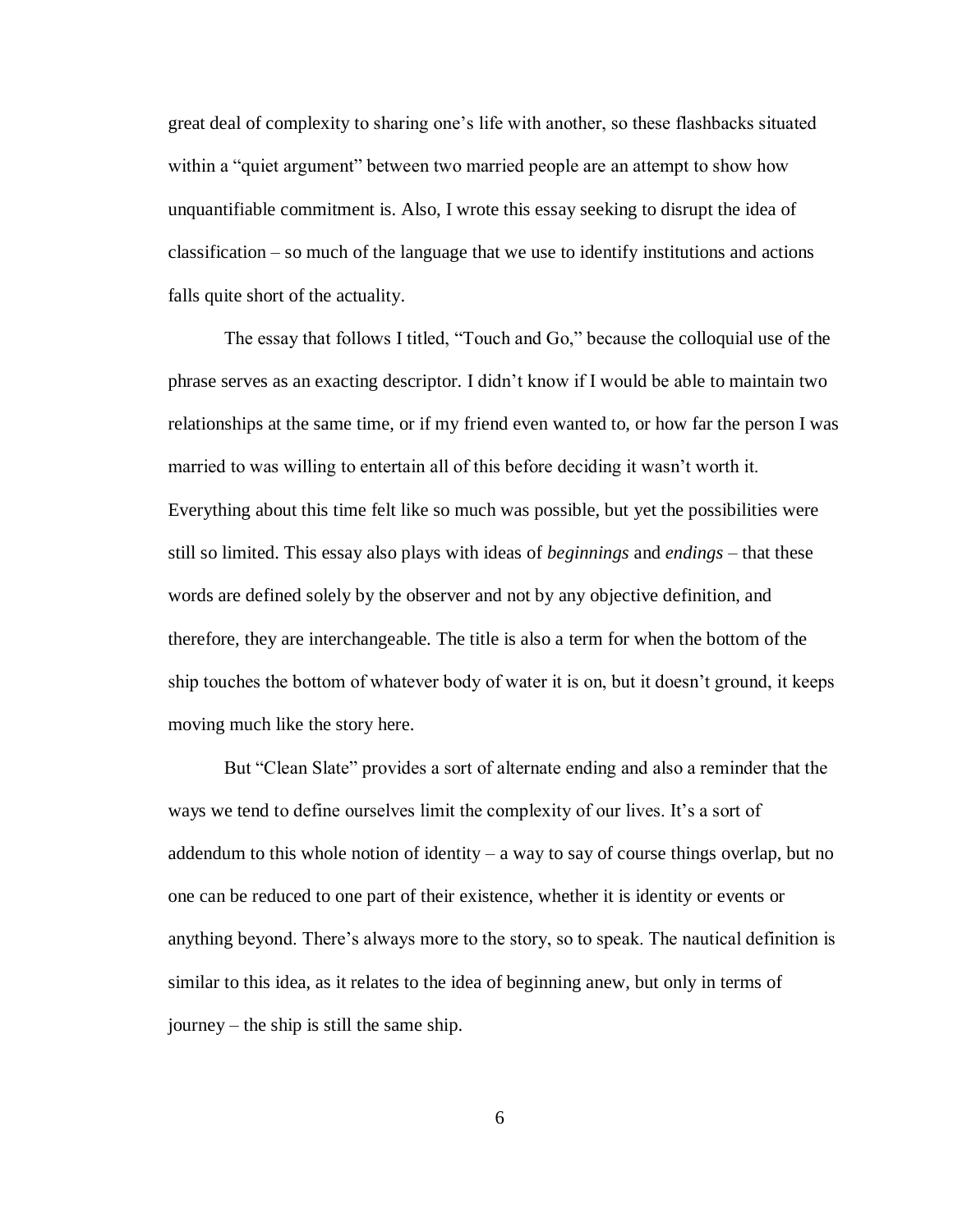great deal of complexity to sharing one's life with another, so these flashbacks situated within a "quiet argument" between two married people are an attempt to show how unquantifiable commitment is. Also, I wrote this essay seeking to disrupt the idea of classification – so much of the language that we use to identify institutions and actions falls quite short of the actuality.

The essay that follows I titled, "Touch and Go," because the colloquial use of the phrase serves as an exacting descriptor. I didn't know if I would be able to maintain two relationships at the same time, or if my friend even wanted to, or how far the person I was married to was willing to entertain all of this before deciding it wasn't worth it. Everything about this time felt like so much was possible, but yet the possibilities were still so limited. This essay also plays with ideas of *beginnings* and *endings* – that these words are defined solely by the observer and not by any objective definition, and therefore, they are interchangeable. The title is also a term for when the bottom of the ship touches the bottom of whatever body of water it is on, but it doesn't ground, it keeps moving much like the story here.

But "Clean Slate" provides a sort of alternate ending and also a reminder that the ways we tend to define ourselves limit the complexity of our lives. It's a sort of addendum to this whole notion of identity – a way to say of course things overlap, but no one can be reduced to one part of their existence, whether it is identity or events or anything beyond. There's always more to the story, so to speak. The nautical definition is similar to this idea, as it relates to the idea of beginning anew, but only in terms of journey – the ship is still the same ship.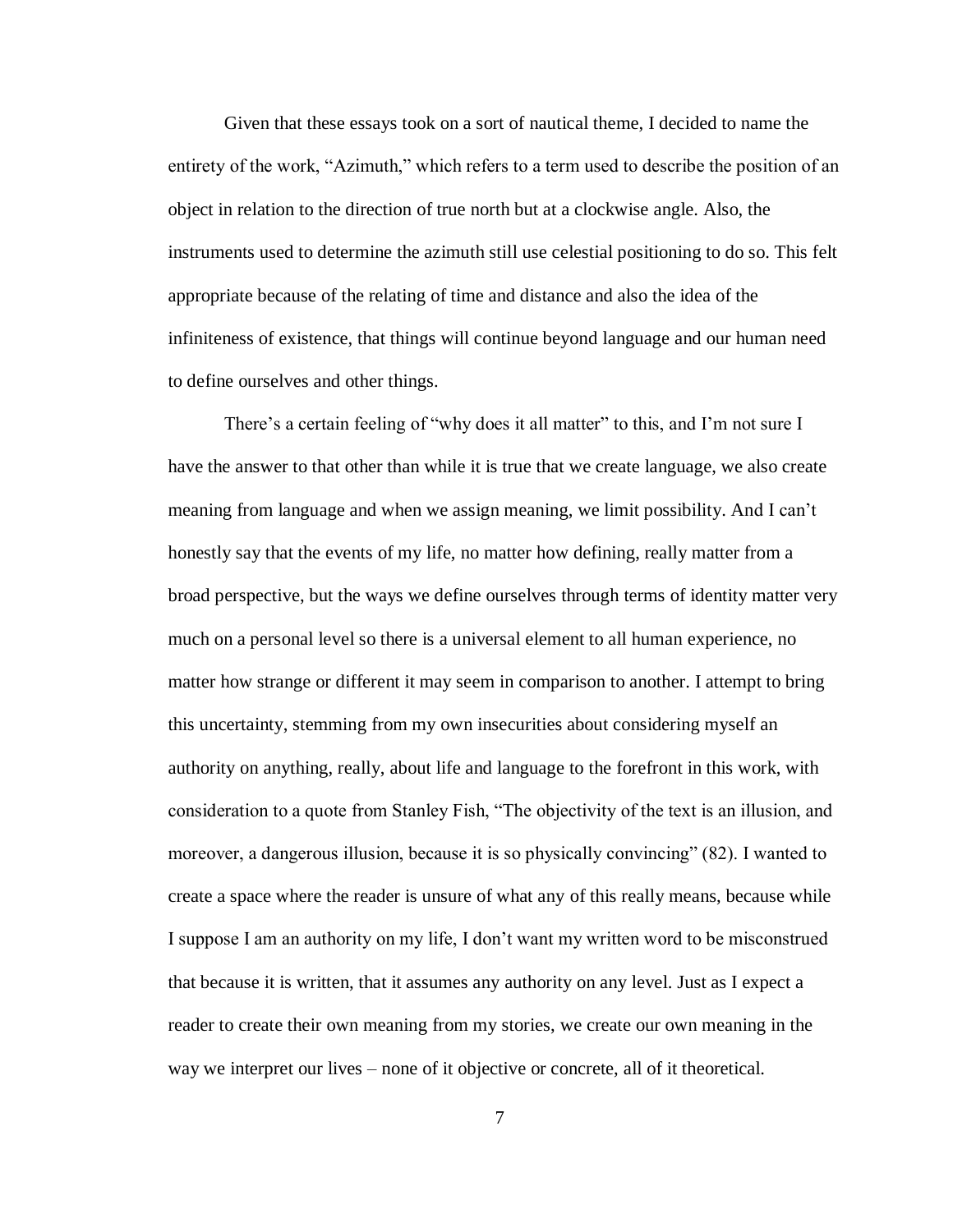Given that these essays took on a sort of nautical theme, I decided to name the entirety of the work, "Azimuth," which refers to a term used to describe the position of an object in relation to the direction of true north but at a clockwise angle. Also, the instruments used to determine the azimuth still use celestial positioning to do so. This felt appropriate because of the relating of time and distance and also the idea of the infiniteness of existence, that things will continue beyond language and our human need to define ourselves and other things.

There's a certain feeling of "why does it all matter" to this, and I'm not sure I have the answer to that other than while it is true that we create language, we also create meaning from language and when we assign meaning, we limit possibility. And I can't honestly say that the events of my life, no matter how defining, really matter from a broad perspective, but the ways we define ourselves through terms of identity matter very much on a personal level so there is a universal element to all human experience, no matter how strange or different it may seem in comparison to another. I attempt to bring this uncertainty, stemming from my own insecurities about considering myself an authority on anything, really, about life and language to the forefront in this work, with consideration to a quote from Stanley Fish, "The objectivity of the text is an illusion, and moreover, a dangerous illusion, because it is so physically convincing" (82). I wanted to create a space where the reader is unsure of what any of this really means, because while I suppose I am an authority on my life, I don't want my written word to be misconstrued that because it is written, that it assumes any authority on any level. Just as I expect a reader to create their own meaning from my stories, we create our own meaning in the way we interpret our lives – none of it objective or concrete, all of it theoretical.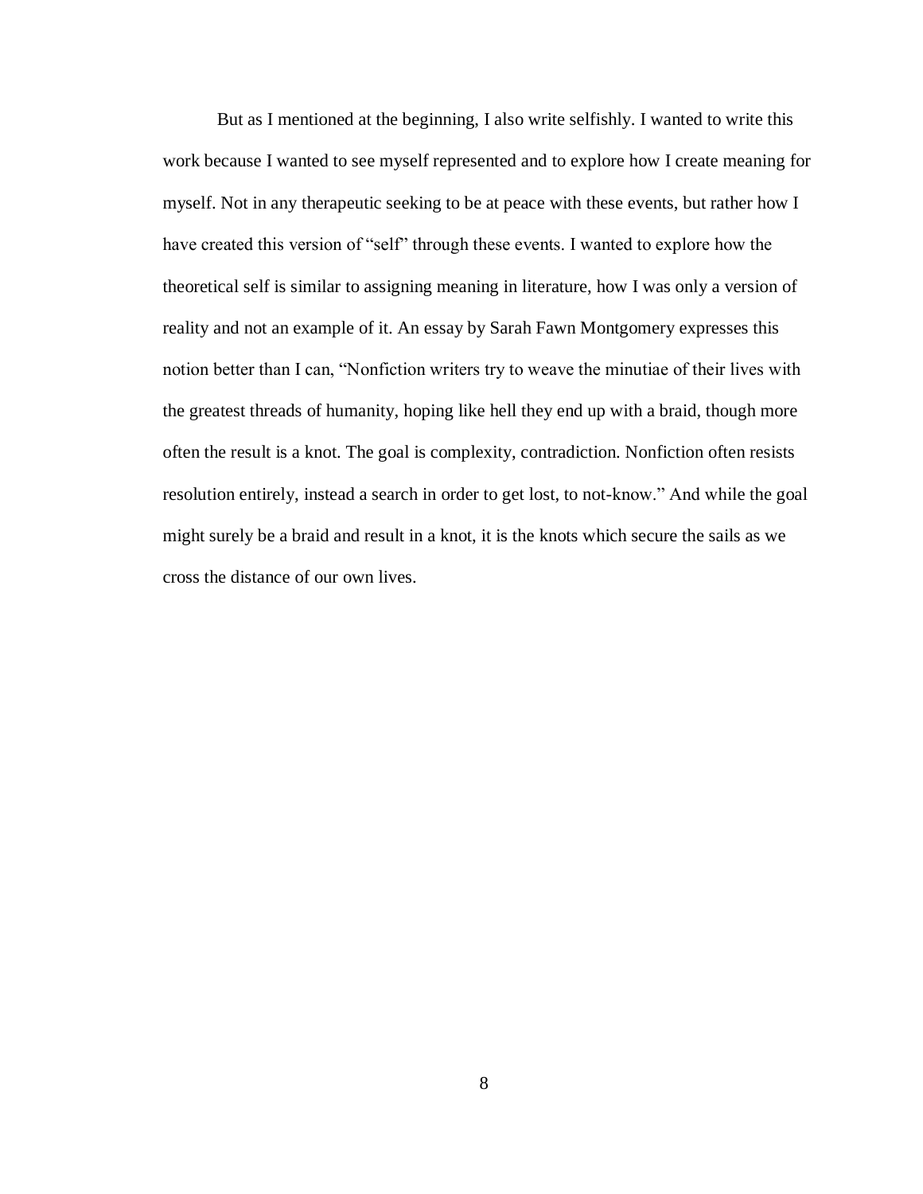But as I mentioned at the beginning, I also write selfishly. I wanted to write this work because I wanted to see myself represented and to explore how I create meaning for myself. Not in any therapeutic seeking to be at peace with these events, but rather how I have created this version of "self" through these events. I wanted to explore how the theoretical self is similar to assigning meaning in literature, how I was only a version of reality and not an example of it. An essay by Sarah Fawn Montgomery expresses this notion better than I can, "Nonfiction writers try to weave the minutiae of their lives with the greatest threads of humanity, hoping like hell they end up with a braid, though more often the result is a knot. The goal is complexity, contradiction. Nonfiction often resists resolution entirely, instead a search in order to get lost, to not-know." And while the goal might surely be a braid and result in a knot, it is the knots which secure the sails as we cross the distance of our own lives.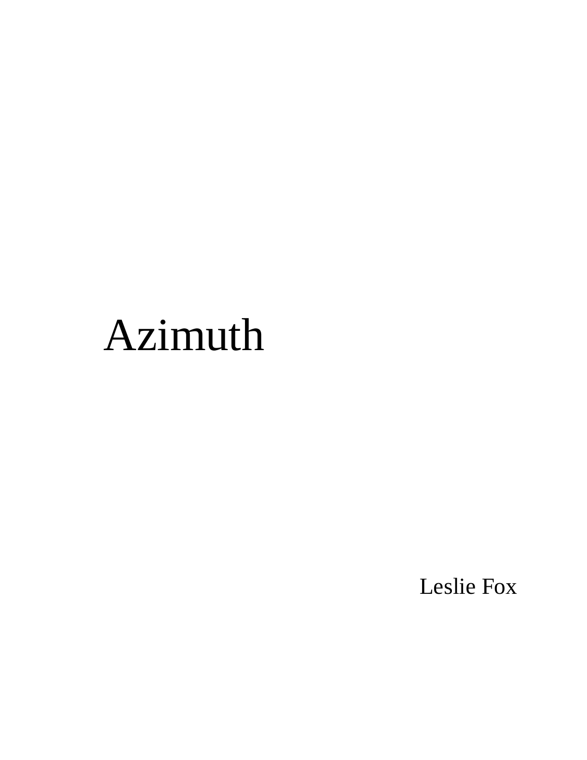# Azimuth

Leslie Fox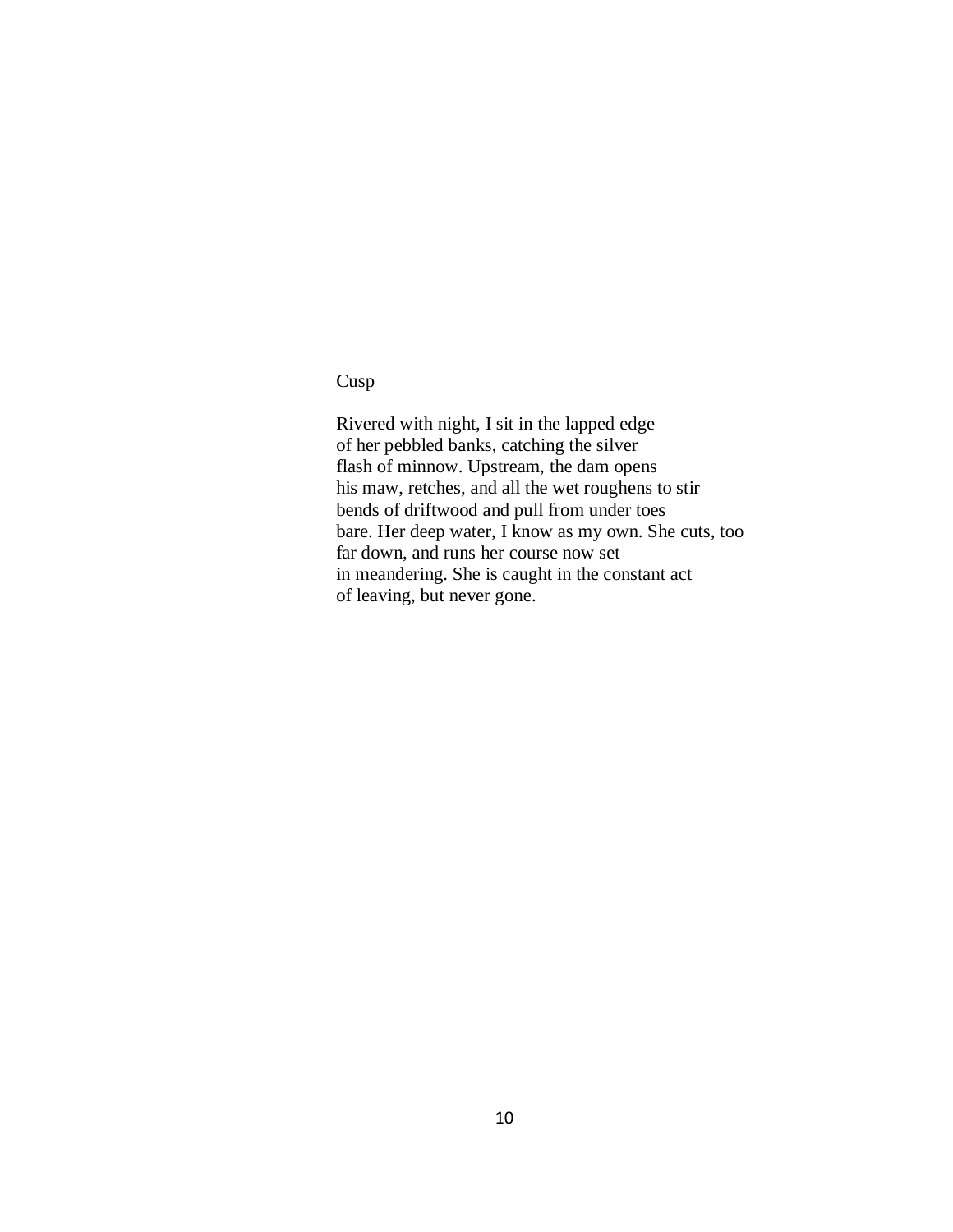# Cusp

Rivered with night, I sit in the lapped edge  
of her pebbled banks, catching the silver  
flash of minnow. Upstream, the dam opens  
his maw, retches, and all the wet roughens to stir  
bends of driftwood and pull from under toes  
bare. Her deep water, I know as my own. She cuts, too  
far down, and runs her course now set  
in meandering. She is caught in the constant act  
of leaving, but never gone.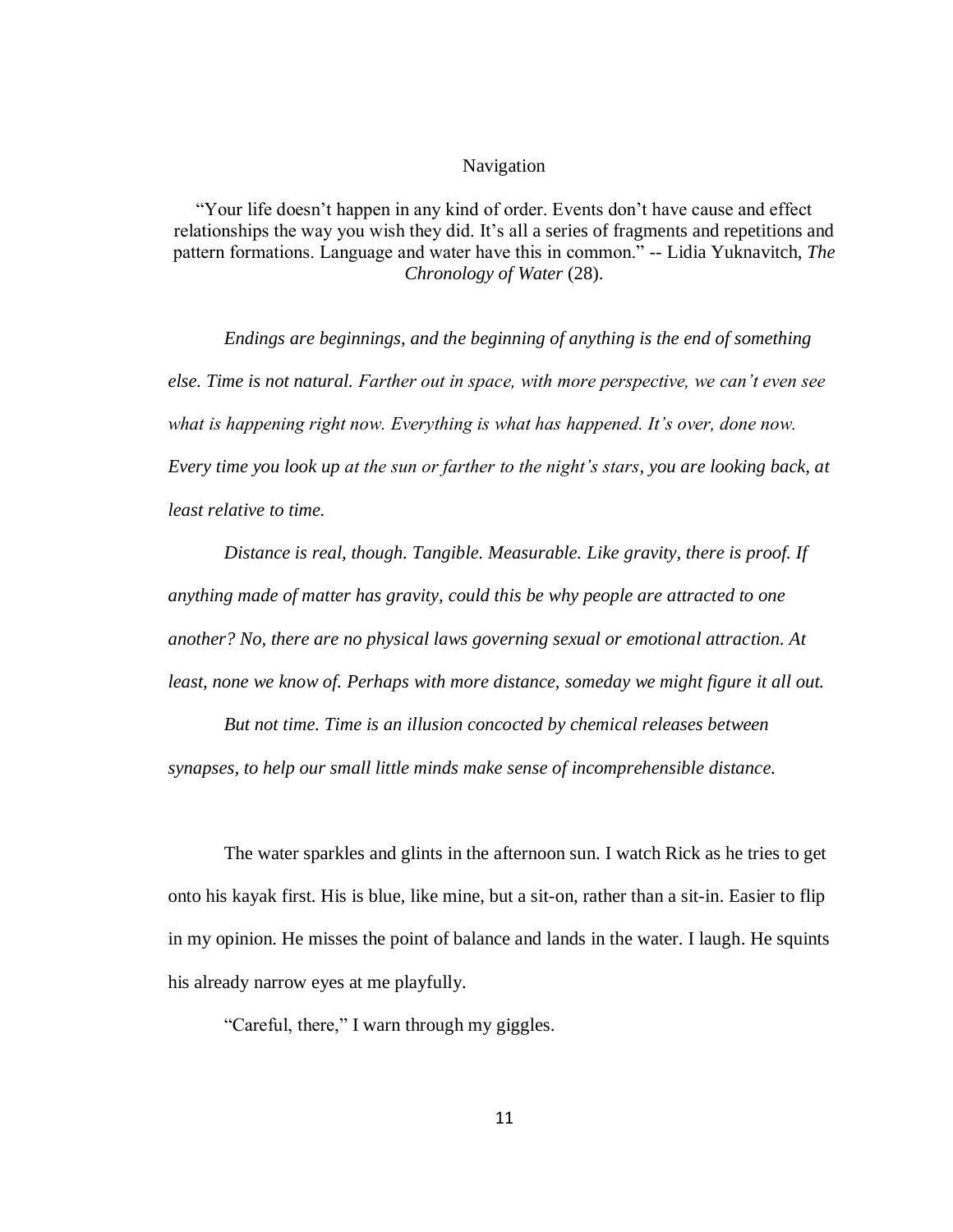## Navigation

"Your life doesn't happen in any kind of order. Events don't have cause and effect relationships the way you wish they did. It's all a series of fragments and repetitions and pattern formations. Language and water have this in common." -- Lidia Yuknavitch, *The Chronology of Water* (28).

*Endings are beginnings, and the beginning of anything is the end of something else. Time is not natural. Farther out in space, with more perspective, we can't even see what is happening right now. Everything is what has happened. It's over, done now. Every time you look up at the sun or farther to the night's stars, you are looking back, at least relative to time.*

*Distance is real, though. Tangible. Measurable. Like gravity, there is proof. If anything made of matter has gravity, could this be why people are attracted to one another? No, there are no physical laws governing sexual or emotional attraction. At least, none we know of. Perhaps with more distance, someday we might figure it all out.*

*But not time. Time is an illusion concocted by chemical releases between synapses, to help our small little minds make sense of incomprehensible distance.*

The water sparkles and glints in the afternoon sun. I watch Rick as he tries to get onto his kayak first. His is blue, like mine, but a sit-on, rather than a sit-in. Easier to flip in my opinion. He misses the point of balance and lands in the water. I laugh. He squints his already narrow eyes at me playfully.

"Careful, there," I warn through my giggles.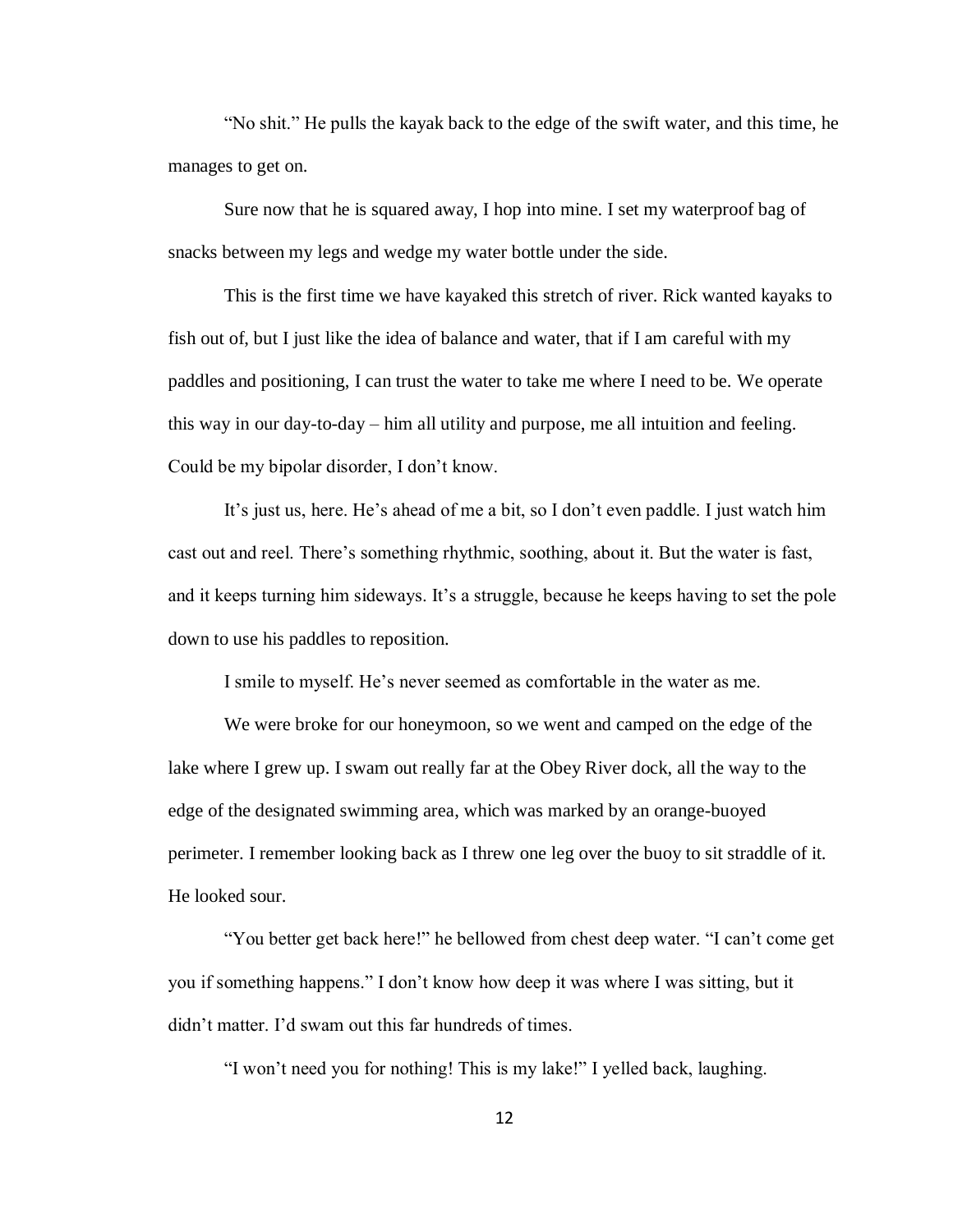"No shit." He pulls the kayak back to the edge of the swift water, and this time, he manages to get on.

Sure now that he is squared away, I hop into mine. I set my waterproof bag of snacks between my legs and wedge my water bottle under the side.

This is the first time we have kayaked this stretch of river. Rick wanted kayaks to fish out of, but I just like the idea of balance and water, that if I am careful with my paddles and positioning, I can trust the water to take me where I need to be. We operate this way in our day-to-day – him all utility and purpose, me all intuition and feeling. Could be my bipolar disorder, I don't know.

It's just us, here. He's ahead of me a bit, so I don't even paddle. I just watch him cast out and reel. There's something rhythmic, soothing, about it. But the water is fast, and it keeps turning him sideways. It's a struggle, because he keeps having to set the pole down to use his paddles to reposition.

I smile to myself. He's never seemed as comfortable in the water as me.

We were broke for our honeymoon, so we went and camped on the edge of the lake where I grew up. I swam out really far at the Obey River dock, all the way to the edge of the designated swimming area, which was marked by an orange-buoyed perimeter. I remember looking back as I threw one leg over the buoy to sit straddle of it. He looked sour.

"You better get back here!" he bellowed from chest deep water. "I can't come get you if something happens." I don't know how deep it was where I was sitting, but it didn't matter. I'd swam out this far hundreds of times.

"I won't need you for nothing! This is my lake!" I yelled back, laughing.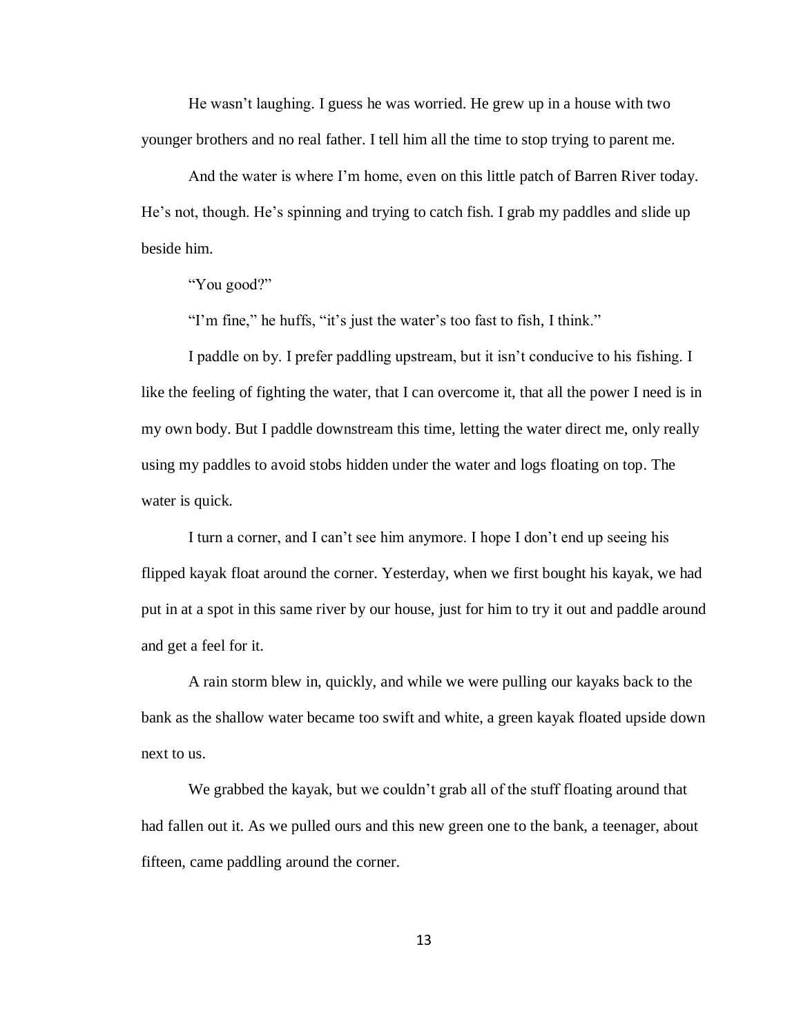He wasn't laughing. I guess he was worried. He grew up in a house with two younger brothers and no real father. I tell him all the time to stop trying to parent me.

And the water is where I'm home, even on this little patch of Barren River today. He's not, though. He's spinning and trying to catch fish. I grab my paddles and slide up beside him.

"You good?"

"I'm fine," he huffs, "it's just the water's too fast to fish, I think."

I paddle on by. I prefer paddling upstream, but it isn't conducive to his fishing. I like the feeling of fighting the water, that I can overcome it, that all the power I need is in my own body. But I paddle downstream this time, letting the water direct me, only really using my paddles to avoid stobs hidden under the water and logs floating on top. The water is quick.

I turn a corner, and I can't see him anymore. I hope I don't end up seeing his flipped kayak float around the corner. Yesterday, when we first bought his kayak, we had put in at a spot in this same river by our house, just for him to try it out and paddle around and get a feel for it.

A rain storm blew in, quickly, and while we were pulling our kayaks back to the bank as the shallow water became too swift and white, a green kayak floated upside down next to us.

We grabbed the kayak, but we couldn't grab all of the stuff floating around that had fallen out it. As we pulled ours and this new green one to the bank, a teenager, about fifteen, came paddling around the corner.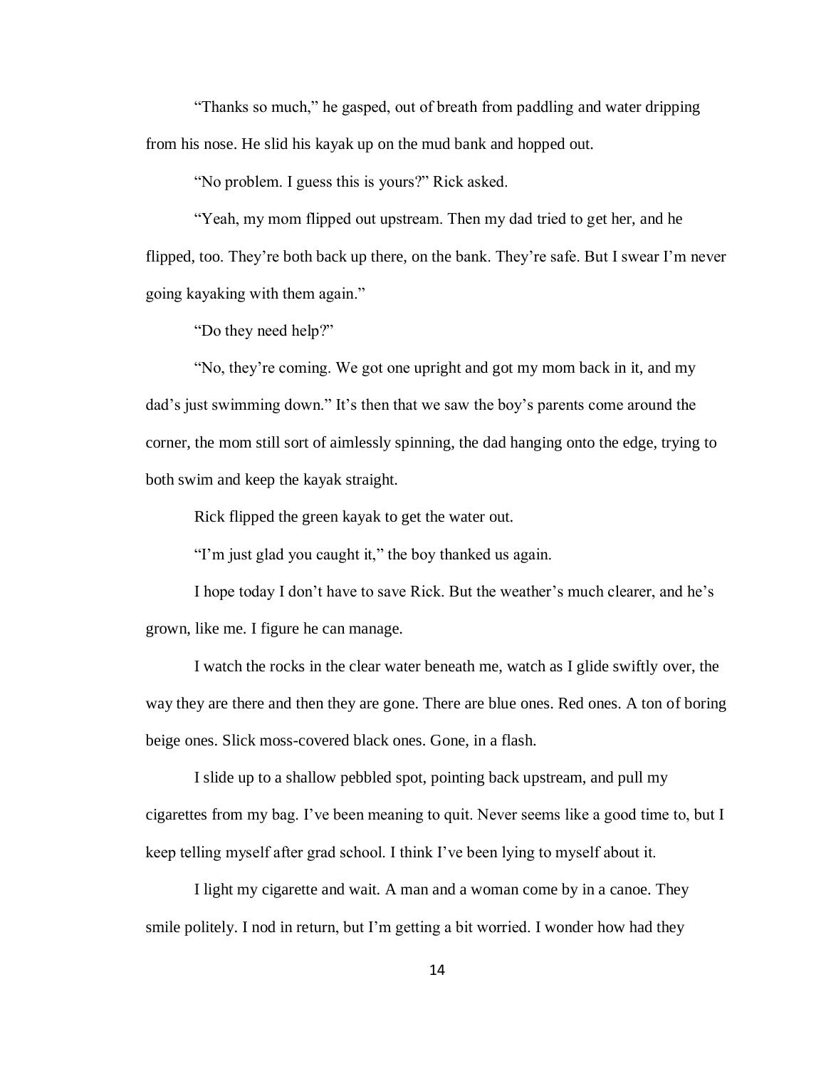"Thanks so much," he gasped, out of breath from paddling and water dripping from his nose. He slid his kayak up on the mud bank and hopped out.

"No problem. I guess this is yours?" Rick asked.

"Yeah, my mom flipped out upstream. Then my dad tried to get her, and he flipped, too. They're both back up there, on the bank. They're safe. But I swear I'm never going kayaking with them again."

"Do they need help?"

"No, they're coming. We got one upright and got my mom back in it, and my dad's just swimming down." It's then that we saw the boy's parents come around the corner, the mom still sort of aimlessly spinning, the dad hanging onto the edge, trying to both swim and keep the kayak straight.

Rick flipped the green kayak to get the water out.

"I'm just glad you caught it," the boy thanked us again.

I hope today I don't have to save Rick. But the weather's much clearer, and he's grown, like me. I figure he can manage.

I watch the rocks in the clear water beneath me, watch as I glide swiftly over, the way they are there and then they are gone. There are blue ones. Red ones. A ton of boring beige ones. Slick moss-covered black ones. Gone, in a flash.

I slide up to a shallow pebbled spot, pointing back upstream, and pull my cigarettes from my bag. I've been meaning to quit. Never seems like a good time to, but I keep telling myself after grad school. I think I've been lying to myself about it.

I light my cigarette and wait. A man and a woman come by in a canoe. They smile politely. I nod in return, but I'm getting a bit worried. I wonder how had they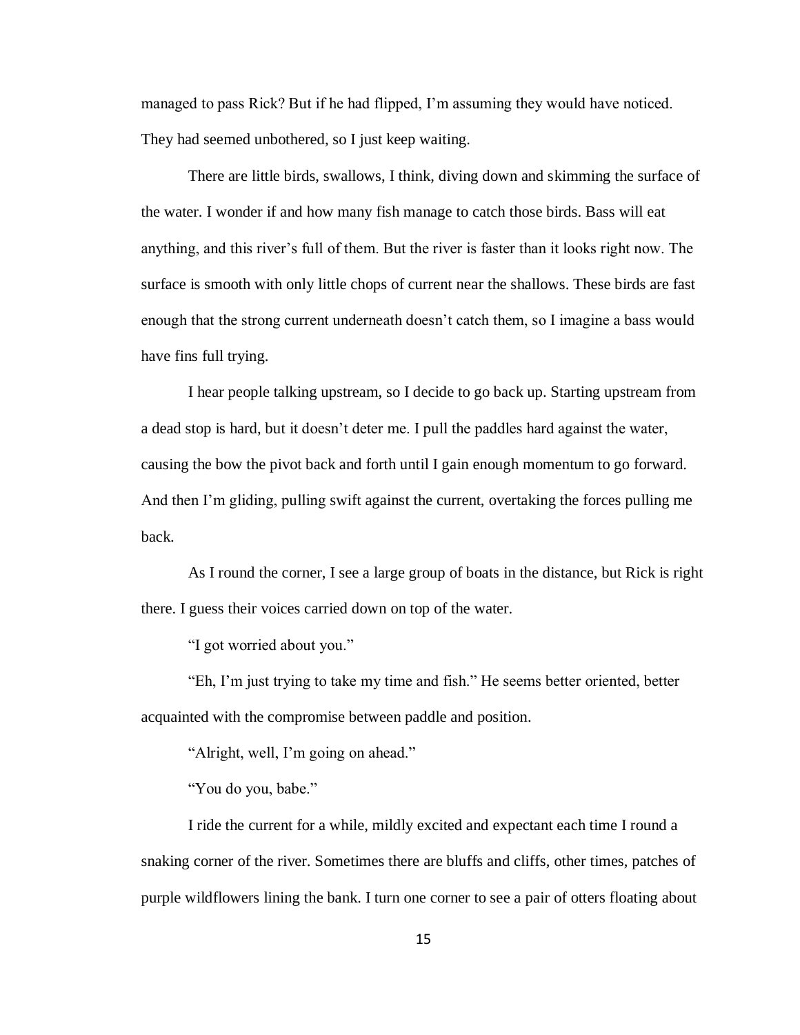managed to pass Rick? But if he had flipped, I'm assuming they would have noticed. They had seemed unbothered, so I just keep waiting.

There are little birds, swallows, I think, diving down and skimming the surface of the water. I wonder if and how many fish manage to catch those birds. Bass will eat anything, and this river's full of them. But the river is faster than it looks right now. The surface is smooth with only little chops of current near the shallows. These birds are fast enough that the strong current underneath doesn't catch them, so I imagine a bass would have fins full trying.

I hear people talking upstream, so I decide to go back up. Starting upstream from a dead stop is hard, but it doesn't deter me. I pull the paddles hard against the water, causing the bow the pivot back and forth until I gain enough momentum to go forward. And then I'm gliding, pulling swift against the current, overtaking the forces pulling me back.

As I round the corner, I see a large group of boats in the distance, but Rick is right there. I guess their voices carried down on top of the water.

"I got worried about you."

"Eh, I'm just trying to take my time and fish." He seems better oriented, better acquainted with the compromise between paddle and position.

"Alright, well, I'm going on ahead."

"You do you, babe."

I ride the current for a while, mildly excited and expectant each time I round a snaking corner of the river. Sometimes there are bluffs and cliffs, other times, patches of purple wildflowers lining the bank. I turn one corner to see a pair of otters floating about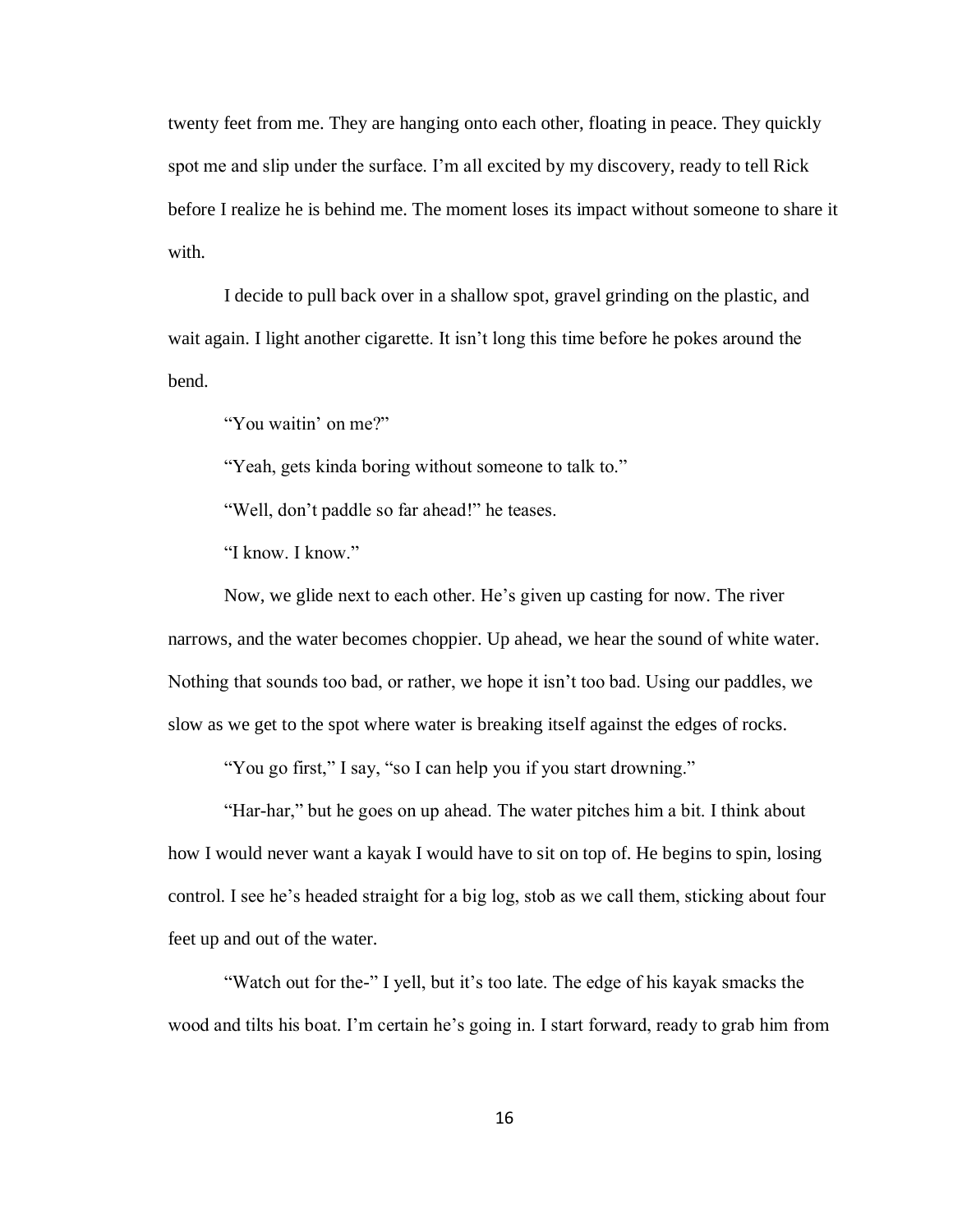twenty feet from me. They are hanging onto each other, floating in peace. They quickly spot me and slip under the surface. I'm all excited by my discovery, ready to tell Rick before I realize he is behind me. The moment loses its impact without someone to share it with.

I decide to pull back over in a shallow spot, gravel grinding on the plastic, and wait again. I light another cigarette. It isn't long this time before he pokes around the bend.

"You waitin' on me?"

"Yeah, gets kinda boring without someone to talk to."

"Well, don't paddle so far ahead!" he teases.

"I know. I know."

Now, we glide next to each other. He's given up casting for now. The river narrows, and the water becomes choppier. Up ahead, we hear the sound of white water. Nothing that sounds too bad, or rather, we hope it isn't too bad. Using our paddles, we slow as we get to the spot where water is breaking itself against the edges of rocks.

"You go first," I say, "so I can help you if you start drowning."

"Har-har," but he goes on up ahead. The water pitches him a bit. I think about how I would never want a kayak I would have to sit on top of. He begins to spin, losing control. I see he's headed straight for a big log, stob as we call them, sticking about four feet up and out of the water.

"Watch out for the-" I yell, but it's too late. The edge of his kayak smacks the wood and tilts his boat. I'm certain he's going in. I start forward, ready to grab him from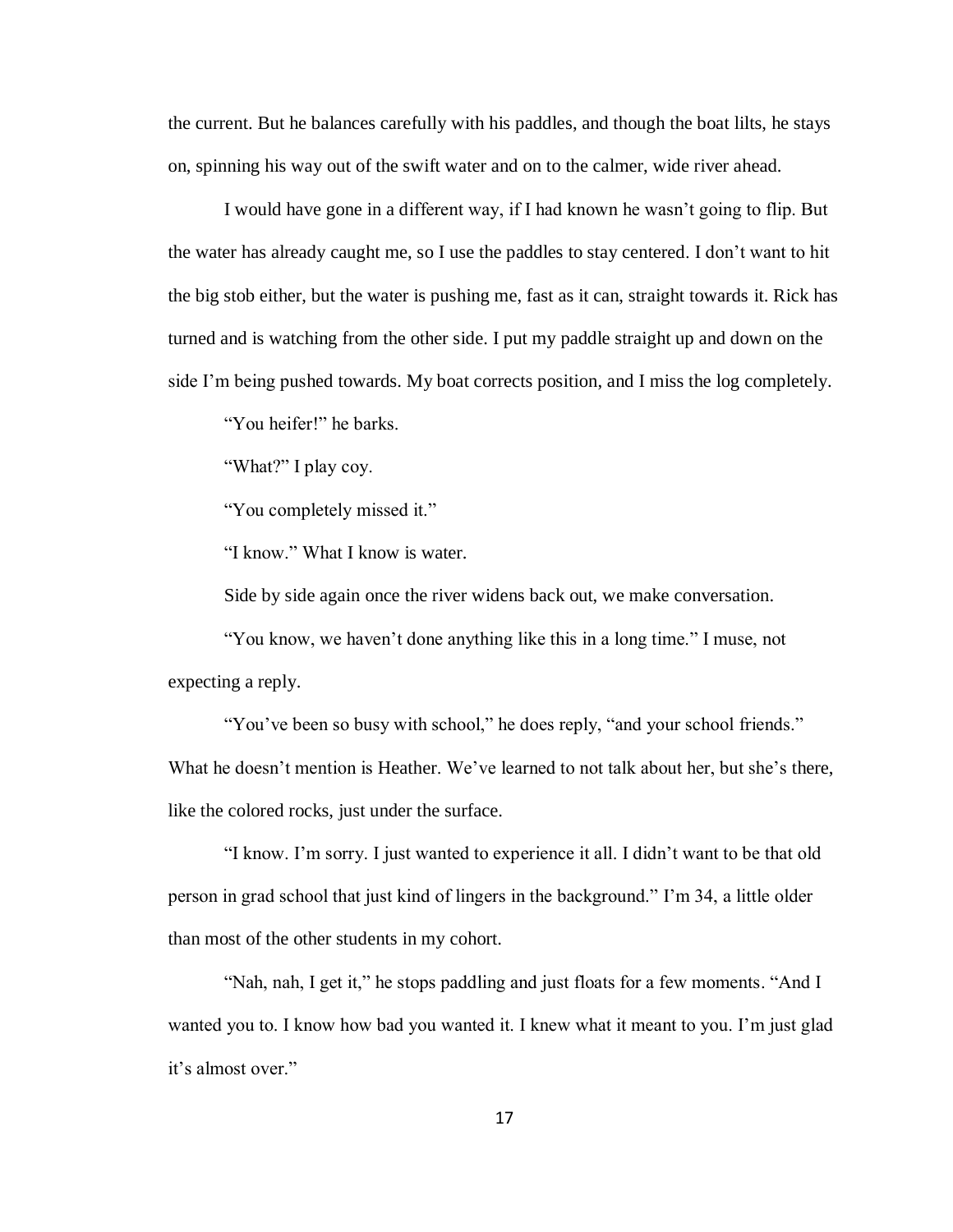the current. But he balances carefully with his paddles, and though the boat lilts, he stays on, spinning his way out of the swift water and on to the calmer, wide river ahead.

I would have gone in a different way, if I had known he wasn't going to flip. But the water has already caught me, so I use the paddles to stay centered. I don't want to hit the big stob either, but the water is pushing me, fast as it can, straight towards it. Rick has turned and is watching from the other side. I put my paddle straight up and down on the side I'm being pushed towards. My boat corrects position, and I miss the log completely.

"You heifer!" he barks.

"What?" I play coy.

"You completely missed it."

"I know." What I know is water.

Side by side again once the river widens back out, we make conversation.

"You know, we haven't done anything like this in a long time." I muse, not expecting a reply.

"You've been so busy with school," he does reply, "and your school friends." What he doesn't mention is Heather. We've learned to not talk about her, but she's there, like the colored rocks, just under the surface.

"I know. I'm sorry. I just wanted to experience it all. I didn't want to be that old person in grad school that just kind of lingers in the background." I'm 34, a little older than most of the other students in my cohort.

"Nah, nah, I get it," he stops paddling and just floats for a few moments. "And I wanted you to. I know how bad you wanted it. I knew what it meant to you. I'm just glad it's almost over."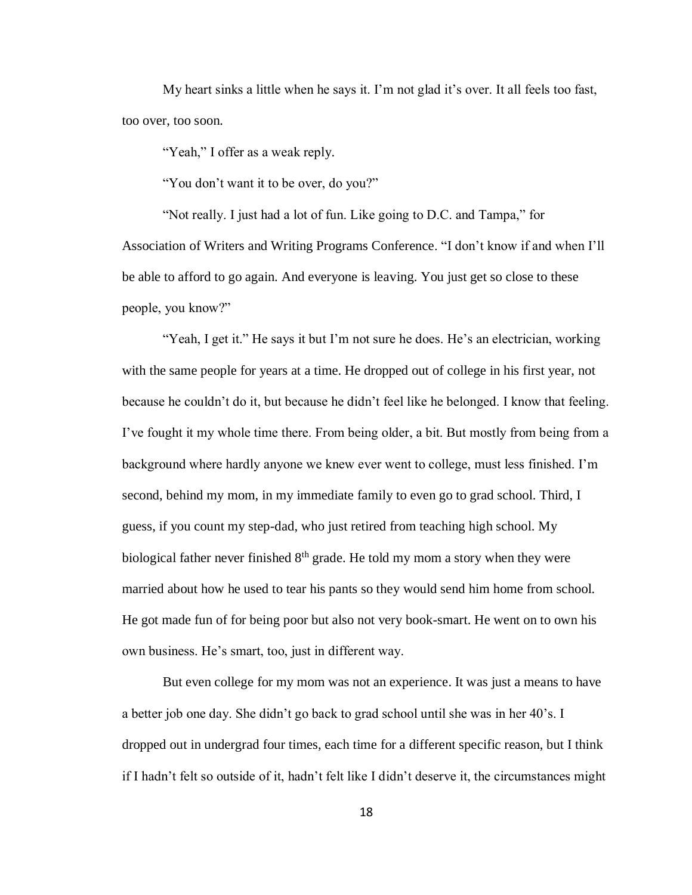My heart sinks a little when he says it. I'm not glad it's over. It all feels too fast, too over, too soon.

"Yeah," I offer as a weak reply.

"You don't want it to be over, do you?"

"Not really. I just had a lot of fun. Like going to D.C. and Tampa," for Association of Writers and Writing Programs Conference. "I don't know if and when I'll be able to afford to go again. And everyone is leaving. You just get so close to these people, you know?"

"Yeah, I get it." He says it but I'm not sure he does. He's an electrician, working with the same people for years at a time. He dropped out of college in his first year, not because he couldn't do it, but because he didn't feel like he belonged. I know that feeling. I've fought it my whole time there. From being older, a bit. But mostly from being from a background where hardly anyone we knew ever went to college, must less finished. I'm second, behind my mom, in my immediate family to even go to grad school. Third, I guess, if you count my step-dad, who just retired from teaching high school. My biological father never finished 8th grade. He told my mom a story when they were married about how he used to tear his pants so they would send him home from school. He got made fun of for being poor but also not very book-smart. He went on to own his own business. He's smart, too, just in different way.

But even college for my mom was not an experience. It was just a means to have a better job one day. She didn't go back to grad school until she was in her 40's. I dropped out in undergrad four times, each time for a different specific reason, but I think if I hadn't felt so outside of it, hadn't felt like I didn't deserve it, the circumstances might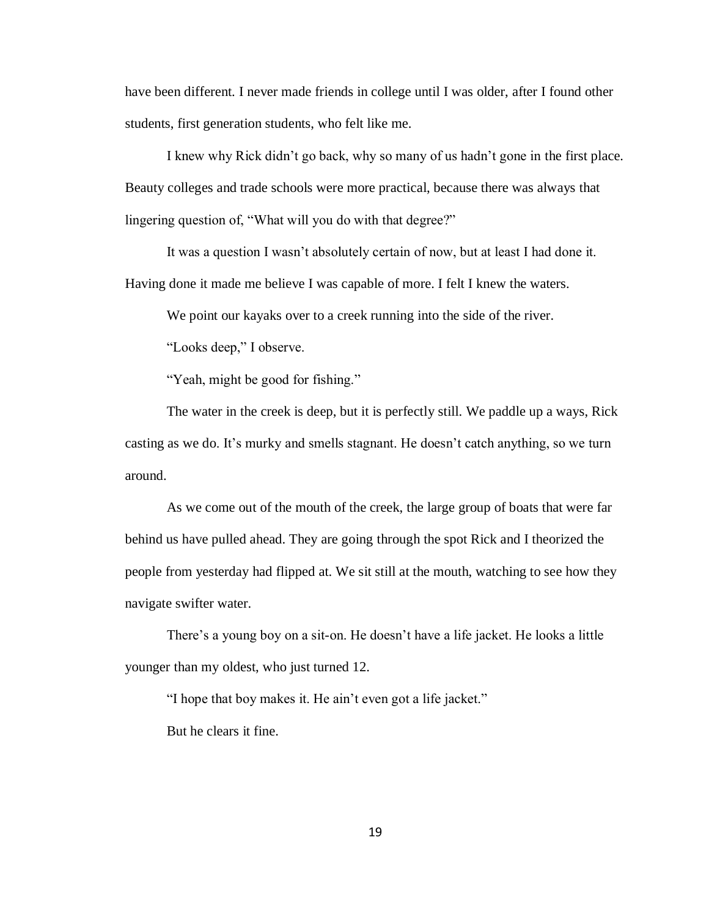have been different. I never made friends in college until I was older, after I found other students, first generation students, who felt like me.

I knew why Rick didn't go back, why so many of us hadn't gone in the first place. Beauty colleges and trade schools were more practical, because there was always that lingering question of, "What will you do with that degree?"

It was a question I wasn't absolutely certain of now, but at least I had done it. Having done it made me believe I was capable of more. I felt I knew the waters.

We point our kayaks over to a creek running into the side of the river.

"Looks deep," I observe.

"Yeah, might be good for fishing."

The water in the creek is deep, but it is perfectly still. We paddle up a ways, Rick casting as we do. It's murky and smells stagnant. He doesn't catch anything, so we turn around.

As we come out of the mouth of the creek, the large group of boats that were far behind us have pulled ahead. They are going through the spot Rick and I theorized the people from yesterday had flipped at. We sit still at the mouth, watching to see how they navigate swifter water.

There's a young boy on a sit-on. He doesn't have a life jacket. He looks a little younger than my oldest, who just turned 12.

"I hope that boy makes it. He ain't even got a life jacket."

But he clears it fine.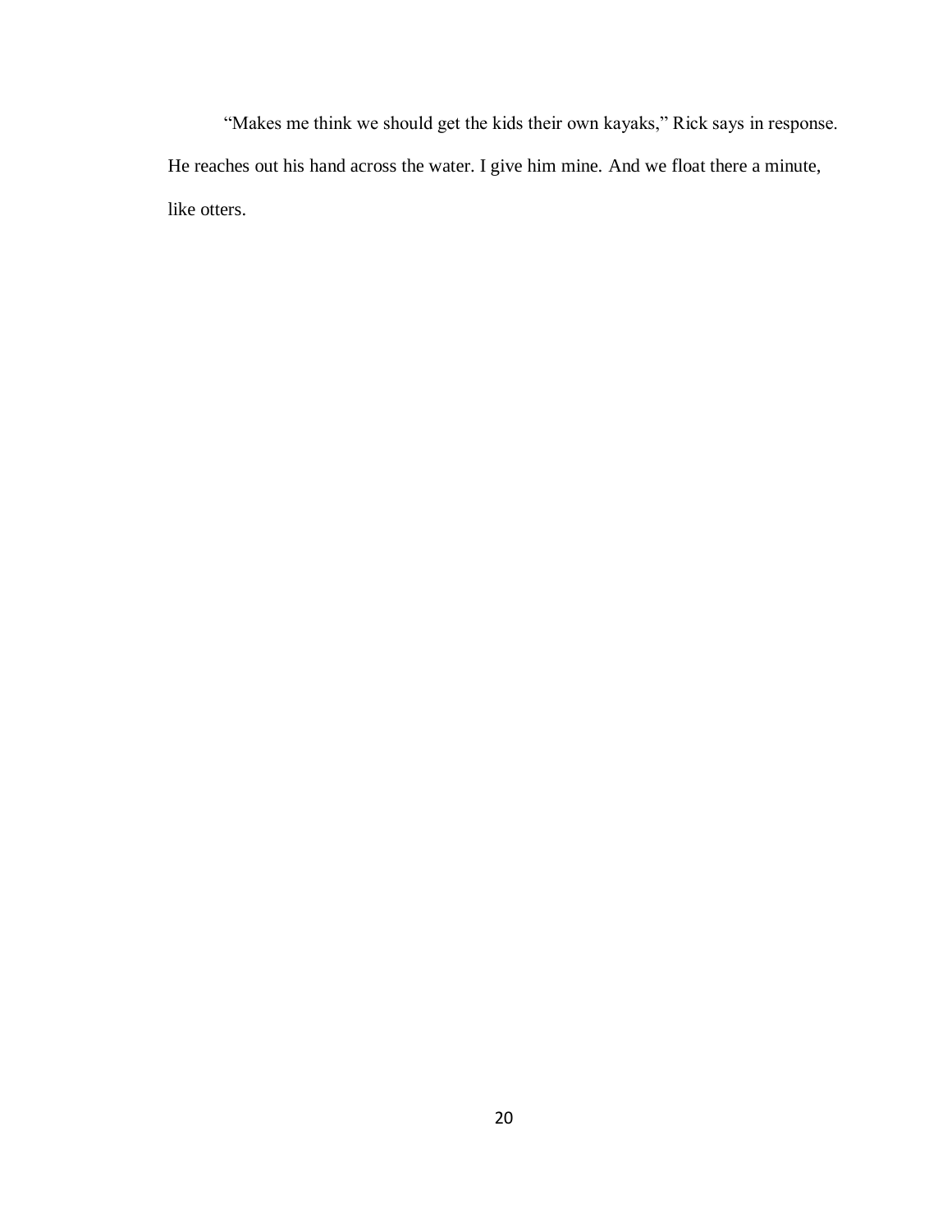"Makes me think we should get the kids their own kayaks," Rick says in response. He reaches out his hand across the water. I give him mine. And we float there a minute, like otters.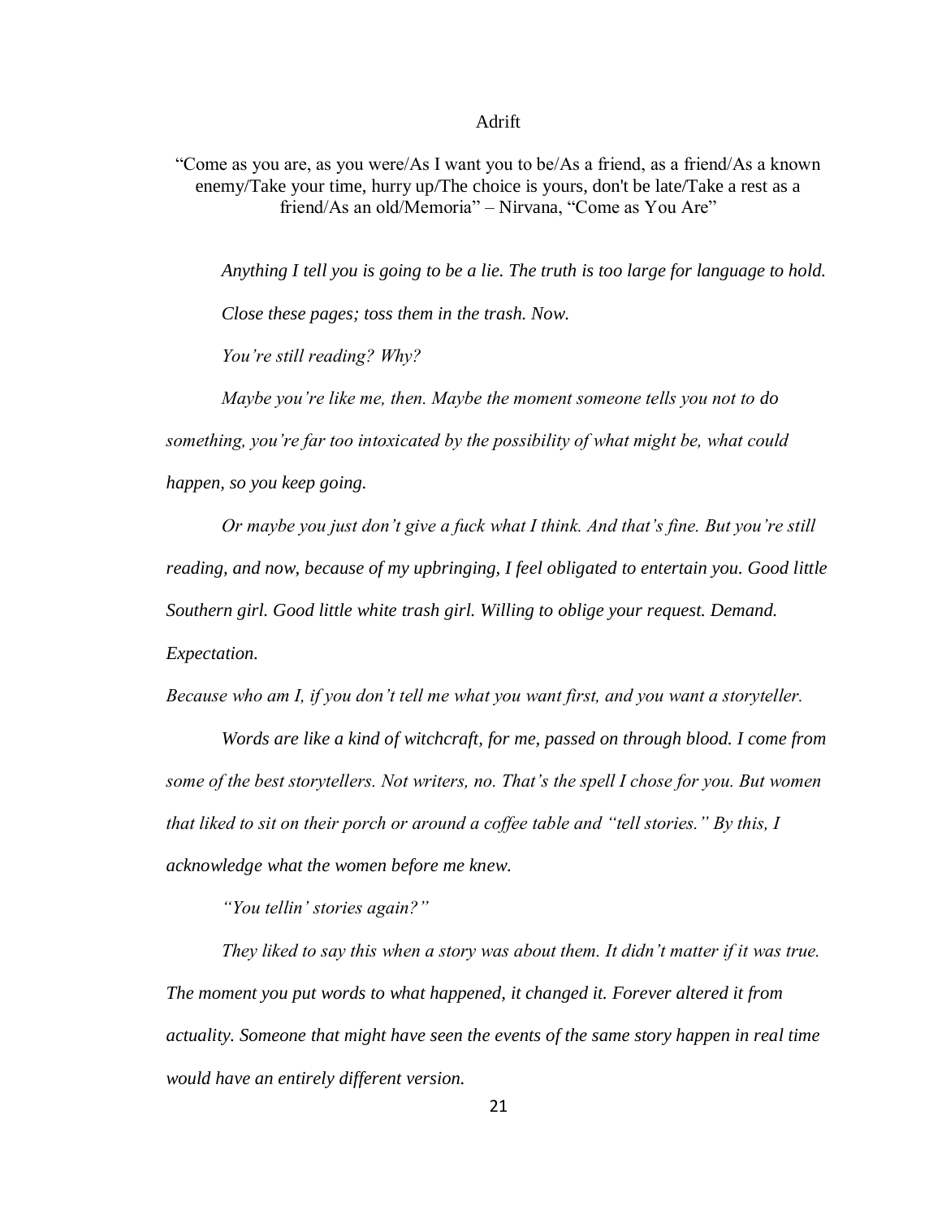# Adrift

"Come as you are, as you were/As I want you to be/As a friend, as a friend/As a known enemy/Take your time, hurry up/The choice is yours, don't be late/Take a rest as a friend/As an old/Memoria" – Nirvana, "Come as You Are"

*Anything I tell you is going to be a lie. The truth is too large for language to hold.*

*Close these pages; toss them in the trash. Now.*

*You're still reading? Why?*

*Maybe you're like me, then. Maybe the moment someone tells you not to do something, you're far too intoxicated by the possibility of what might be, what could happen, so you keep going.*

*Or maybe you just don't give a fuck what I think. And that's fine. But you're still reading, and now, because of my upbringing, I feel obligated to entertain you. Good little Southern girl. Good little white trash girl. Willing to oblige your request. Demand. Expectation.*

*Because who am I, if you don't tell me what you want first, and you want a storyteller.*

*Words are like a kind of witchcraft, for me, passed on through blood. I come from some of the best storytellers. Not writers, no. That's the spell I chose for you. But women that liked to sit on their porch or around a coffee table and "tell stories." By this, I acknowledge what the women before me knew.*

*"You tellin' stories again?"*

*They liked to say this when a story was about them. It didn't matter if it was true. The moment you put words to what happened, it changed it. Forever altered it from actuality. Someone that might have seen the events of the same story happen in real time would have an entirely different version.*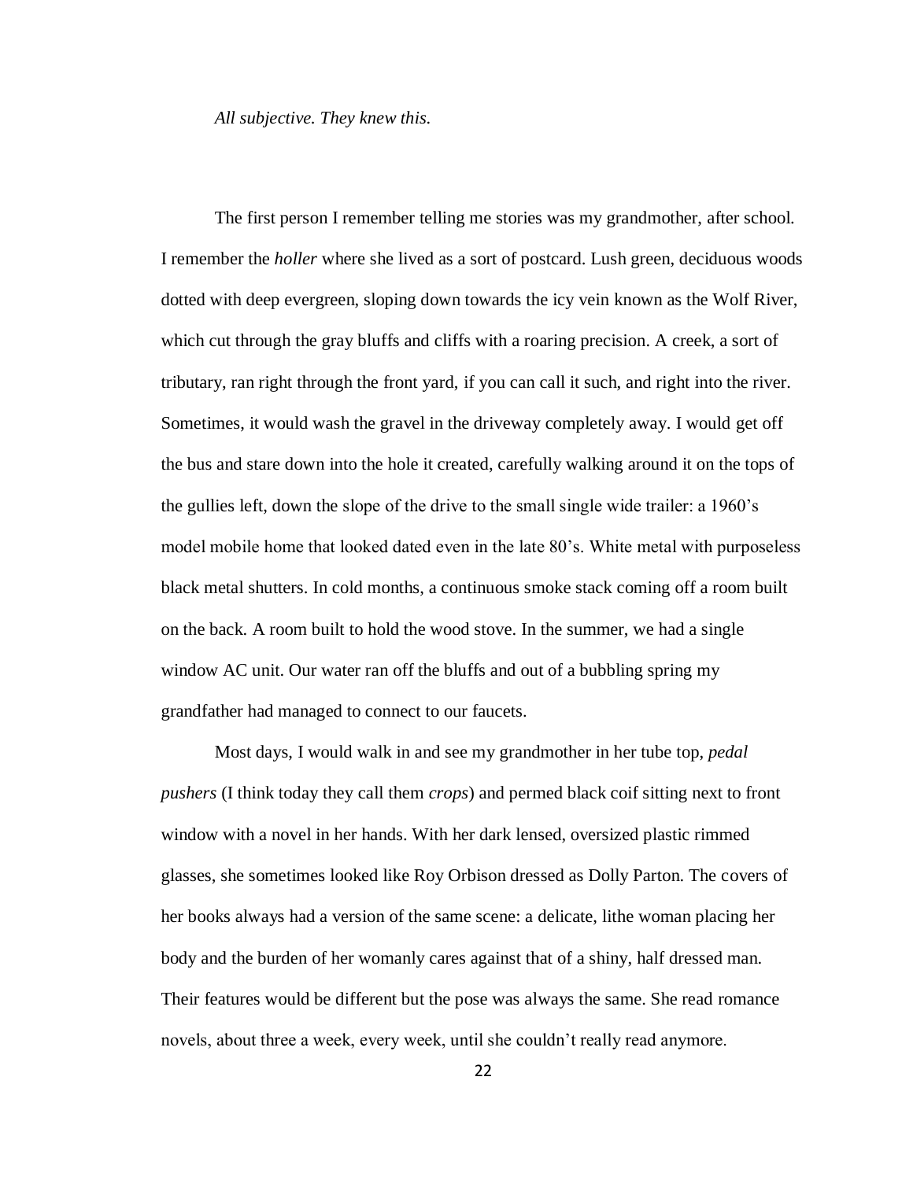*All subjective. They knew this.*

The first person I remember telling me stories was my grandmother, after school. I remember the *holler* where she lived as a sort of postcard. Lush green, deciduous woods dotted with deep evergreen, sloping down towards the icy vein known as the Wolf River, which cut through the gray bluffs and cliffs with a roaring precision. A creek, a sort of tributary, ran right through the front yard, if you can call it such, and right into the river. Sometimes, it would wash the gravel in the driveway completely away. I would get off the bus and stare down into the hole it created, carefully walking around it on the tops of the gullies left, down the slope of the drive to the small single wide trailer: a 1960's model mobile home that looked dated even in the late 80's. White metal with purposeless black metal shutters. In cold months, a continuous smoke stack coming off a room built on the back. A room built to hold the wood stove. In the summer, we had a single window AC unit. Our water ran off the bluffs and out of a bubbling spring my grandfather had managed to connect to our faucets.

Most days, I would walk in and see my grandmother in her tube top, *pedal pushers* (I think today they call them *crops*) and permed black coif sitting next to front window with a novel in her hands. With her dark lensed, oversized plastic rimmed glasses, she sometimes looked like Roy Orbison dressed as Dolly Parton. The covers of her books always had a version of the same scene: a delicate, lithe woman placing her body and the burden of her womanly cares against that of a shiny, half dressed man. Their features would be different but the pose was always the same. She read romance novels, about three a week, every week, until she couldn't really read anymore.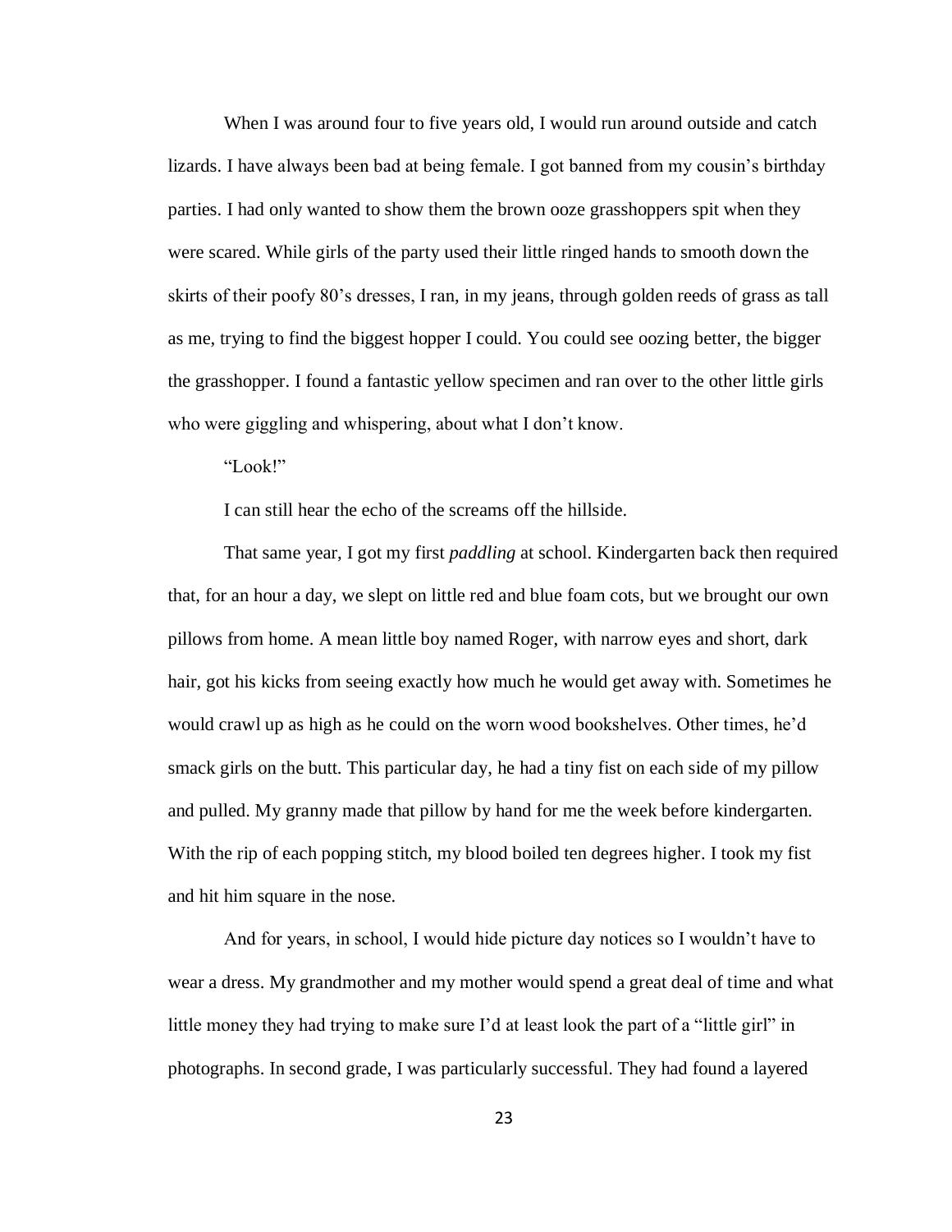When I was around four to five years old, I would run around outside and catch lizards. I have always been bad at being female. I got banned from my cousin's birthday parties. I had only wanted to show them the brown ooze grasshoppers spit when they were scared. While girls of the party used their little ringed hands to smooth down the skirts of their poofy 80's dresses, I ran, in my jeans, through golden reeds of grass as tall as me, trying to find the biggest hopper I could. You could see oozing better, the bigger the grasshopper. I found a fantastic yellow specimen and ran over to the other little girls who were giggling and whispering, about what I don't know.

"Look!"

I can still hear the echo of the screams off the hillside.

That same year, I got my first *paddling* at school. Kindergarten back then required that, for an hour a day, we slept on little red and blue foam cots, but we brought our own pillows from home. A mean little boy named Roger, with narrow eyes and short, dark hair, got his kicks from seeing exactly how much he would get away with. Sometimes he would crawl up as high as he could on the worn wood bookshelves. Other times, he'd smack girls on the butt. This particular day, he had a tiny fist on each side of my pillow and pulled. My granny made that pillow by hand for me the week before kindergarten. With the rip of each popping stitch, my blood boiled ten degrees higher. I took my fist and hit him square in the nose.

And for years, in school, I would hide picture day notices so I wouldn't have to wear a dress. My grandmother and my mother would spend a great deal of time and what little money they had trying to make sure I'd at least look the part of a "little girl" in photographs. In second grade, I was particularly successful. They had found a layered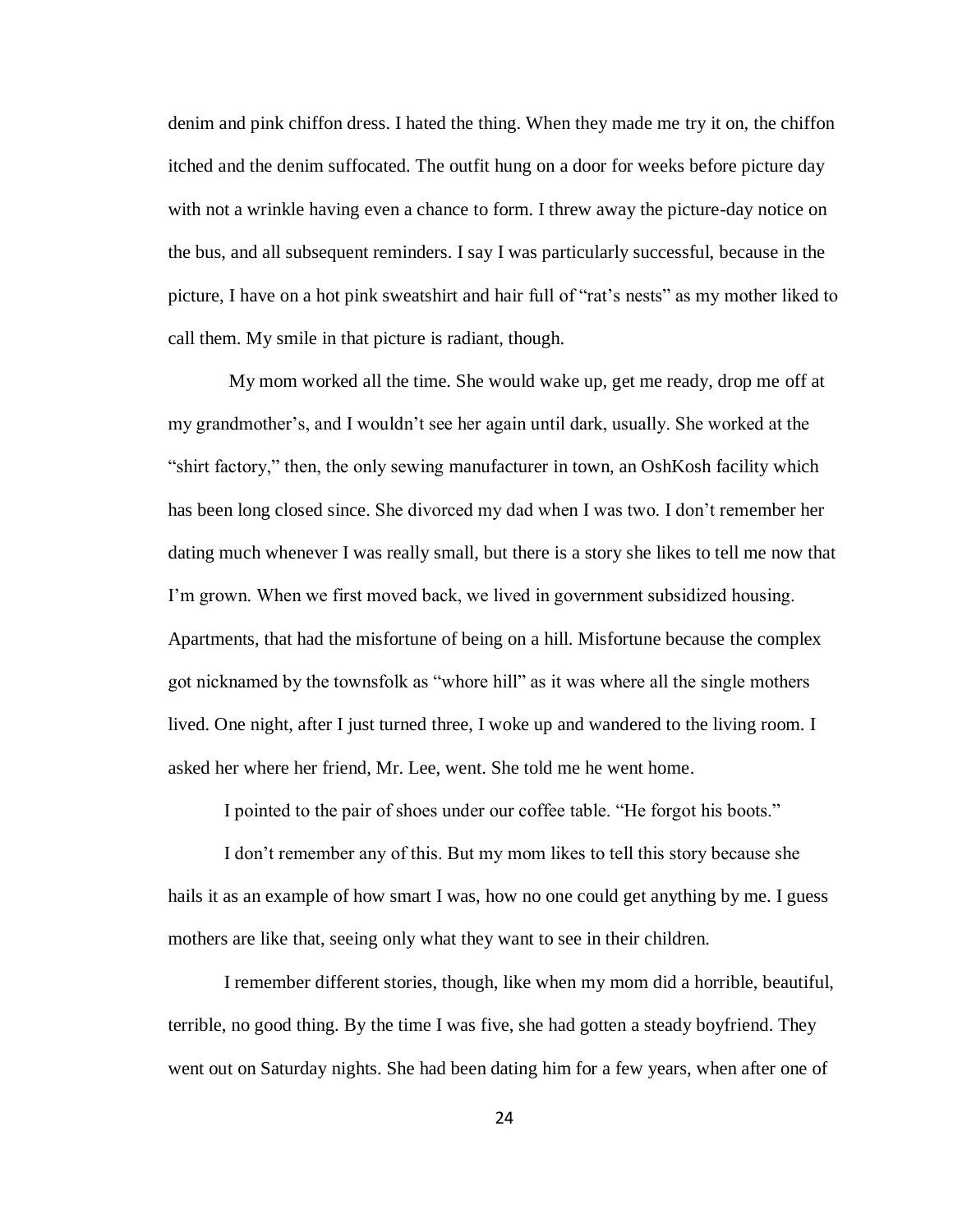denim and pink chiffon dress. I hated the thing. When they made me try it on, the chiffon itched and the denim suffocated. The outfit hung on a door for weeks before picture day with not a wrinkle having even a chance to form. I threw away the picture-day notice on the bus, and all subsequent reminders. I say I was particularly successful, because in the picture, I have on a hot pink sweatshirt and hair full of "rat's nests" as my mother liked to call them. My smile in that picture is radiant, though.

My mom worked all the time. She would wake up, get me ready, drop me off at my grandmother's, and I wouldn't see her again until dark, usually. She worked at the "shirt factory," then, the only sewing manufacturer in town, an OshKosh facility which has been long closed since. She divorced my dad when I was two. I don't remember her dating much whenever I was really small, but there is a story she likes to tell me now that I'm grown. When we first moved back, we lived in government subsidized housing. Apartments, that had the misfortune of being on a hill. Misfortune because the complex got nicknamed by the townsfolk as "whore hill" as it was where all the single mothers lived. One night, after I just turned three, I woke up and wandered to the living room. I asked her where her friend, Mr. Lee, went. She told me he went home.

I pointed to the pair of shoes under our coffee table. "He forgot his boots."

I don't remember any of this. But my mom likes to tell this story because she hails it as an example of how smart I was, how no one could get anything by me. I guess mothers are like that, seeing only what they want to see in their children.

I remember different stories, though, like when my mom did a horrible, beautiful, terrible, no good thing. By the time I was five, she had gotten a steady boyfriend. They went out on Saturday nights. She had been dating him for a few years, when after one of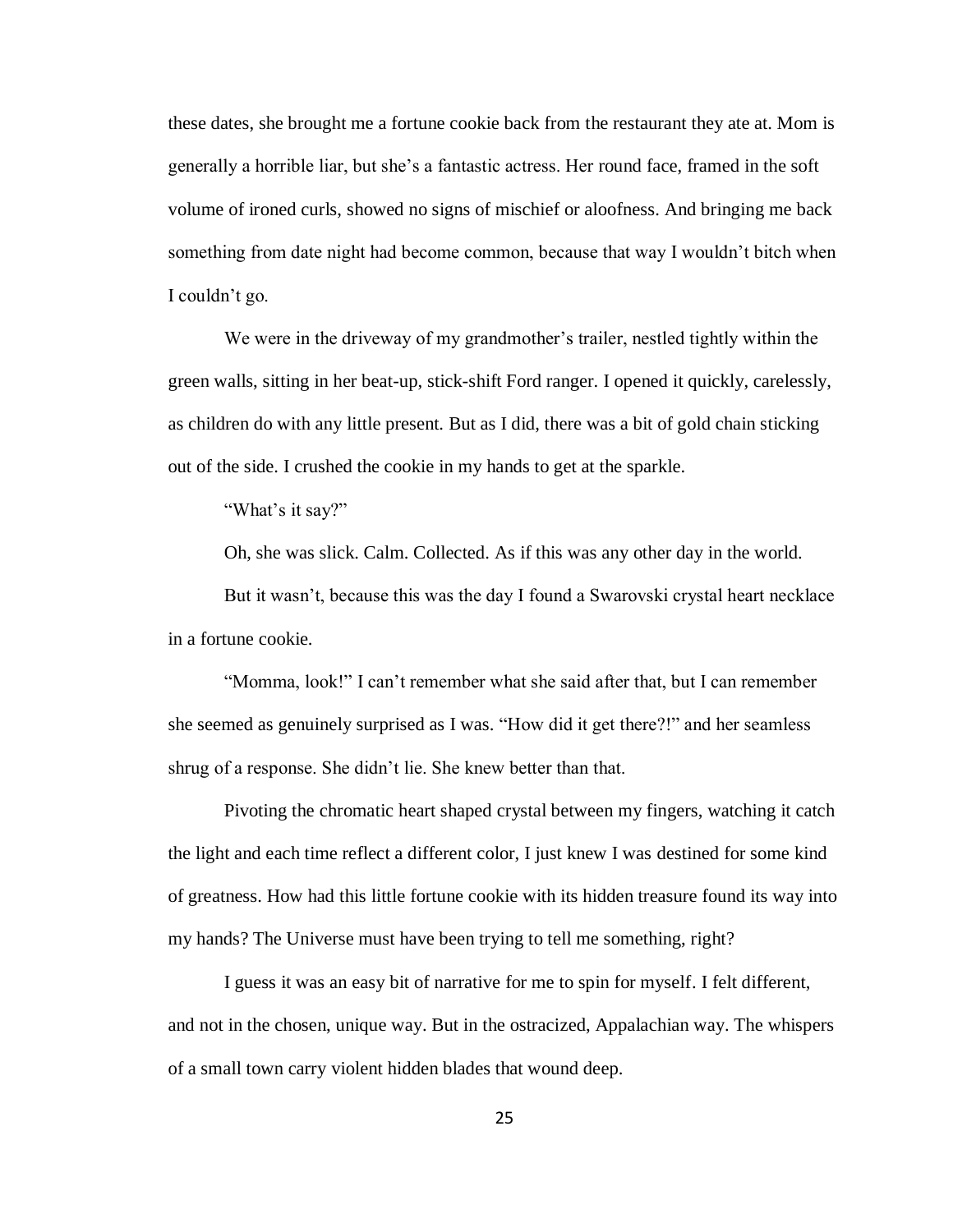these dates, she brought me a fortune cookie back from the restaurant they ate at. Mom is generally a horrible liar, but she's a fantastic actress. Her round face, framed in the soft volume of ironed curls, showed no signs of mischief or aloofness. And bringing me back something from date night had become common, because that way I wouldn't bitch when I couldn't go.

We were in the driveway of my grandmother's trailer, nestled tightly within the green walls, sitting in her beat-up, stick-shift Ford ranger. I opened it quickly, carelessly, as children do with any little present. But as I did, there was a bit of gold chain sticking out of the side. I crushed the cookie in my hands to get at the sparkle.

"What's it say?"

Oh, she was slick. Calm. Collected. As if this was any other day in the world.

But it wasn't, because this was the day I found a Swarovski crystal heart necklace in a fortune cookie.

"Momma, look!" I can't remember what she said after that, but I can remember she seemed as genuinely surprised as I was. "How did it get there?!" and her seamless shrug of a response. She didn't lie. She knew better than that.

Pivoting the chromatic heart shaped crystal between my fingers, watching it catch the light and each time reflect a different color, I just knew I was destined for some kind of greatness. How had this little fortune cookie with its hidden treasure found its way into my hands? The Universe must have been trying to tell me something, right?

I guess it was an easy bit of narrative for me to spin for myself. I felt different, and not in the chosen, unique way. But in the ostracized, Appalachian way. The whispers of a small town carry violent hidden blades that wound deep.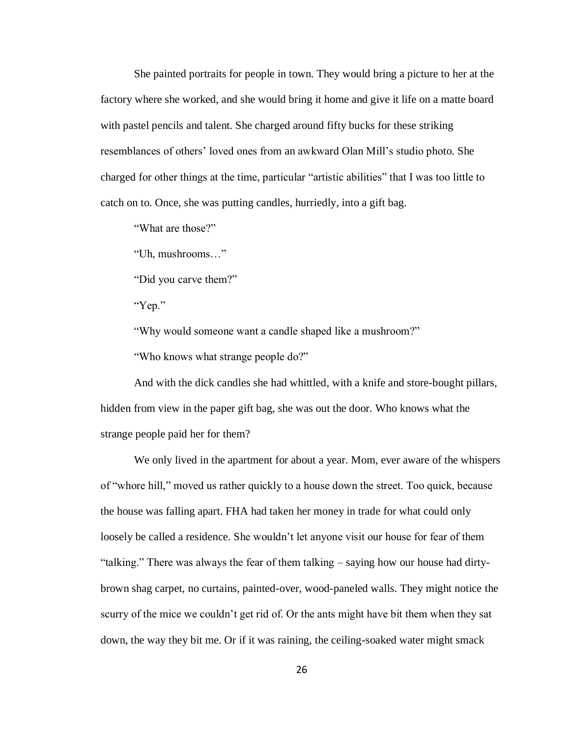She painted portraits for people in town. They would bring a picture to her at the factory where she worked, and she would bring it home and give it life on a matte board with pastel pencils and talent. She charged around fifty bucks for these striking resemblances of others' loved ones from an awkward Olan Mill's studio photo. She charged for other things at the time, particular "artistic abilities" that I was too little to catch on to. Once, she was putting candles, hurriedly, into a gift bag.

"What are those?"

"Uh, mushrooms…"

"Did you carve them?"

"Yep."

"Why would someone want a candle shaped like a mushroom?"

"Who knows what strange people do?"

And with the dick candles she had whittled, with a knife and store-bought pillars, hidden from view in the paper gift bag, she was out the door. Who knows what the strange people paid her for them?

We only lived in the apartment for about a year. Mom, ever aware of the whispers of "whore hill," moved us rather quickly to a house down the street. Too quick, because the house was falling apart. FHA had taken her money in trade for what could only loosely be called a residence. She wouldn't let anyone visit our house for fear of them "talking." There was always the fear of them talking – saying how our house had dirty-brown shag carpet, no curtains, painted-over, wood-paneled walls. They might notice the scurry of the mice we couldn't get rid of. Or the ants might have bit them when they sat down, the way they bit me. Or if it was raining, the ceiling-soaked water might smack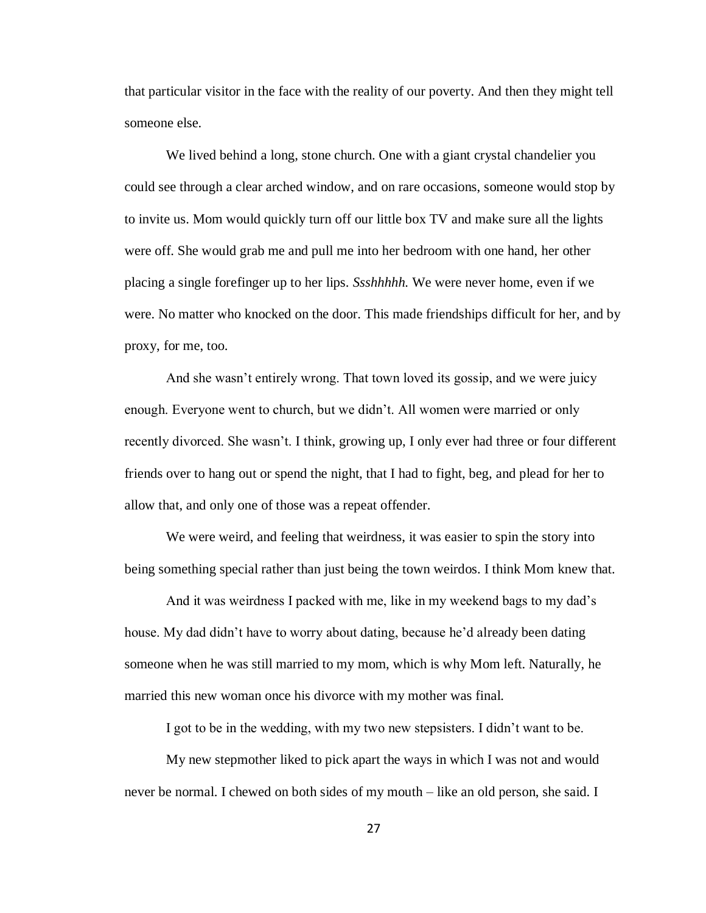that particular visitor in the face with the reality of our poverty. And then they might tell someone else.

We lived behind a long, stone church. One with a giant crystal chandelier you could see through a clear arched window, and on rare occasions, someone would stop by to invite us. Mom would quickly turn off our little box TV and make sure all the lights were off. She would grab me and pull me into her bedroom with one hand, her other placing a single forefinger up to her lips. *Ssshhhhh.* We were never home, even if we were. No matter who knocked on the door. This made friendships difficult for her, and by proxy, for me, too.

And she wasn't entirely wrong. That town loved its gossip, and we were juicy enough. Everyone went to church, but we didn't. All women were married or only recently divorced. She wasn't. I think, growing up, I only ever had three or four different friends over to hang out or spend the night, that I had to fight, beg, and plead for her to allow that, and only one of those was a repeat offender.

We were weird, and feeling that weirdness, it was easier to spin the story into being something special rather than just being the town weirdos. I think Mom knew that.

And it was weirdness I packed with me, like in my weekend bags to my dad's house. My dad didn't have to worry about dating, because he'd already been dating someone when he was still married to my mom, which is why Mom left. Naturally, he married this new woman once his divorce with my mother was final.

I got to be in the wedding, with my two new stepsisters. I didn't want to be.

My new stepmother liked to pick apart the ways in which I was not and would never be normal. I chewed on both sides of my mouth – like an old person, she said. I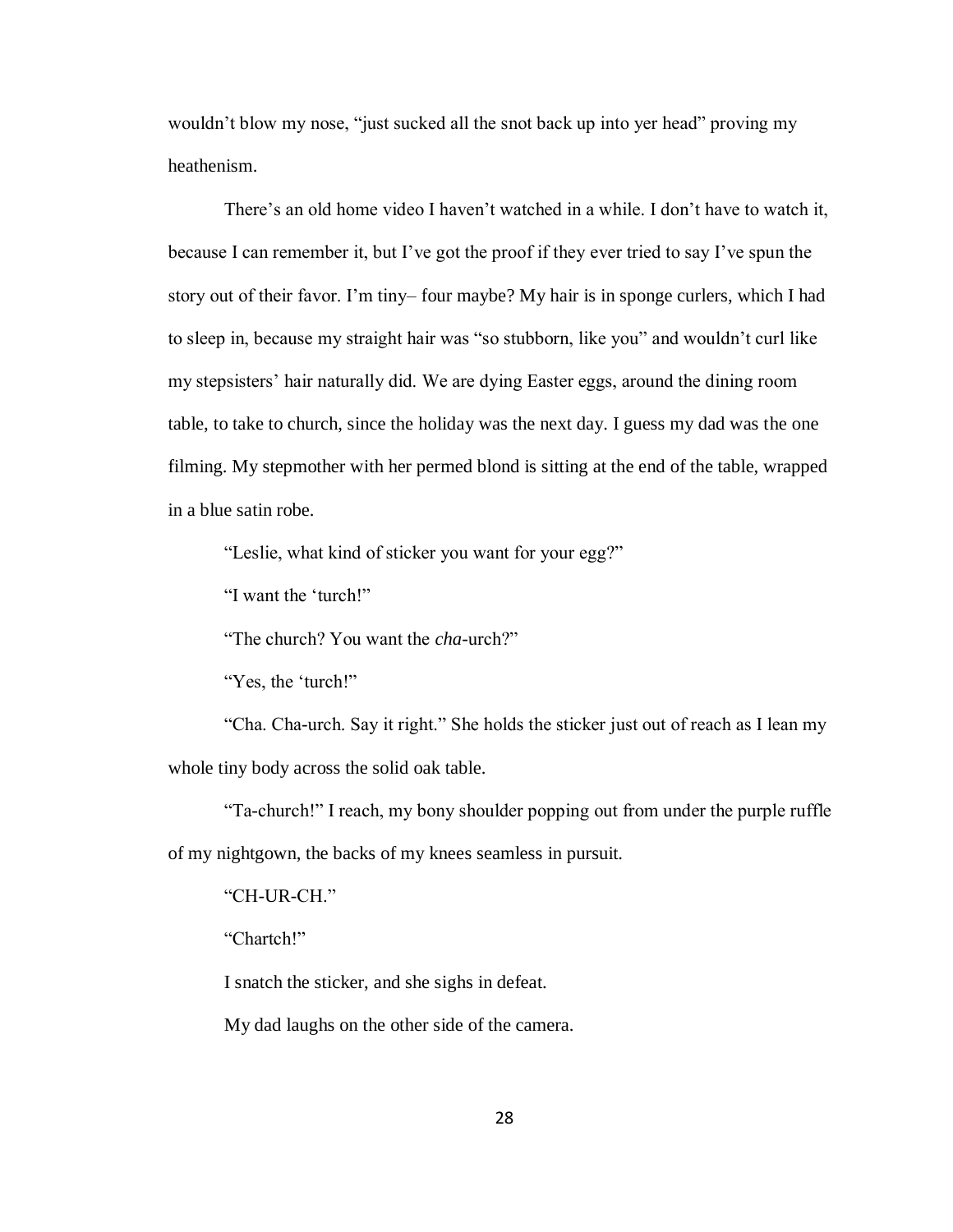wouldn't blow my nose, "just sucked all the snot back up into yer head" proving my heathenism.

There's an old home video I haven't watched in a while. I don't have to watch it, because I can remember it, but I've got the proof if they ever tried to say I've spun the story out of their favor. I'm tiny– four maybe? My hair is in sponge curlers, which I had to sleep in, because my straight hair was "so stubborn, like you" and wouldn't curl like my stepsisters' hair naturally did. We are dying Easter eggs, around the dining room table, to take to church, since the holiday was the next day. I guess my dad was the one filming. My stepmother with her permed blond is sitting at the end of the table, wrapped in a blue satin robe.

"Leslie, what kind of sticker you want for your egg?"

"I want the 'turch!"

"The church? You want the *cha*-urch?"

"Yes, the 'turch!"

"Cha. Cha-urch. Say it right." She holds the sticker just out of reach as I lean my whole tiny body across the solid oak table.

"Ta-church!" I reach, my bony shoulder popping out from under the purple ruffle of my nightgown, the backs of my knees seamless in pursuit.

"CH-UR-CH."

"Chartch!"

I snatch the sticker, and she sighs in defeat.

My dad laughs on the other side of the camera.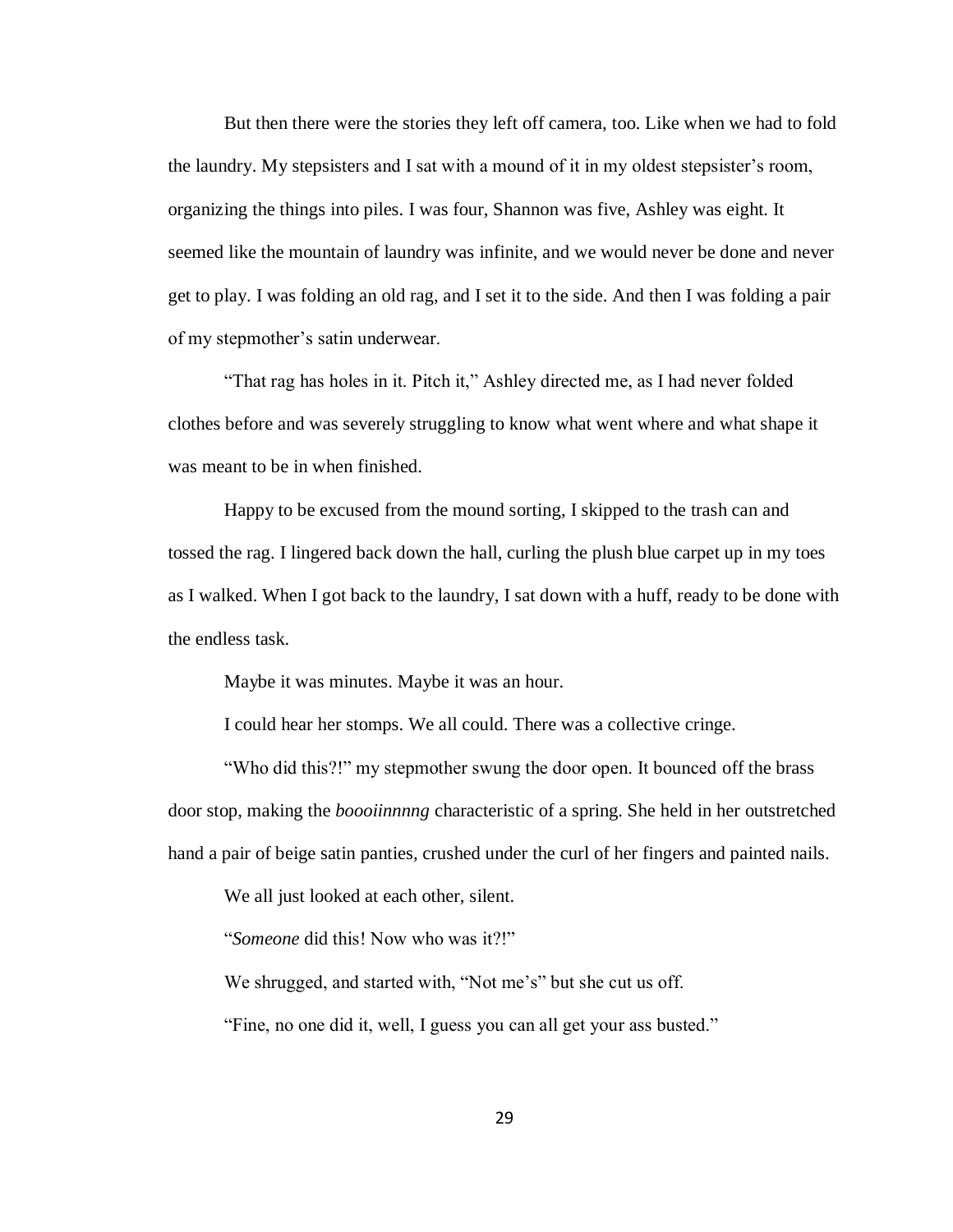But then there were the stories they left off camera, too. Like when we had to fold the laundry. My stepsisters and I sat with a mound of it in my oldest stepsister's room, organizing the things into piles. I was four, Shannon was five, Ashley was eight. It seemed like the mountain of laundry was infinite, and we would never be done and never get to play. I was folding an old rag, and I set it to the side. And then I was folding a pair of my stepmother's satin underwear.

"That rag has holes in it. Pitch it," Ashley directed me, as I had never folded clothes before and was severely struggling to know what went where and what shape it was meant to be in when finished.

Happy to be excused from the mound sorting, I skipped to the trash can and tossed the rag. I lingered back down the hall, curling the plush blue carpet up in my toes as I walked. When I got back to the laundry, I sat down with a huff, ready to be done with the endless task.

Maybe it was minutes. Maybe it was an hour.

I could hear her stomps. We all could. There was a collective cringe.

"Who did this?!" my stepmother swung the door open. It bounced off the brass door stop, making the *boooiinnnng* characteristic of a spring. She held in her outstretched hand a pair of beige satin panties, crushed under the curl of her fingers and painted nails.

We all just looked at each other, silent.

"*Someone* did this! Now who was it?!"

We shrugged, and started with, "Not me's" but she cut us off.

"Fine, no one did it, well, I guess you can all get your ass busted."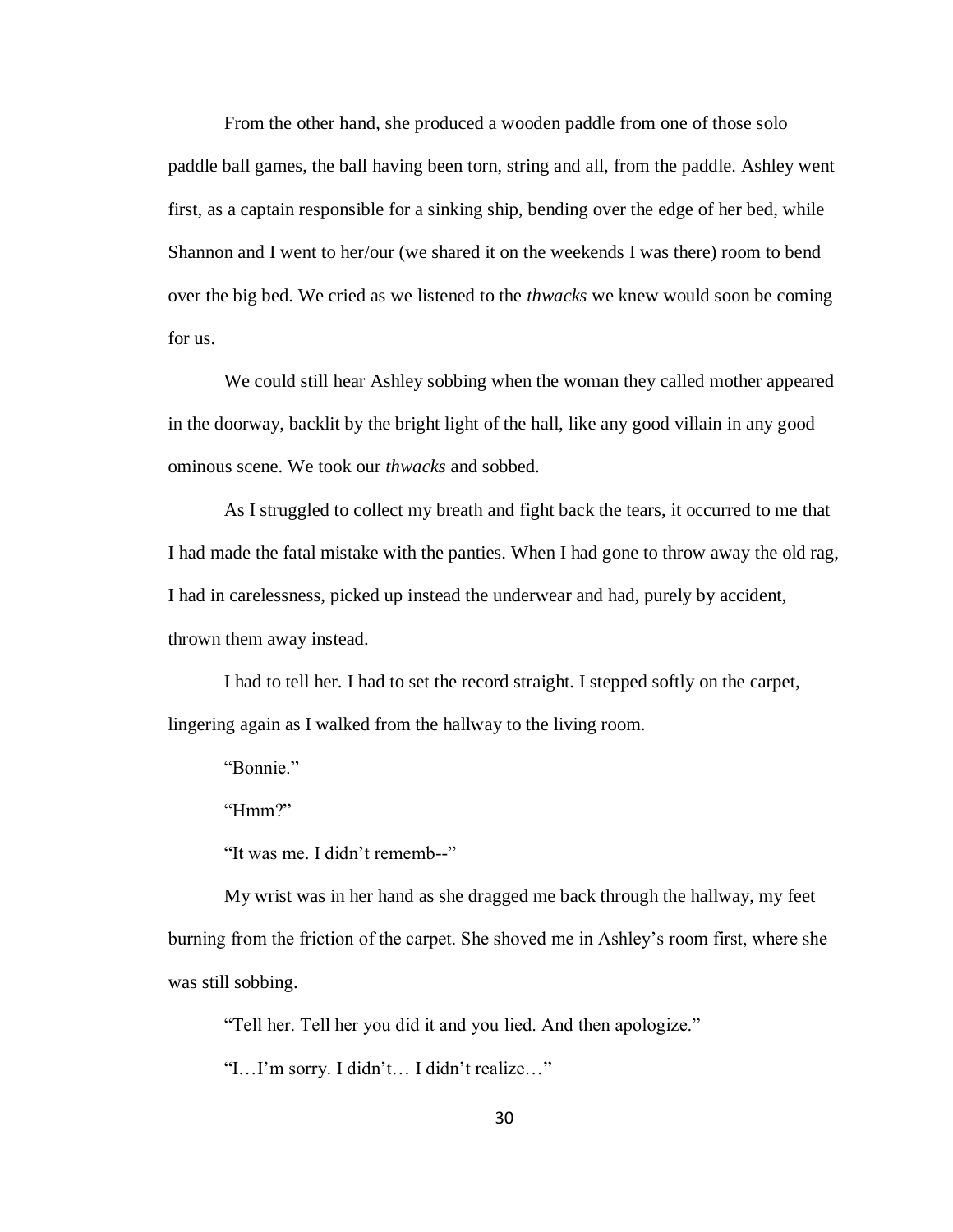From the other hand, she produced a wooden paddle from one of those solo paddle ball games, the ball having been torn, string and all, from the paddle. Ashley went first, as a captain responsible for a sinking ship, bending over the edge of her bed, while Shannon and I went to her/our (we shared it on the weekends I was there) room to bend over the big bed. We cried as we listened to the *thwacks* we knew would soon be coming for us.

We could still hear Ashley sobbing when the woman they called mother appeared in the doorway, backlit by the bright light of the hall, like any good villain in any good ominous scene. We took our *thwacks* and sobbed.

As I struggled to collect my breath and fight back the tears, it occurred to me that I had made the fatal mistake with the panties. When I had gone to throw away the old rag, I had in carelessness, picked up instead the underwear and had, purely by accident, thrown them away instead.

I had to tell her. I had to set the record straight. I stepped softly on the carpet, lingering again as I walked from the hallway to the living room.

"Bonnie."

"Hmm?"

"It was me. I didn't rememb--"

My wrist was in her hand as she dragged me back through the hallway, my feet burning from the friction of the carpet. She shoved me in Ashley's room first, where she was still sobbing.

"Tell her. Tell her you did it and you lied. And then apologize."

"I…I'm sorry. I didn't… I didn't realize…"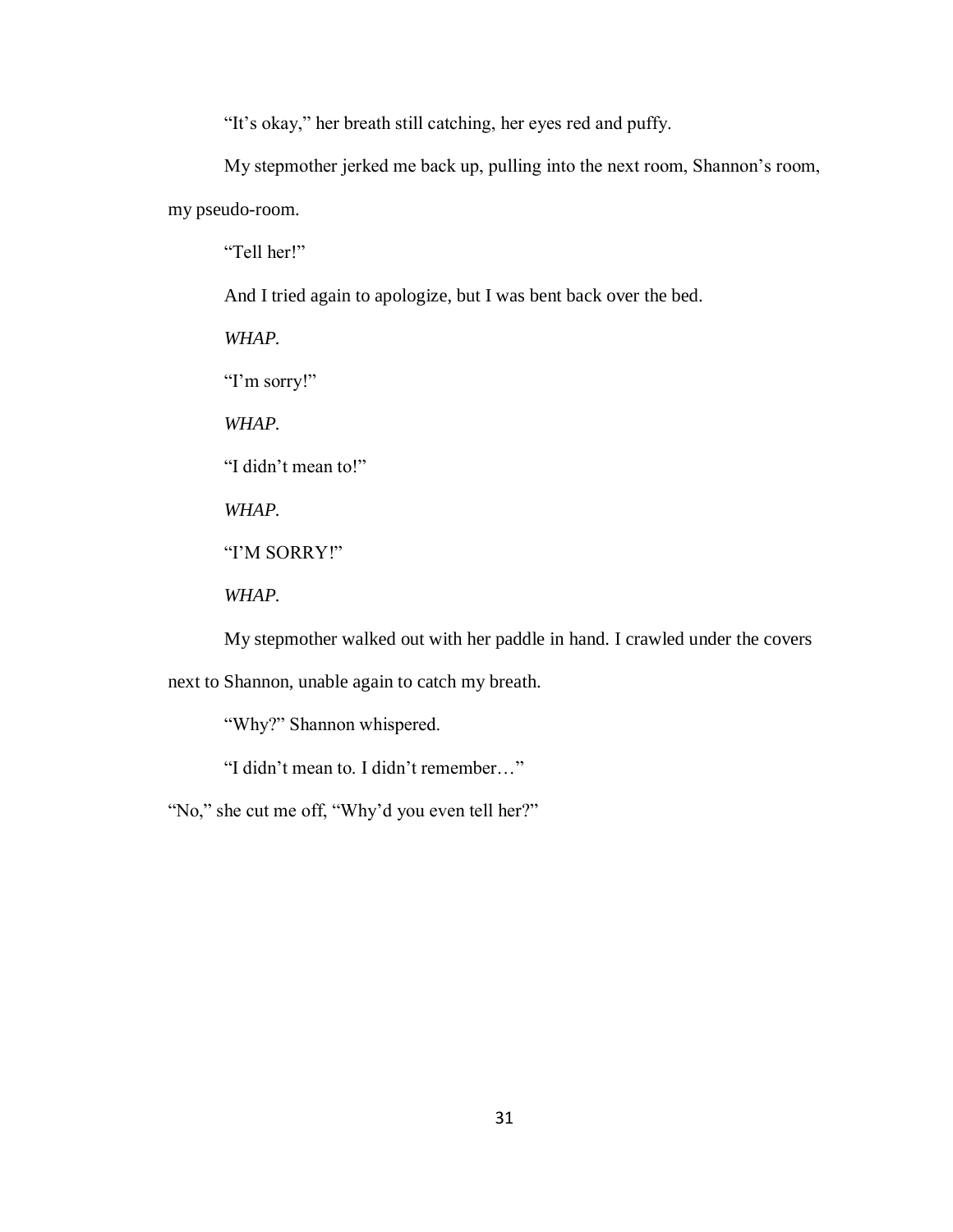“It’s okay,” her breath still catching, her eyes red and puffy.

My stepmother jerked me back up, pulling into the next room, Shannon’s room, my pseudo-room.

“Tell her!”

And I tried again to apologize, but I was bent back over the bed.

*WHAP.*

“I’m sorry!”

*WHAP.*

“I didn’t mean to!”

*WHAP.*

“I’M SORRY!”

*WHAP.*

My stepmother walked out with her paddle in hand. I crawled under the covers next to Shannon, unable again to catch my breath.

“Why?” Shannon whispered.

“I didn’t mean to. I didn’t remember…”

“No,” she cut me off, “Why’d you even tell her?”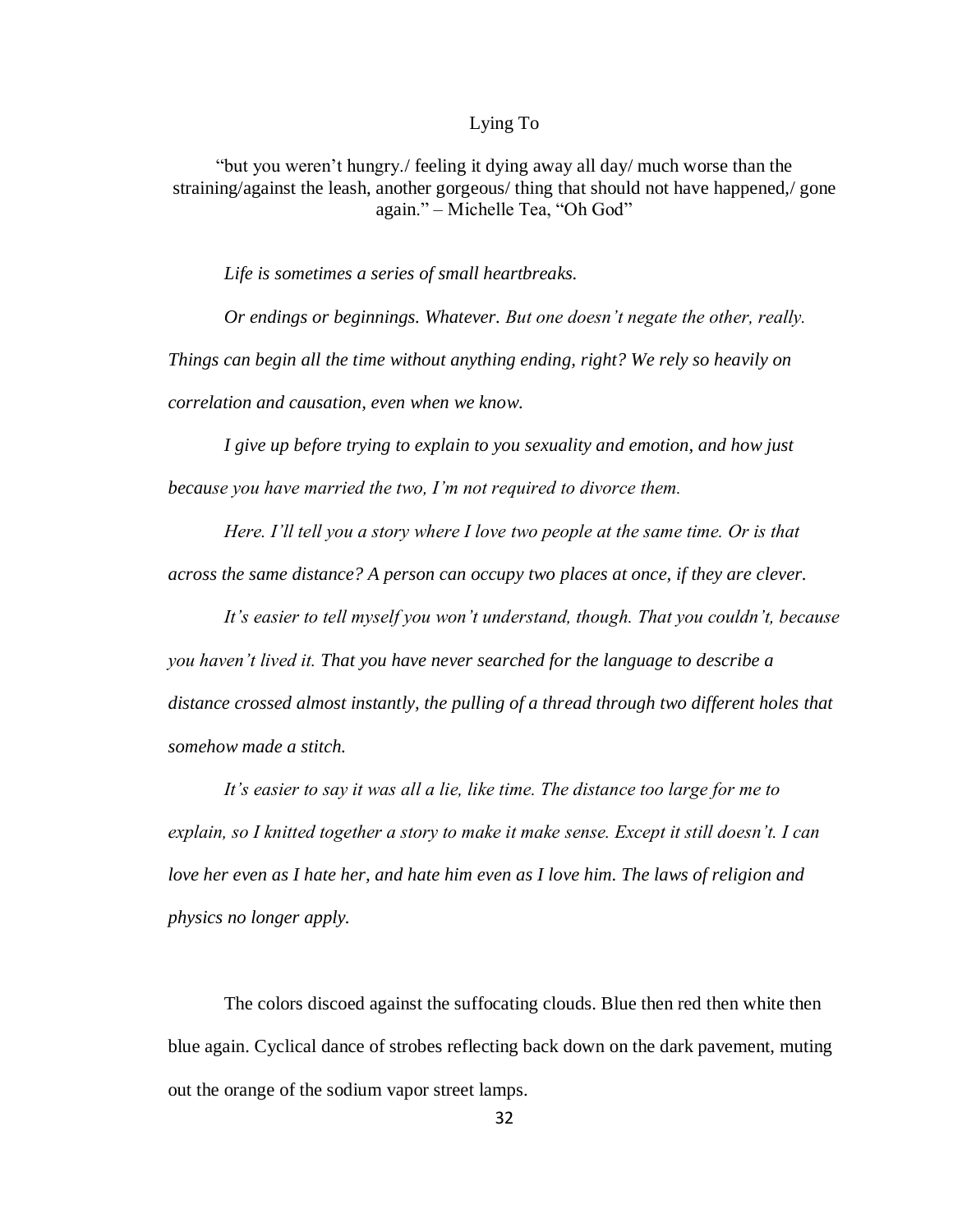## Lying To

"but you weren't hungry./ feeling it dying away all day/ much worse than the straining/against the leash, another gorgeous/ thing that should not have happened,/ gone again." – Michelle Tea, "Oh God"

*Life is sometimes a series of small heartbreaks.*

*Or endings or beginnings. Whatever. But one doesn't negate the other, really. Things can begin all the time without anything ending, right? We rely so heavily on correlation and causation, even when we know.*

*I give up before trying to explain to you sexuality and emotion, and how just because you have married the two, I'm not required to divorce them.*

*Here. I'll tell you a story where I love two people at the same time. Or is that across the same distance? A person can occupy two places at once, if they are clever.*

*It's easier to tell myself you won't understand, though. That you couldn't, because you haven't lived it. That you have never searched for the language to describe a distance crossed almost instantly, the pulling of a thread through two different holes that somehow made a stitch.*

*It's easier to say it was all a lie, like time. The distance too large for me to explain, so I knitted together a story to make it make sense. Except it still doesn't. I can love her even as I hate her, and hate him even as I love him. The laws of religion and physics no longer apply.*

The colors discoed against the suffocating clouds. Blue then red then white then blue again. Cyclical dance of strobes reflecting back down on the dark pavement, muting out the orange of the sodium vapor street lamps.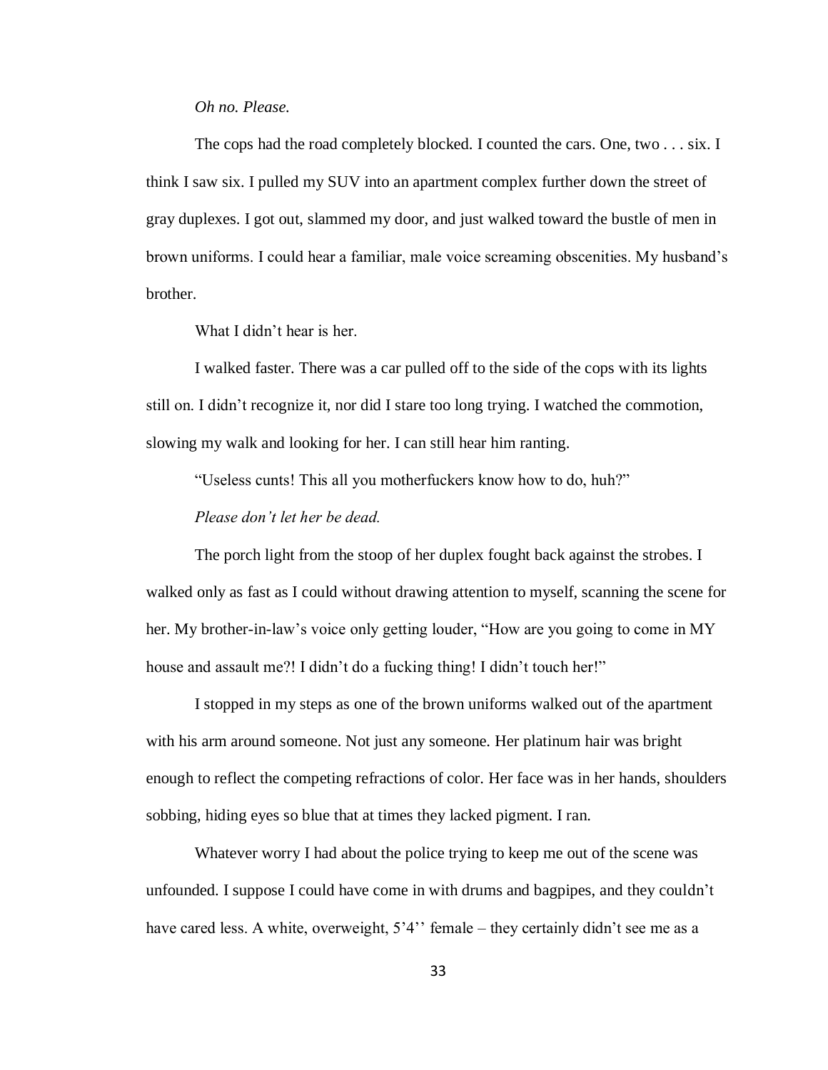*Oh no. Please.*

The cops had the road completely blocked. I counted the cars. One, two . . . six. I think I saw six. I pulled my SUV into an apartment complex further down the street of gray duplexes. I got out, slammed my door, and just walked toward the bustle of men in brown uniforms. I could hear a familiar, male voice screaming obscenities. My husband's brother.

What I didn't hear is her.

I walked faster. There was a car pulled off to the side of the cops with its lights still on. I didn't recognize it, nor did I stare too long trying. I watched the commotion, slowing my walk and looking for her. I can still hear him ranting.

"Useless cunts! This all you motherfuckers know how to do, huh?"

*Please don't let her be dead.*

The porch light from the stoop of her duplex fought back against the strobes. I walked only as fast as I could without drawing attention to myself, scanning the scene for her. My brother-in-law's voice only getting louder, "How are you going to come in MY house and assault me?! I didn't do a fucking thing! I didn't touch her!"

I stopped in my steps as one of the brown uniforms walked out of the apartment with his arm around someone. Not just any someone. Her platinum hair was bright enough to reflect the competing refractions of color. Her face was in her hands, shoulders sobbing, hiding eyes so blue that at times they lacked pigment. I ran.

Whatever worry I had about the police trying to keep me out of the scene was unfounded. I suppose I could have come in with drums and bagpipes, and they couldn't have cared less. A white, overweight, 5'4'' female – they certainly didn't see me as a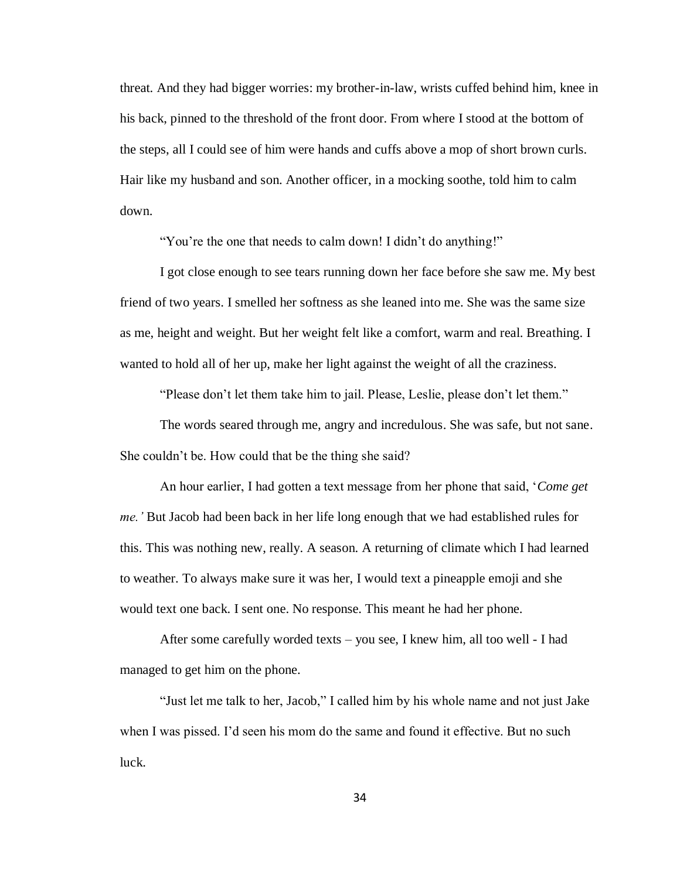threat. And they had bigger worries: my brother-in-law, wrists cuffed behind him, knee in his back, pinned to the threshold of the front door. From where I stood at the bottom of the steps, all I could see of him were hands and cuffs above a mop of short brown curls. Hair like my husband and son. Another officer, in a mocking soothe, told him to calm down.

"You're the one that needs to calm down! I didn't do anything!"

I got close enough to see tears running down her face before she saw me. My best friend of two years. I smelled her softness as she leaned into me. She was the same size as me, height and weight. But her weight felt like a comfort, warm and real. Breathing. I wanted to hold all of her up, make her light against the weight of all the craziness.

"Please don't let them take him to jail. Please, Leslie, please don't let them."

The words seared through me, angry and incredulous. She was safe, but not sane. She couldn't be. How could that be the thing she said?

An hour earlier, I had gotten a text message from her phone that said, '*Come get me.'* But Jacob had been back in her life long enough that we had established rules for this. This was nothing new, really. A season. A returning of climate which I had learned to weather. To always make sure it was her, I would text a pineapple emoji and she would text one back. I sent one. No response. This meant he had her phone.

After some carefully worded texts – you see, I knew him, all too well - I had managed to get him on the phone.

"Just let me talk to her, Jacob," I called him by his whole name and not just Jake when I was pissed. I'd seen his mom do the same and found it effective. But no such luck.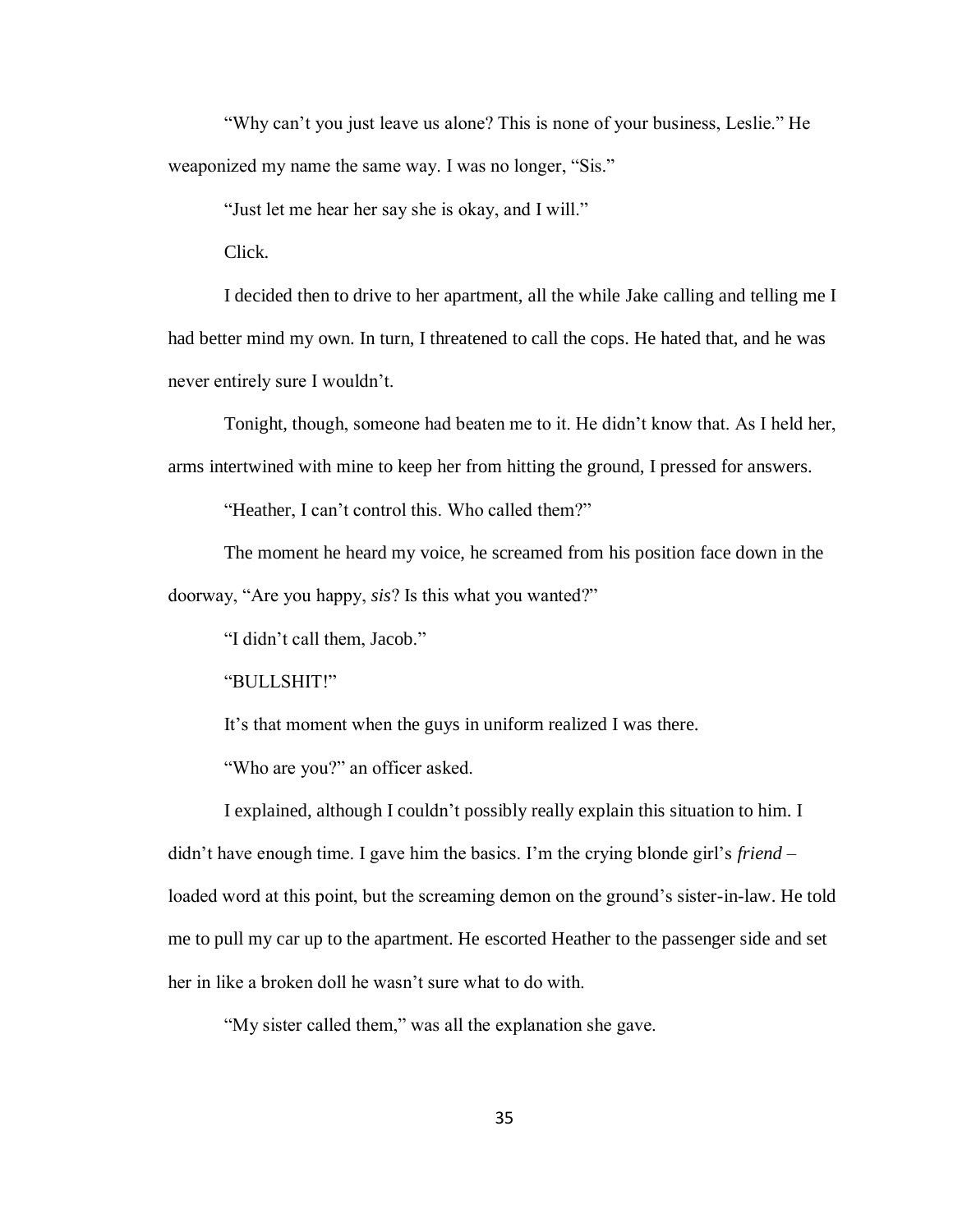"Why can't you just leave us alone? This is none of your business, Leslie." He weaponized my name the same way. I was no longer, "Sis."

"Just let me hear her say she is okay, and I will."

Click.

I decided then to drive to her apartment, all the while Jake calling and telling me I had better mind my own. In turn, I threatened to call the cops. He hated that, and he was never entirely sure I wouldn't.

Tonight, though, someone had beaten me to it. He didn't know that. As I held her, arms intertwined with mine to keep her from hitting the ground, I pressed for answers.

"Heather, I can't control this. Who called them?"

The moment he heard my voice, he screamed from his position face down in the doorway, "Are you happy, *sis*? Is this what you wanted?"

"I didn't call them, Jacob."

"BULLSHIT!"

It's that moment when the guys in uniform realized I was there.

"Who are you?" an officer asked.

I explained, although I couldn't possibly really explain this situation to him. I didn't have enough time. I gave him the basics. I'm the crying blonde girl's *friend* – loaded word at this point, but the screaming demon on the ground's sister-in-law. He told me to pull my car up to the apartment. He escorted Heather to the passenger side and set her in like a broken doll he wasn't sure what to do with.

"My sister called them," was all the explanation she gave.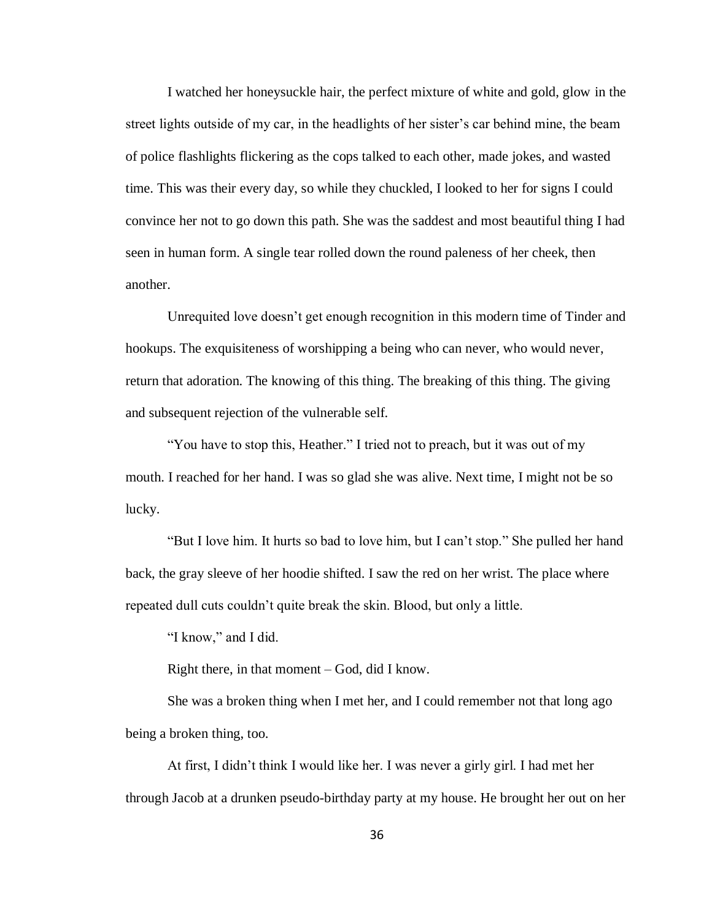I watched her honeysuckle hair, the perfect mixture of white and gold, glow in the street lights outside of my car, in the headlights of her sister's car behind mine, the beam of police flashlights flickering as the cops talked to each other, made jokes, and wasted time. This was their every day, so while they chuckled, I looked to her for signs I could convince her not to go down this path. She was the saddest and most beautiful thing I had seen in human form. A single tear rolled down the round paleness of her cheek, then another.

Unrequited love doesn't get enough recognition in this modern time of Tinder and hookups. The exquisiteness of worshipping a being who can never, who would never, return that adoration. The knowing of this thing. The breaking of this thing. The giving and subsequent rejection of the vulnerable self.

"You have to stop this, Heather." I tried not to preach, but it was out of my mouth. I reached for her hand. I was so glad she was alive. Next time, I might not be so lucky.

"But I love him. It hurts so bad to love him, but I can't stop." She pulled her hand back, the gray sleeve of her hoodie shifted. I saw the red on her wrist. The place where repeated dull cuts couldn't quite break the skin. Blood, but only a little.

"I know," and I did.

Right there, in that moment – God, did I know.

She was a broken thing when I met her, and I could remember not that long ago being a broken thing, too.

At first, I didn't think I would like her. I was never a girly girl. I had met her through Jacob at a drunken pseudo-birthday party at my house. He brought her out on her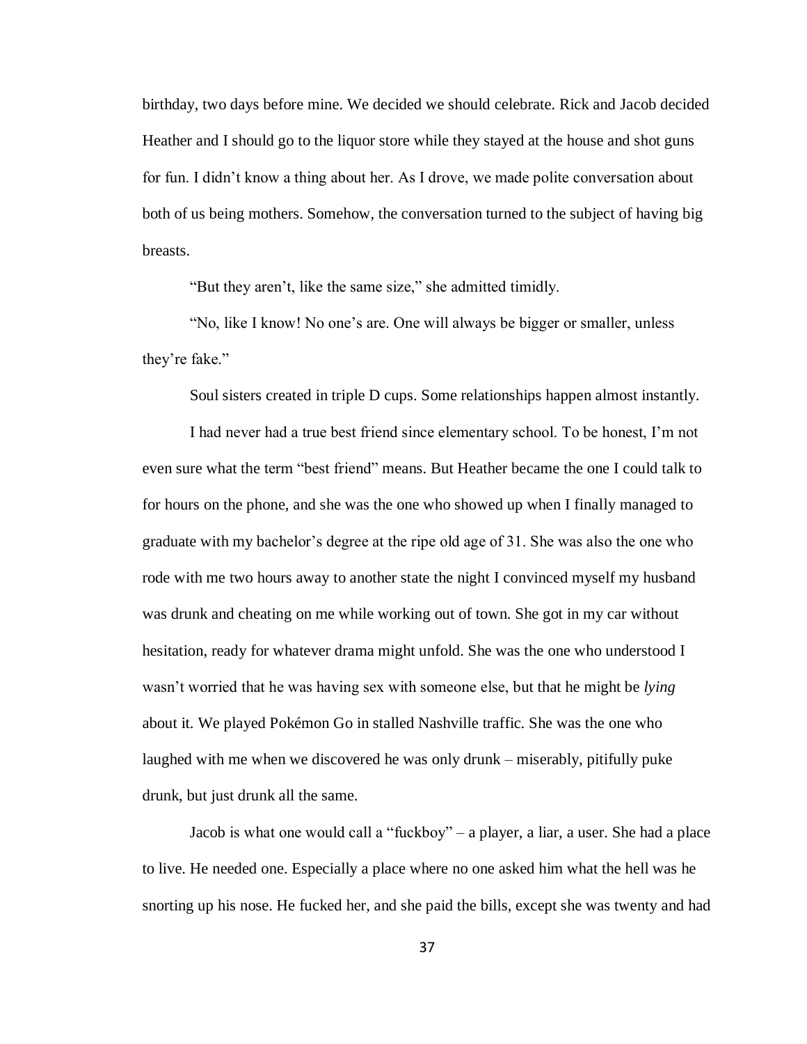birthday, two days before mine. We decided we should celebrate. Rick and Jacob decided Heather and I should go to the liquor store while they stayed at the house and shot guns for fun. I didn't know a thing about her. As I drove, we made polite conversation about both of us being mothers. Somehow, the conversation turned to the subject of having big breasts.

"But they aren't, like the same size," she admitted timidly.

"No, like I know! No one's are. One will always be bigger or smaller, unless they're fake."

Soul sisters created in triple D cups. Some relationships happen almost instantly.

I had never had a true best friend since elementary school. To be honest, I'm not even sure what the term "best friend" means. But Heather became the one I could talk to for hours on the phone, and she was the one who showed up when I finally managed to graduate with my bachelor's degree at the ripe old age of 31. She was also the one who rode with me two hours away to another state the night I convinced myself my husband was drunk and cheating on me while working out of town. She got in my car without hesitation, ready for whatever drama might unfold. She was the one who understood I wasn't worried that he was having sex with someone else, but that he might be *lying* about it. We played Pokémon Go in stalled Nashville traffic. She was the one who laughed with me when we discovered he was only drunk – miserably, pitifully puke drunk, but just drunk all the same.

Jacob is what one would call a "fuckboy" – a player, a liar, a user. She had a place to live. He needed one. Especially a place where no one asked him what the hell was he snorting up his nose. He fucked her, and she paid the bills, except she was twenty and had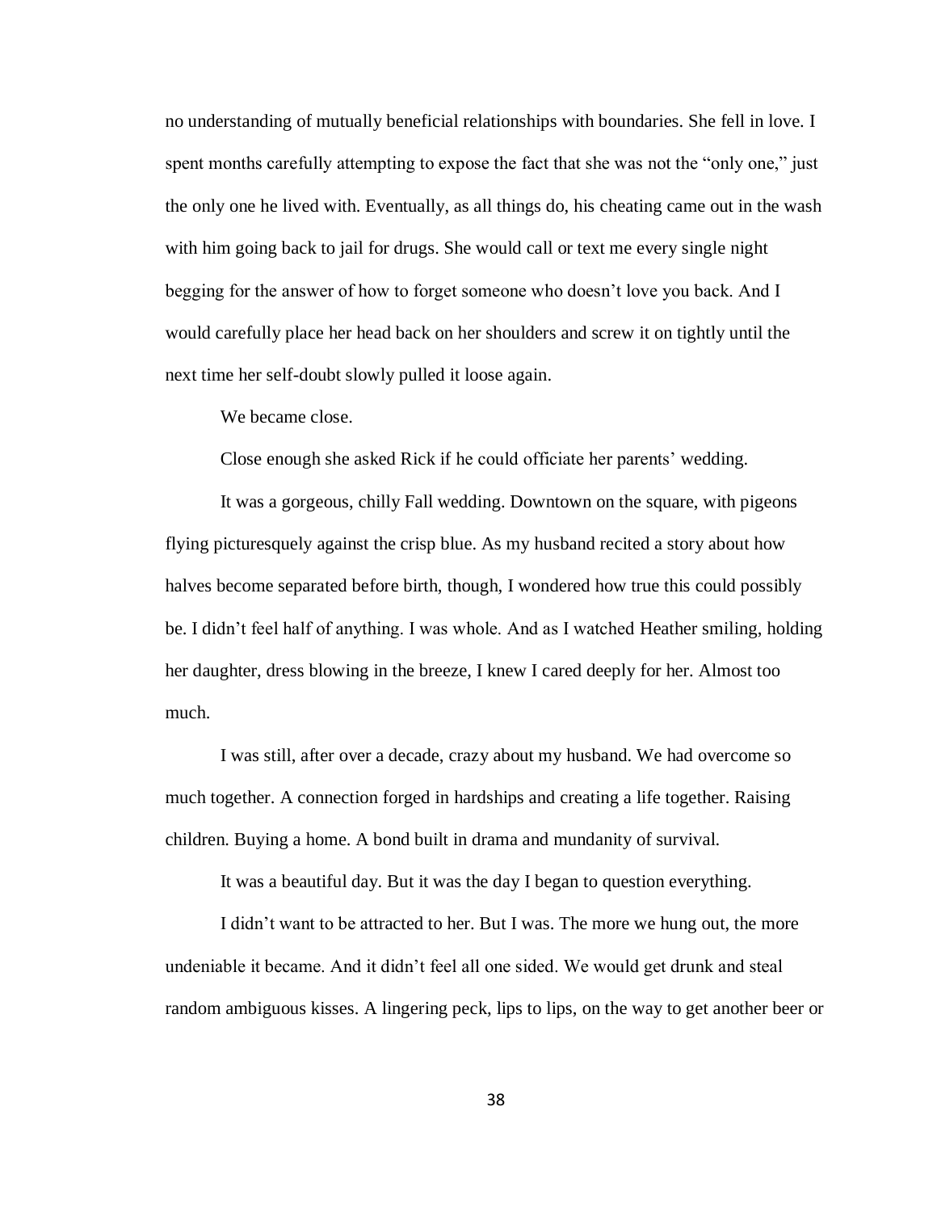no understanding of mutually beneficial relationships with boundaries. She fell in love. I spent months carefully attempting to expose the fact that she was not the "only one," just the only one he lived with. Eventually, as all things do, his cheating came out in the wash with him going back to jail for drugs. She would call or text me every single night begging for the answer of how to forget someone who doesn't love you back. And I would carefully place her head back on her shoulders and screw it on tightly until the next time her self-doubt slowly pulled it loose again.

We became close.

Close enough she asked Rick if he could officiate her parents' wedding.

It was a gorgeous, chilly Fall wedding. Downtown on the square, with pigeons flying picturesquely against the crisp blue. As my husband recited a story about how halves become separated before birth, though, I wondered how true this could possibly be. I didn't feel half of anything. I was whole. And as I watched Heather smiling, holding her daughter, dress blowing in the breeze, I knew I cared deeply for her. Almost too much.

I was still, after over a decade, crazy about my husband. We had overcome so much together. A connection forged in hardships and creating a life together. Raising children. Buying a home. A bond built in drama and mundanity of survival.

It was a beautiful day. But it was the day I began to question everything.

I didn't want to be attracted to her. But I was. The more we hung out, the more undeniable it became. And it didn't feel all one sided. We would get drunk and steal random ambiguous kisses. A lingering peck, lips to lips, on the way to get another beer or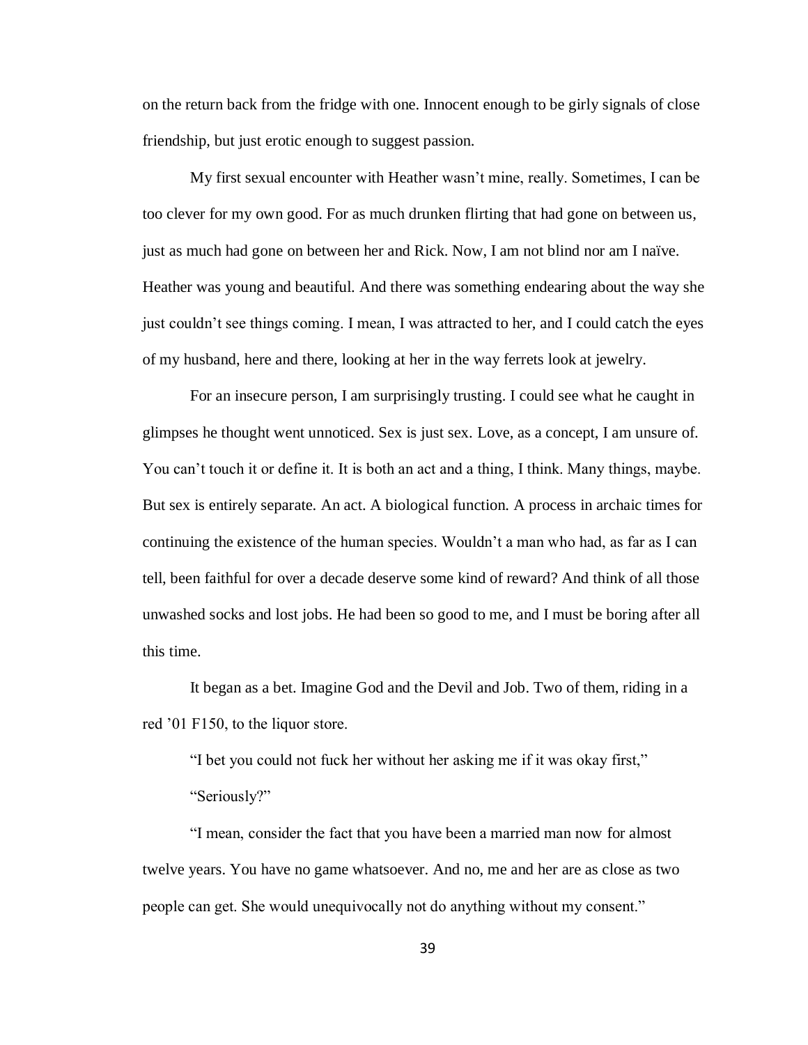on the return back from the fridge with one. Innocent enough to be girly signals of close friendship, but just erotic enough to suggest passion.

My first sexual encounter with Heather wasn't mine, really. Sometimes, I can be too clever for my own good. For as much drunken flirting that had gone on between us, just as much had gone on between her and Rick. Now, I am not blind nor am I naïve. Heather was young and beautiful. And there was something endearing about the way she just couldn't see things coming. I mean, I was attracted to her, and I could catch the eyes of my husband, here and there, looking at her in the way ferrets look at jewelry.

For an insecure person, I am surprisingly trusting. I could see what he caught in glimpses he thought went unnoticed. Sex is just sex. Love, as a concept, I am unsure of. You can't touch it or define it. It is both an act and a thing, I think. Many things, maybe. But sex is entirely separate. An act. A biological function. A process in archaic times for continuing the existence of the human species. Wouldn't a man who had, as far as I can tell, been faithful for over a decade deserve some kind of reward? And think of all those unwashed socks and lost jobs. He had been so good to me, and I must be boring after all this time.

It began as a bet. Imagine God and the Devil and Job. Two of them, riding in a red '01 F150, to the liquor store.

"I bet you could not fuck her without her asking me if it was okay first,"

"Seriously?"

"I mean, consider the fact that you have been a married man now for almost twelve years. You have no game whatsoever. And no, me and her are as close as two people can get. She would unequivocally not do anything without my consent."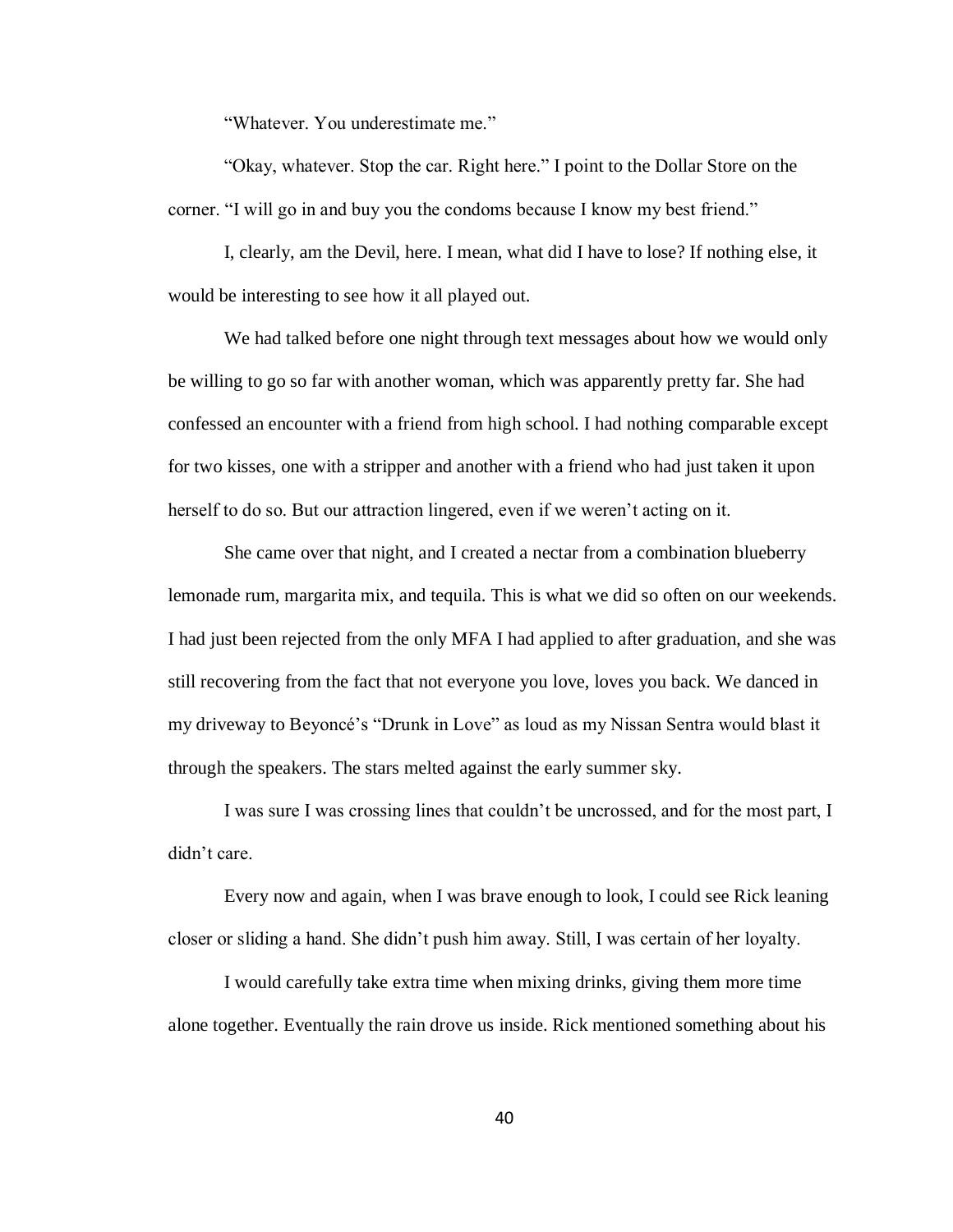"Whatever. You underestimate me."

"Okay, whatever. Stop the car. Right here." I point to the Dollar Store on the corner. "I will go in and buy you the condoms because I know my best friend."

I, clearly, am the Devil, here. I mean, what did I have to lose? If nothing else, it would be interesting to see how it all played out.

We had talked before one night through text messages about how we would only be willing to go so far with another woman, which was apparently pretty far. She had confessed an encounter with a friend from high school. I had nothing comparable except for two kisses, one with a stripper and another with a friend who had just taken it upon herself to do so. But our attraction lingered, even if we weren't acting on it.

She came over that night, and I created a nectar from a combination blueberry lemonade rum, margarita mix, and tequila. This is what we did so often on our weekends. I had just been rejected from the only MFA I had applied to after graduation, and she was still recovering from the fact that not everyone you love, loves you back. We danced in my driveway to Beyoncé's "Drunk in Love" as loud as my Nissan Sentra would blast it through the speakers. The stars melted against the early summer sky.

I was sure I was crossing lines that couldn't be uncrossed, and for the most part, I didn't care.

Every now and again, when I was brave enough to look, I could see Rick leaning closer or sliding a hand. She didn't push him away. Still, I was certain of her loyalty.

I would carefully take extra time when mixing drinks, giving them more time alone together. Eventually the rain drove us inside. Rick mentioned something about his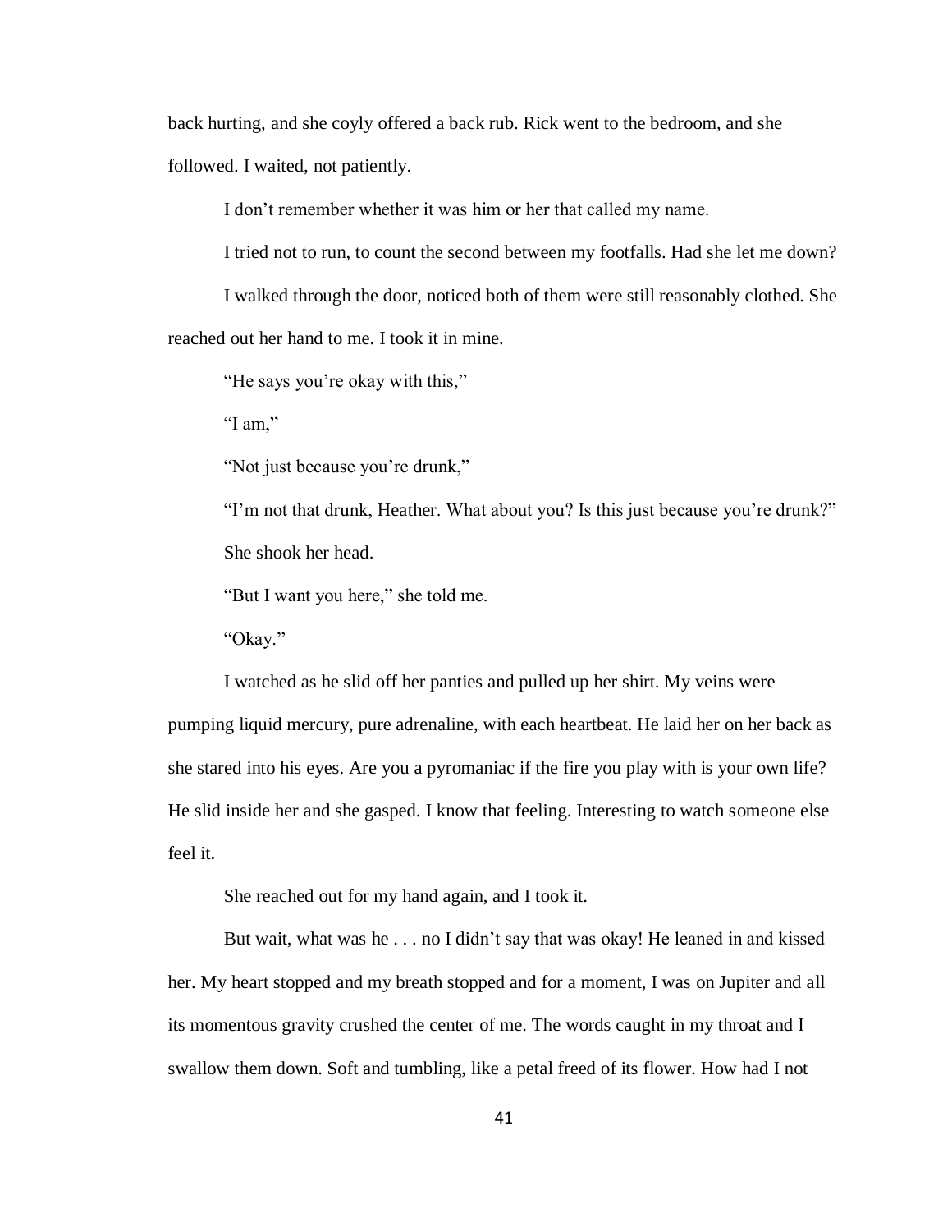back hurting, and she coyly offered a back rub. Rick went to the bedroom, and she followed. I waited, not patiently.

I don't remember whether it was him or her that called my name.

I tried not to run, to count the second between my footfalls. Had she let me down?

I walked through the door, noticed both of them were still reasonably clothed. She reached out her hand to me. I took it in mine.

"He says you're okay with this,"

"I am,"

"Not just because you're drunk,"

"I'm not that drunk, Heather. What about you? Is this just because you're drunk?"

She shook her head.

"But I want you here," she told me.

"Okay."

I watched as he slid off her panties and pulled up her shirt. My veins were pumping liquid mercury, pure adrenaline, with each heartbeat. He laid her on her back as she stared into his eyes. Are you a pyromaniac if the fire you play with is your own life? He slid inside her and she gasped. I know that feeling. Interesting to watch someone else feel it.

She reached out for my hand again, and I took it.

But wait, what was he . . . no I didn't say that was okay! He leaned in and kissed her. My heart stopped and my breath stopped and for a moment, I was on Jupiter and all its momentous gravity crushed the center of me. The words caught in my throat and I swallow them down. Soft and tumbling, like a petal freed of its flower. How had I not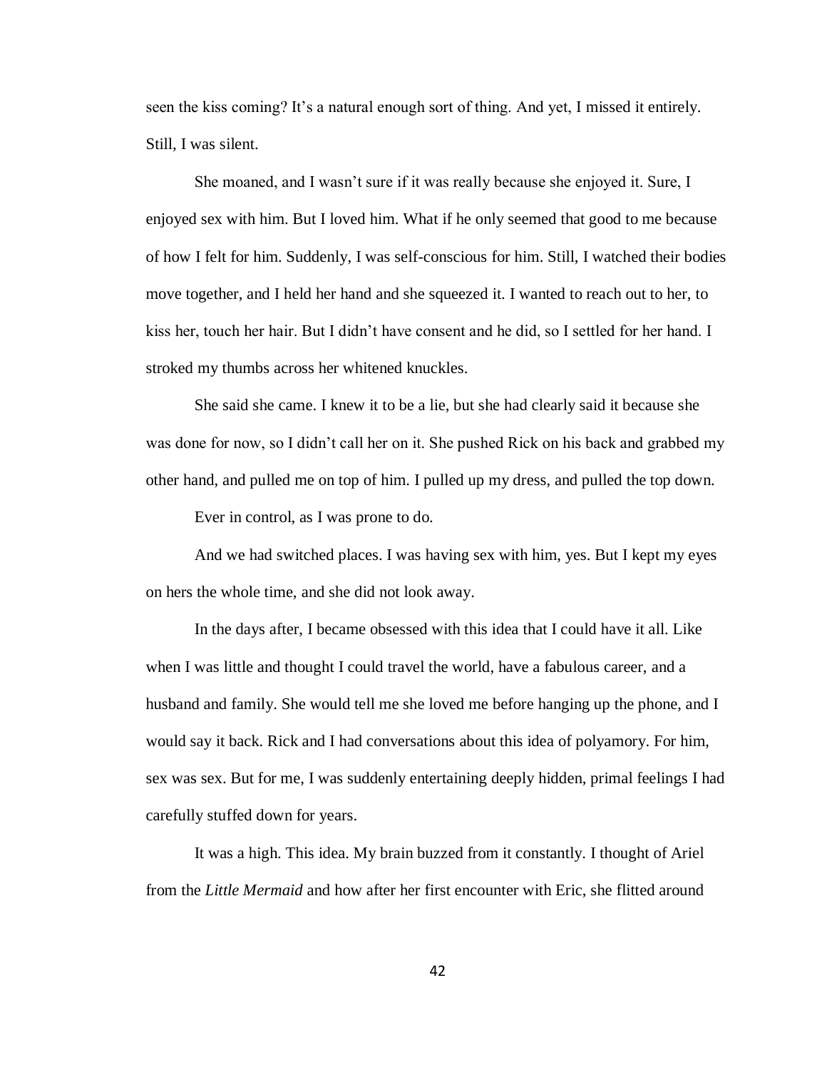seen the kiss coming? It's a natural enough sort of thing. And yet, I missed it entirely. Still, I was silent.

She moaned, and I wasn't sure if it was really because she enjoyed it. Sure, I enjoyed sex with him. But I loved him. What if he only seemed that good to me because of how I felt for him. Suddenly, I was self-conscious for him. Still, I watched their bodies move together, and I held her hand and she squeezed it. I wanted to reach out to her, to kiss her, touch her hair. But I didn't have consent and he did, so I settled for her hand. I stroked my thumbs across her whitened knuckles.

She said she came. I knew it to be a lie, but she had clearly said it because she was done for now, so I didn't call her on it. She pushed Rick on his back and grabbed my other hand, and pulled me on top of him. I pulled up my dress, and pulled the top down.

Ever in control, as I was prone to do.

And we had switched places. I was having sex with him, yes. But I kept my eyes on hers the whole time, and she did not look away.

In the days after, I became obsessed with this idea that I could have it all. Like when I was little and thought I could travel the world, have a fabulous career, and a husband and family. She would tell me she loved me before hanging up the phone, and I would say it back. Rick and I had conversations about this idea of polyamory. For him, sex was sex. But for me, I was suddenly entertaining deeply hidden, primal feelings I had carefully stuffed down for years.

It was a high. This idea. My brain buzzed from it constantly. I thought of Ariel from the *Little Mermaid* and how after her first encounter with Eric, she flitted around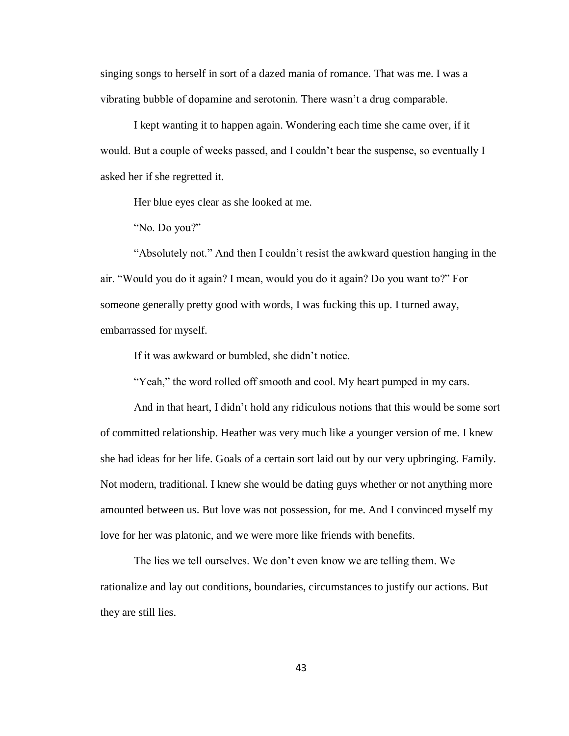singing songs to herself in sort of a dazed mania of romance. That was me. I was a vibrating bubble of dopamine and serotonin. There wasn't a drug comparable.

I kept wanting it to happen again. Wondering each time she came over, if it would. But a couple of weeks passed, and I couldn't bear the suspense, so eventually I asked her if she regretted it.

Her blue eyes clear as she looked at me.

"No. Do you?"

"Absolutely not." And then I couldn't resist the awkward question hanging in the air. "Would you do it again? I mean, would you do it again? Do you want to?" For someone generally pretty good with words, I was fucking this up. I turned away, embarrassed for myself.

If it was awkward or bumbled, she didn't notice.

"Yeah," the word rolled off smooth and cool. My heart pumped in my ears.

And in that heart, I didn't hold any ridiculous notions that this would be some sort of committed relationship. Heather was very much like a younger version of me. I knew she had ideas for her life. Goals of a certain sort laid out by our very upbringing. Family. Not modern, traditional. I knew she would be dating guys whether or not anything more amounted between us. But love was not possession, for me. And I convinced myself my love for her was platonic, and we were more like friends with benefits.

The lies we tell ourselves. We don't even know we are telling them. We rationalize and lay out conditions, boundaries, circumstances to justify our actions. But they are still lies.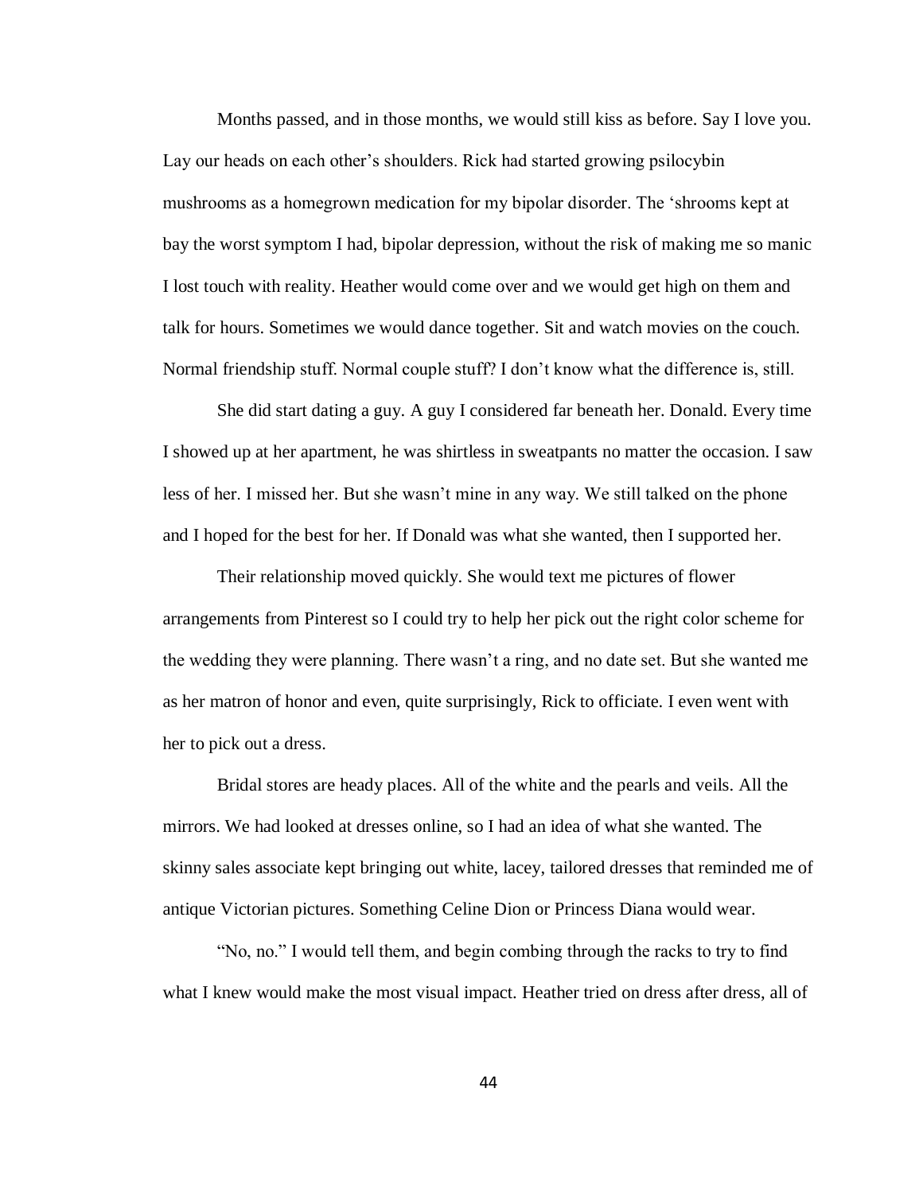Months passed, and in those months, we would still kiss as before. Say I love you. Lay our heads on each other's shoulders. Rick had started growing psilocybin mushrooms as a homegrown medication for my bipolar disorder. The 'shrooms kept at bay the worst symptom I had, bipolar depression, without the risk of making me so manic I lost touch with reality. Heather would come over and we would get high on them and talk for hours. Sometimes we would dance together. Sit and watch movies on the couch. Normal friendship stuff. Normal couple stuff? I don't know what the difference is, still.

She did start dating a guy. A guy I considered far beneath her. Donald. Every time I showed up at her apartment, he was shirtless in sweatpants no matter the occasion. I saw less of her. I missed her. But she wasn't mine in any way. We still talked on the phone and I hoped for the best for her. If Donald was what she wanted, then I supported her.

Their relationship moved quickly. She would text me pictures of flower arrangements from Pinterest so I could try to help her pick out the right color scheme for the wedding they were planning. There wasn't a ring, and no date set. But she wanted me as her matron of honor and even, quite surprisingly, Rick to officiate. I even went with her to pick out a dress.

Bridal stores are heady places. All of the white and the pearls and veils. All the mirrors. We had looked at dresses online, so I had an idea of what she wanted. The skinny sales associate kept bringing out white, lacey, tailored dresses that reminded me of antique Victorian pictures. Something Celine Dion or Princess Diana would wear.

"No, no." I would tell them, and begin combing through the racks to try to find what I knew would make the most visual impact. Heather tried on dress after dress, all of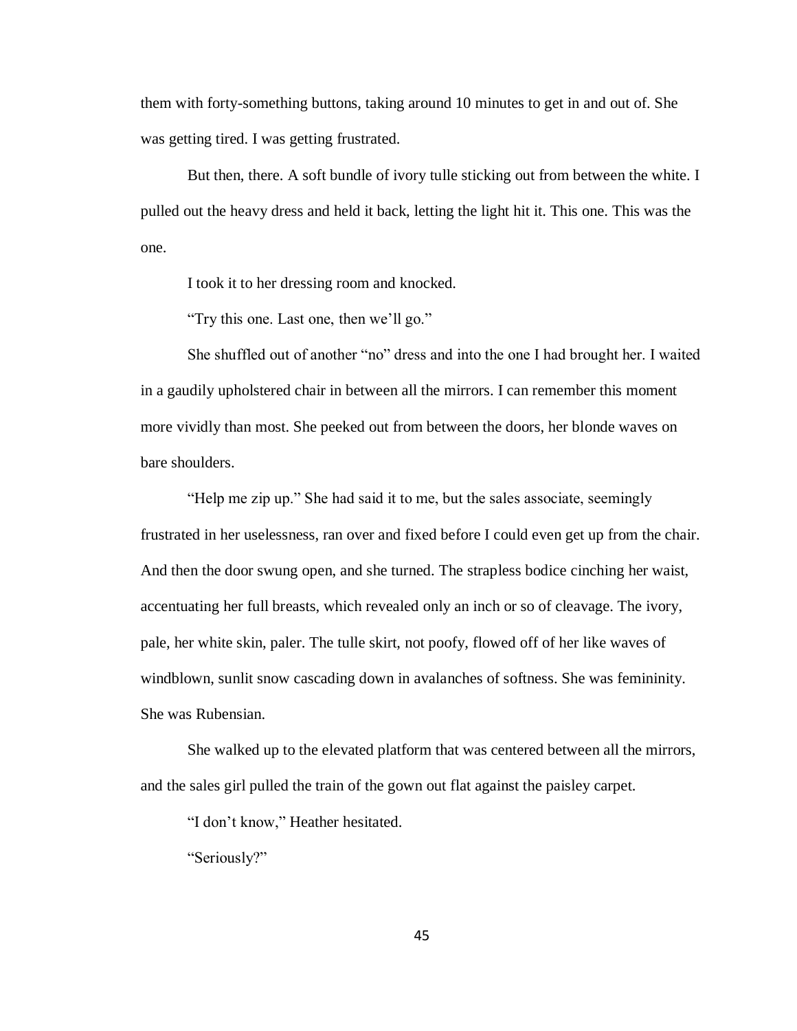them with forty-something buttons, taking around 10 minutes to get in and out of. She was getting tired. I was getting frustrated.

But then, there. A soft bundle of ivory tulle sticking out from between the white. I pulled out the heavy dress and held it back, letting the light hit it. This one. This was the one.

I took it to her dressing room and knocked.

"Try this one. Last one, then we'll go."

She shuffled out of another "no" dress and into the one I had brought her. I waited in a gaudily upholstered chair in between all the mirrors. I can remember this moment more vividly than most. She peeked out from between the doors, her blonde waves on bare shoulders.

"Help me zip up." She had said it to me, but the sales associate, seemingly frustrated in her uselessness, ran over and fixed before I could even get up from the chair. And then the door swung open, and she turned. The strapless bodice cinching her waist, accentuating her full breasts, which revealed only an inch or so of cleavage. The ivory, pale, her white skin, paler. The tulle skirt, not poofy, flowed off of her like waves of windblown, sunlit snow cascading down in avalanches of softness. She was femininity. She was Rubensian.

She walked up to the elevated platform that was centered between all the mirrors, and the sales girl pulled the train of the gown out flat against the paisley carpet.

"I don't know," Heather hesitated.

"Seriously?"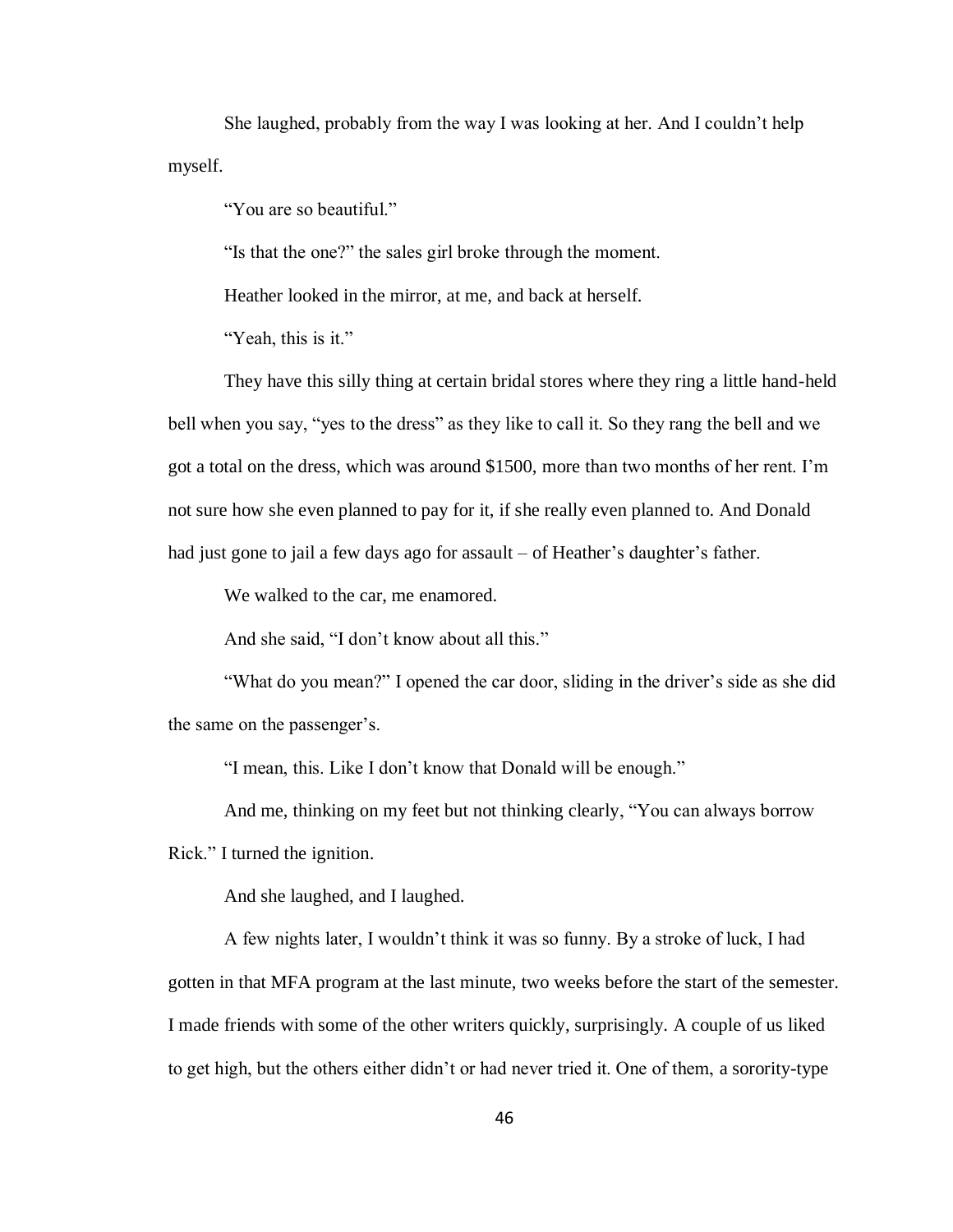She laughed, probably from the way I was looking at her. And I couldn't help myself.

"You are so beautiful."

"Is that the one?" the sales girl broke through the moment.

Heather looked in the mirror, at me, and back at herself.

"Yeah, this is it."

They have this silly thing at certain bridal stores where they ring a little hand-held bell when you say, "yes to the dress" as they like to call it. So they rang the bell and we got a total on the dress, which was around $1500, more than two months of her rent. I'm not sure how she even planned to pay for it, if she really even planned to. And Donald had just gone to jail a few days ago for assault – of Heather's daughter's father.

We walked to the car, me enamored.

And she said, "I don't know about all this."

"What do you mean?" I opened the car door, sliding in the driver's side as she did the same on the passenger's.

"I mean, this. Like I don't know that Donald will be enough."

And me, thinking on my feet but not thinking clearly, "You can always borrow Rick." I turned the ignition.

And she laughed, and I laughed.

A few nights later, I wouldn't think it was so funny. By a stroke of luck, I had gotten in that MFA program at the last minute, two weeks before the start of the semester. I made friends with some of the other writers quickly, surprisingly. A couple of us liked to get high, but the others either didn't or had never tried it. One of them, a sorority-type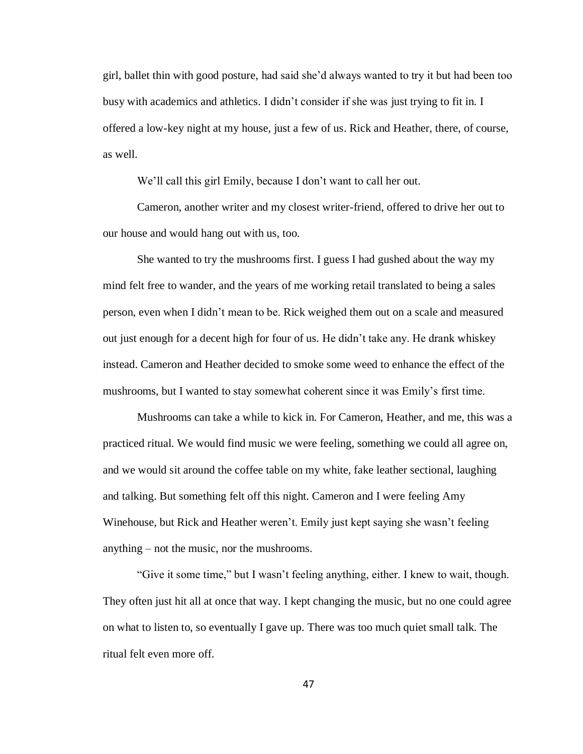girl, ballet thin with good posture, had said she'd always wanted to try it but had been too busy with academics and athletics. I didn't consider if she was just trying to fit in. I offered a low-key night at my house, just a few of us. Rick and Heather, there, of course, as well.

We'll call this girl Emily, because I don't want to call her out.

Cameron, another writer and my closest writer-friend, offered to drive her out to our house and would hang out with us, too.

She wanted to try the mushrooms first. I guess I had gushed about the way my mind felt free to wander, and the years of me working retail translated to being a sales person, even when I didn't mean to be. Rick weighed them out on a scale and measured out just enough for a decent high for four of us. He didn't take any. He drank whiskey instead. Cameron and Heather decided to smoke some weed to enhance the effect of the mushrooms, but I wanted to stay somewhat coherent since it was Emily's first time.

Mushrooms can take a while to kick in. For Cameron, Heather, and me, this was a practiced ritual. We would find music we were feeling, something we could all agree on, and we would sit around the coffee table on my white, fake leather sectional, laughing and talking. But something felt off this night. Cameron and I were feeling Amy Winehouse, but Rick and Heather weren't. Emily just kept saying she wasn't feeling anything – not the music, nor the mushrooms.

"Give it some time," but I wasn't feeling anything, either. I knew to wait, though. They often just hit all at once that way. I kept changing the music, but no one could agree on what to listen to, so eventually I gave up. There was too much quiet small talk. The ritual felt even more off.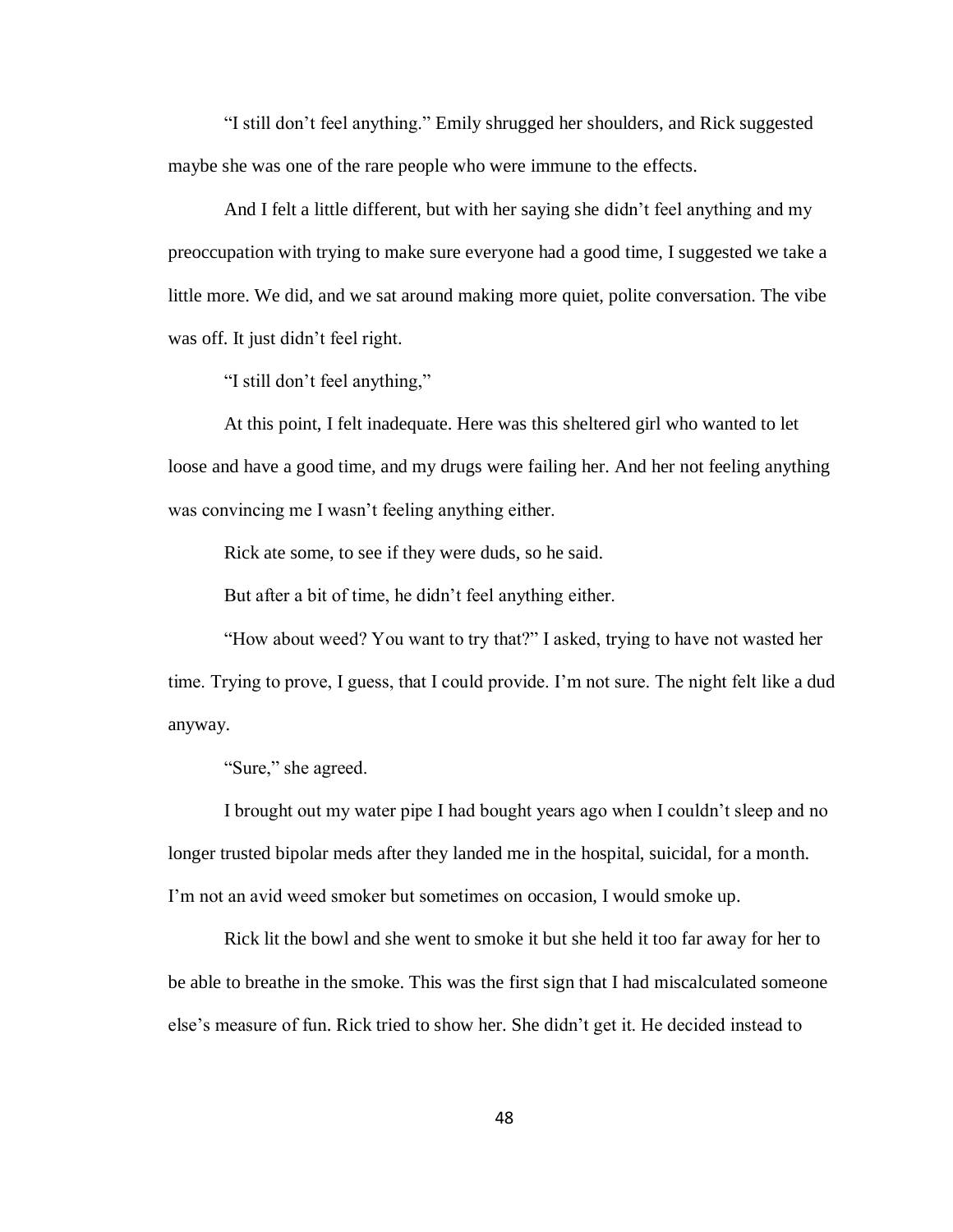“I still don’t feel anything.” Emily shrugged her shoulders, and Rick suggested maybe she was one of the rare people who were immune to the effects.

And I felt a little different, but with her saying she didn’t feel anything and my preoccupation with trying to make sure everyone had a good time, I suggested we take a little more. We did, and we sat around making more quiet, polite conversation. The vibe was off. It just didn’t feel right.

“I still don’t feel anything,”

At this point, I felt inadequate. Here was this sheltered girl who wanted to let loose and have a good time, and my drugs were failing her. And her not feeling anything was convincing me I wasn’t feeling anything either.

Rick ate some, to see if they were duds, so he said.

But after a bit of time, he didn’t feel anything either.

“How about weed? You want to try that?” I asked, trying to have not wasted her time. Trying to prove, I guess, that I could provide. I’m not sure. The night felt like a dud anyway.

“Sure,” she agreed.

I brought out my water pipe I had bought years ago when I couldn’t sleep and no longer trusted bipolar meds after they landed me in the hospital, suicidal, for a month. I’m not an avid weed smoker but sometimes on occasion, I would smoke up.

Rick lit the bowl and she went to smoke it but she held it too far away for her to be able to breathe in the smoke. This was the first sign that I had miscalculated someone else’s measure of fun. Rick tried to show her. She didn’t get it. He decided instead to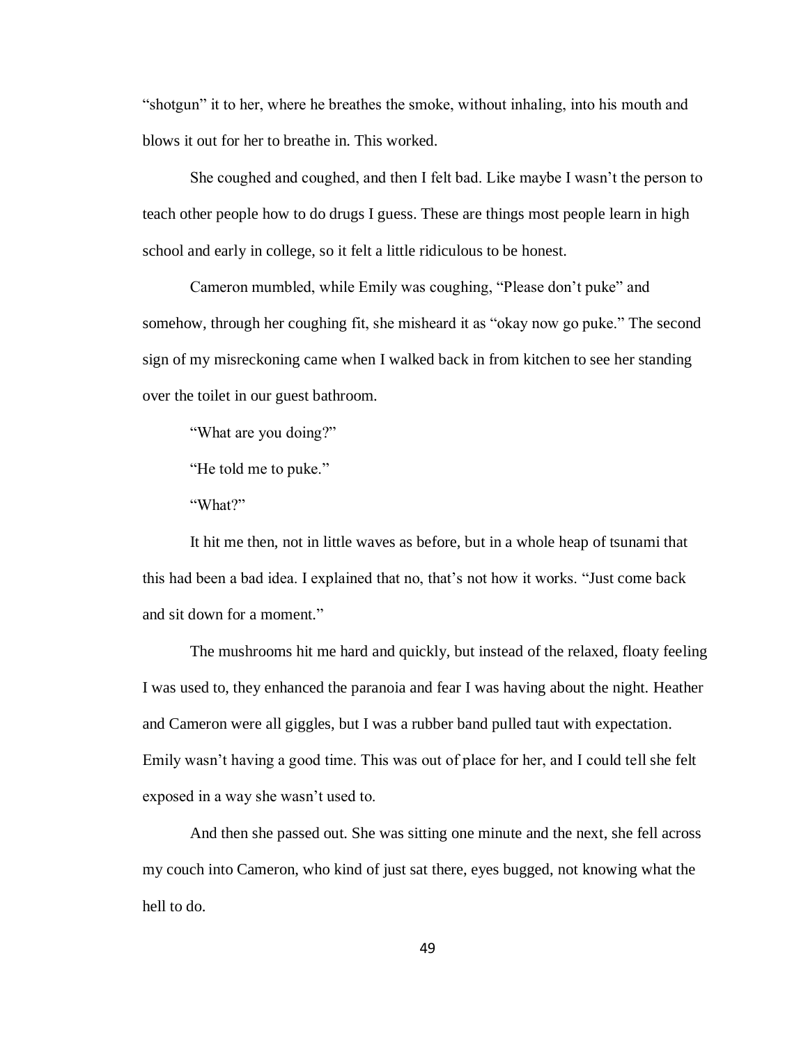"shotgun" it to her, where he breathes the smoke, without inhaling, into his mouth and blows it out for her to breathe in. This worked.

She coughed and coughed, and then I felt bad. Like maybe I wasn't the person to teach other people how to do drugs I guess. These are things most people learn in high school and early in college, so it felt a little ridiculous to be honest.

Cameron mumbled, while Emily was coughing, "Please don't puke" and somehow, through her coughing fit, she misheard it as "okay now go puke." The second sign of my misreckoning came when I walked back in from kitchen to see her standing over the toilet in our guest bathroom.

"What are you doing?"

"He told me to puke."

"What?"

It hit me then, not in little waves as before, but in a whole heap of tsunami that this had been a bad idea. I explained that no, that's not how it works. "Just come back and sit down for a moment."

The mushrooms hit me hard and quickly, but instead of the relaxed, floaty feeling I was used to, they enhanced the paranoia and fear I was having about the night. Heather and Cameron were all giggles, but I was a rubber band pulled taut with expectation. Emily wasn't having a good time. This was out of place for her, and I could tell she felt exposed in a way she wasn't used to.

And then she passed out. She was sitting one minute and the next, she fell across my couch into Cameron, who kind of just sat there, eyes bugged, not knowing what the hell to do.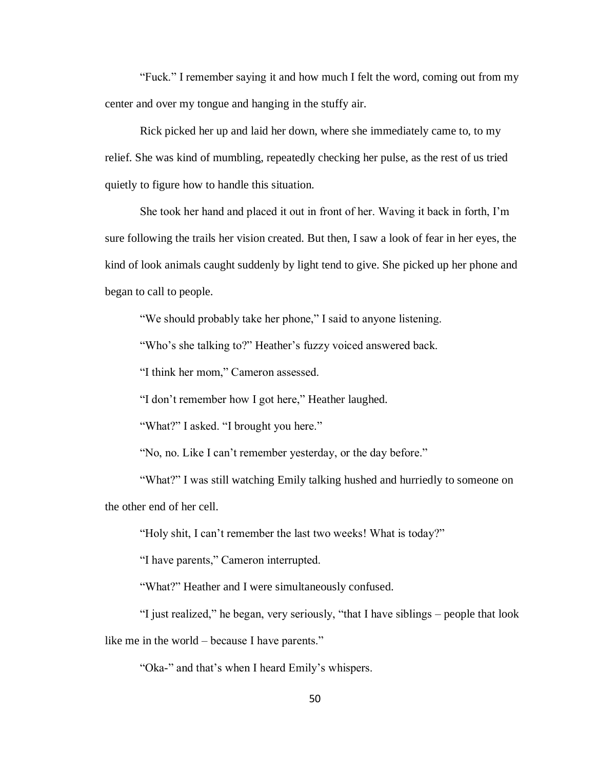"Fuck." I remember saying it and how much I felt the word, coming out from my center and over my tongue and hanging in the stuffy air.

Rick picked her up and laid her down, where she immediately came to, to my relief. She was kind of mumbling, repeatedly checking her pulse, as the rest of us tried quietly to figure how to handle this situation.

She took her hand and placed it out in front of her. Waving it back in forth, I'm sure following the trails her vision created. But then, I saw a look of fear in her eyes, the kind of look animals caught suddenly by light tend to give. She picked up her phone and began to call to people.

"We should probably take her phone," I said to anyone listening.

"Who's she talking to?" Heather's fuzzy voiced answered back.

"I think her mom," Cameron assessed.

"I don't remember how I got here," Heather laughed.

"What?" I asked. "I brought you here."

"No, no. Like I can't remember yesterday, or the day before."

"What?" I was still watching Emily talking hushed and hurriedly to someone on the other end of her cell.

"Holy shit, I can't remember the last two weeks! What is today?"

"I have parents," Cameron interrupted.

"What?" Heather and I were simultaneously confused.

"I just realized," he began, very seriously, "that I have siblings – people that look like me in the world – because I have parents."

"Oka-" and that's when I heard Emily's whispers.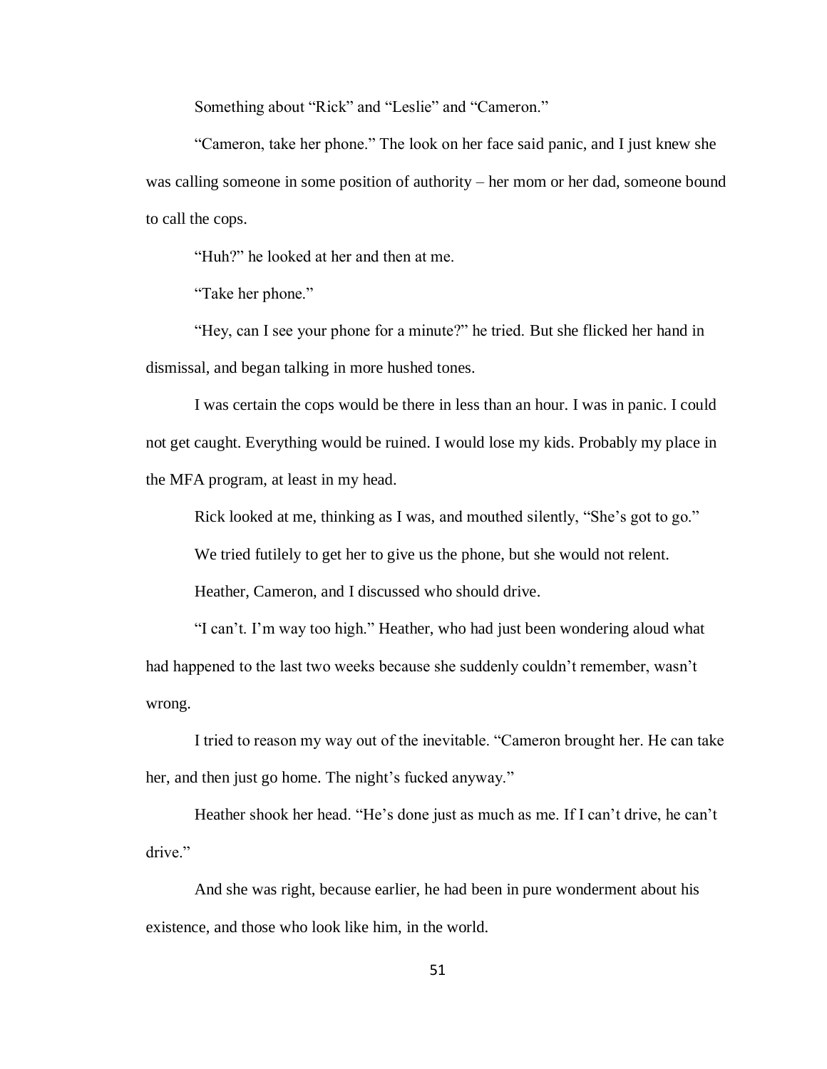Something about "Rick" and "Leslie" and "Cameron."

"Cameron, take her phone." The look on her face said panic, and I just knew she was calling someone in some position of authority – her mom or her dad, someone bound to call the cops.

"Huh?" he looked at her and then at me.

"Take her phone."

"Hey, can I see your phone for a minute?" he tried. But she flicked her hand in dismissal, and began talking in more hushed tones.

I was certain the cops would be there in less than an hour. I was in panic. I could not get caught. Everything would be ruined. I would lose my kids. Probably my place in the MFA program, at least in my head.

Rick looked at me, thinking as I was, and mouthed silently, "She's got to go."

We tried futilely to get her to give us the phone, but she would not relent.

Heather, Cameron, and I discussed who should drive.

"I can't. I'm way too high." Heather, who had just been wondering aloud what had happened to the last two weeks because she suddenly couldn't remember, wasn't wrong.

I tried to reason my way out of the inevitable. "Cameron brought her. He can take her, and then just go home. The night's fucked anyway."

Heather shook her head. "He's done just as much as me. If I can't drive, he can't drive."

And she was right, because earlier, he had been in pure wonderment about his existence, and those who look like him, in the world.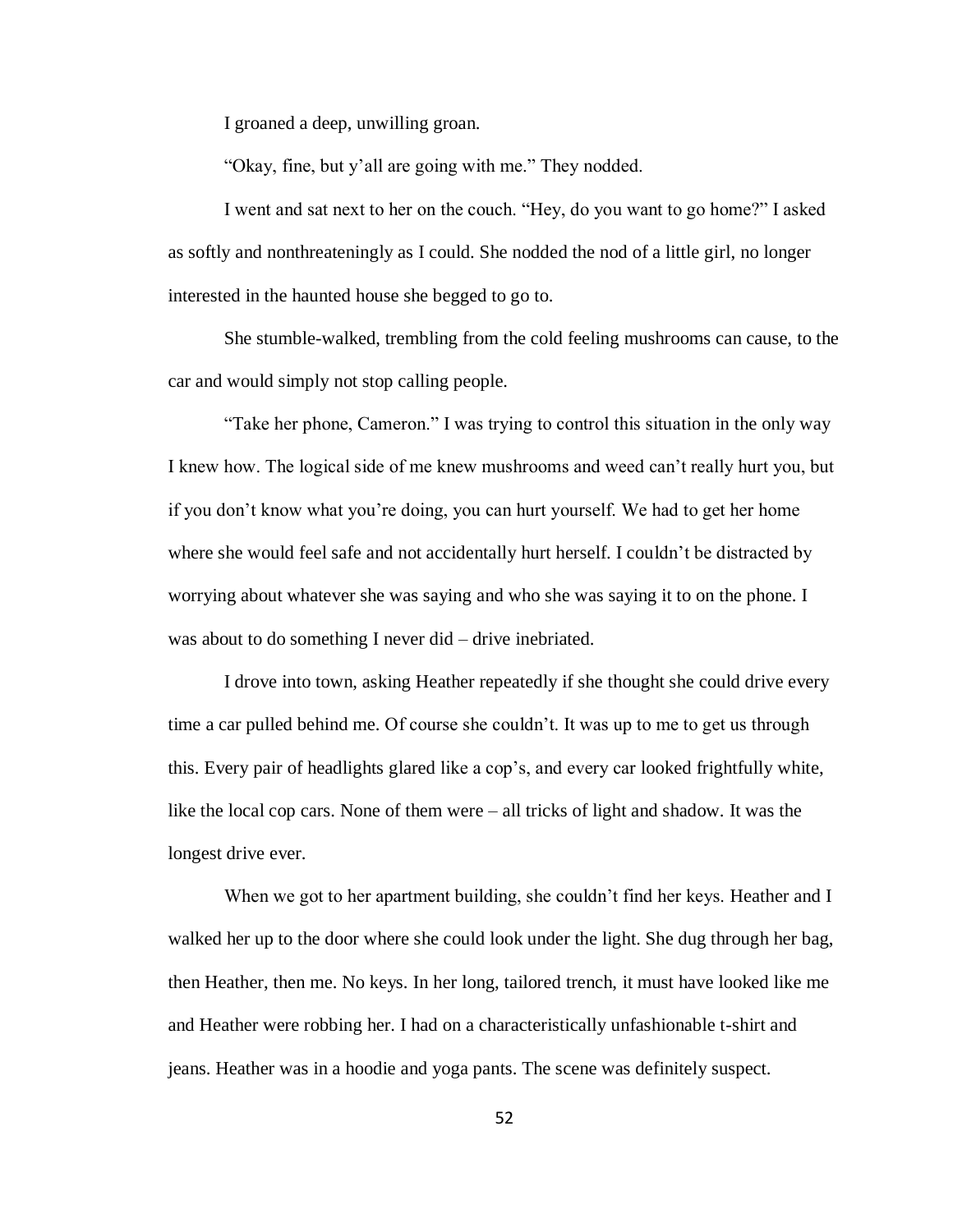I groaned a deep, unwilling groan.

"Okay, fine, but y'all are going with me." They nodded.

I went and sat next to her on the couch. "Hey, do you want to go home?" I asked as softly and nonthreateningly as I could. She nodded the nod of a little girl, no longer interested in the haunted house she begged to go to.

She stumble-walked, trembling from the cold feeling mushrooms can cause, to the car and would simply not stop calling people.

"Take her phone, Cameron." I was trying to control this situation in the only way I knew how. The logical side of me knew mushrooms and weed can't really hurt you, but if you don't know what you're doing, you can hurt yourself. We had to get her home where she would feel safe and not accidentally hurt herself. I couldn't be distracted by worrying about whatever she was saying and who she was saying it to on the phone. I was about to do something I never did – drive inebriated.

I drove into town, asking Heather repeatedly if she thought she could drive every time a car pulled behind me. Of course she couldn't. It was up to me to get us through this. Every pair of headlights glared like a cop's, and every car looked frightfully white, like the local cop cars. None of them were – all tricks of light and shadow. It was the longest drive ever.

When we got to her apartment building, she couldn't find her keys. Heather and I walked her up to the door where she could look under the light. She dug through her bag, then Heather, then me. No keys. In her long, tailored trench, it must have looked like me and Heather were robbing her. I had on a characteristically unfashionable t-shirt and jeans. Heather was in a hoodie and yoga pants. The scene was definitely suspect.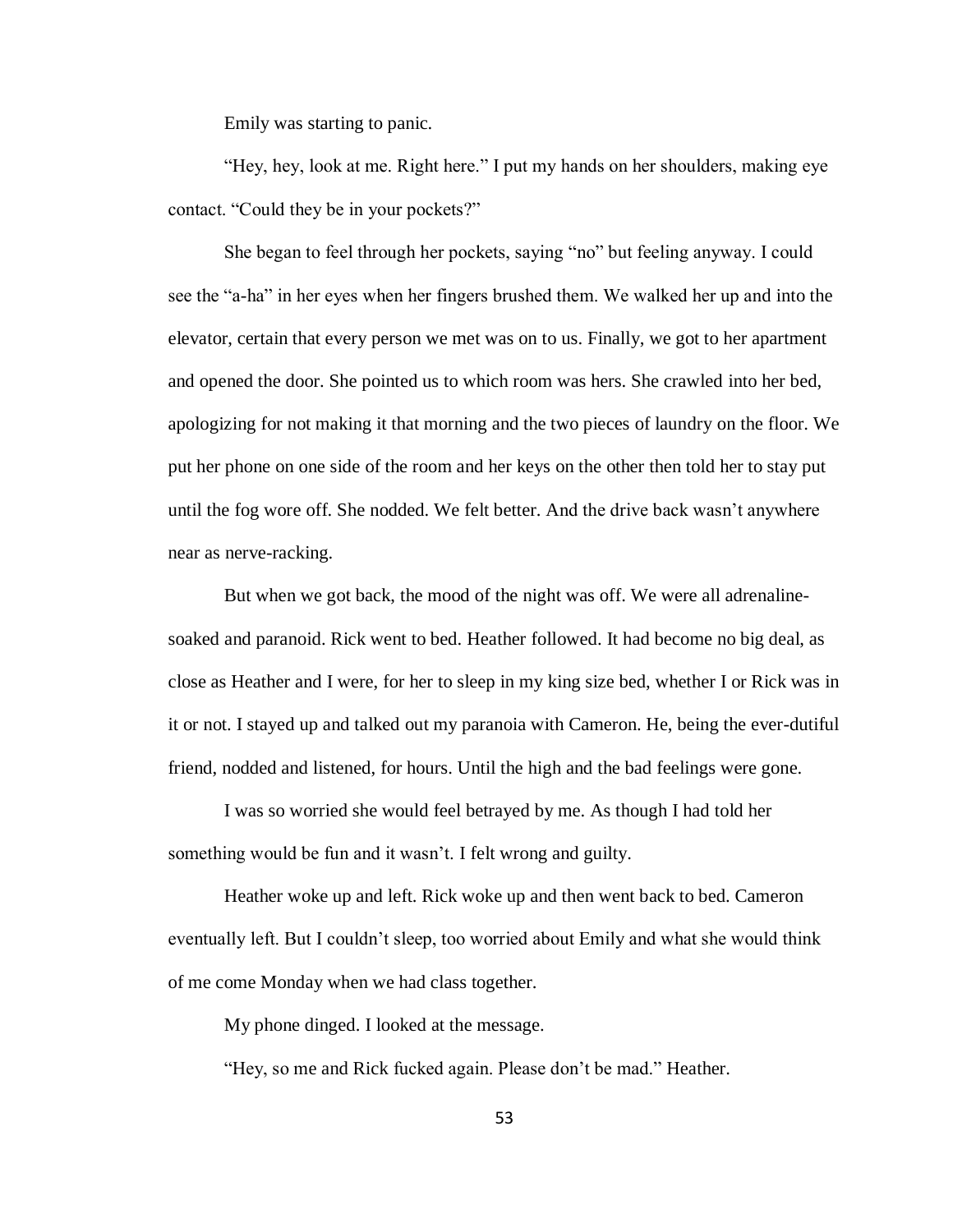Emily was starting to panic.

"Hey, hey, look at me. Right here." I put my hands on her shoulders, making eye contact. "Could they be in your pockets?"

She began to feel through her pockets, saying "no" but feeling anyway. I could see the "a-ha" in her eyes when her fingers brushed them. We walked her up and into the elevator, certain that every person we met was on to us. Finally, we got to her apartment and opened the door. She pointed us to which room was hers. She crawled into her bed, apologizing for not making it that morning and the two pieces of laundry on the floor. We put her phone on one side of the room and her keys on the other then told her to stay put until the fog wore off. She nodded. We felt better. And the drive back wasn't anywhere near as nerve-racking.

But when we got back, the mood of the night was off. We were all adrenaline-soaked and paranoid. Rick went to bed. Heather followed. It had become no big deal, as close as Heather and I were, for her to sleep in my king size bed, whether I or Rick was in it or not. I stayed up and talked out my paranoia with Cameron. He, being the ever-dutiful friend, nodded and listened, for hours. Until the high and the bad feelings were gone.

I was so worried she would feel betrayed by me. As though I had told her something would be fun and it wasn't. I felt wrong and guilty.

Heather woke up and left. Rick woke up and then went back to bed. Cameron eventually left. But I couldn't sleep, too worried about Emily and what she would think of me come Monday when we had class together.

My phone dinged. I looked at the message.

"Hey, so me and Rick fucked again. Please don't be mad." Heather.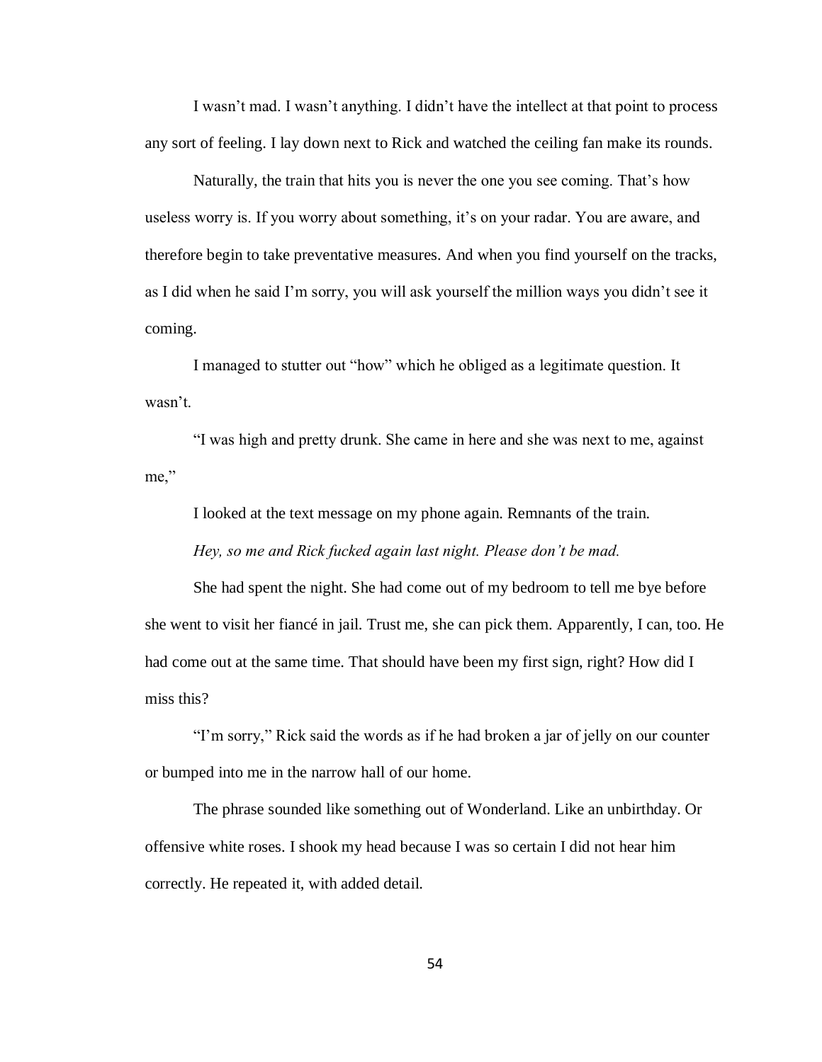I wasn't mad. I wasn't anything. I didn't have the intellect at that point to process any sort of feeling. I lay down next to Rick and watched the ceiling fan make its rounds.

Naturally, the train that hits you is never the one you see coming. That's how useless worry is. If you worry about something, it's on your radar. You are aware, and therefore begin to take preventative measures. And when you find yourself on the tracks, as I did when he said I'm sorry, you will ask yourself the million ways you didn't see it coming.

I managed to stutter out "how" which he obliged as a legitimate question. It wasn't.

"I was high and pretty drunk. She came in here and she was next to me, against me,"

I looked at the text message on my phone again. Remnants of the train.

*Hey, so me and Rick fucked again last night. Please don't be mad.*

She had spent the night. She had come out of my bedroom to tell me bye before she went to visit her fiancé in jail. Trust me, she can pick them. Apparently, I can, too. He had come out at the same time. That should have been my first sign, right? How did I miss this?

"I'm sorry," Rick said the words as if he had broken a jar of jelly on our counter or bumped into me in the narrow hall of our home.

The phrase sounded like something out of Wonderland. Like an unbirthday. Or offensive white roses. I shook my head because I was so certain I did not hear him correctly. He repeated it, with added detail.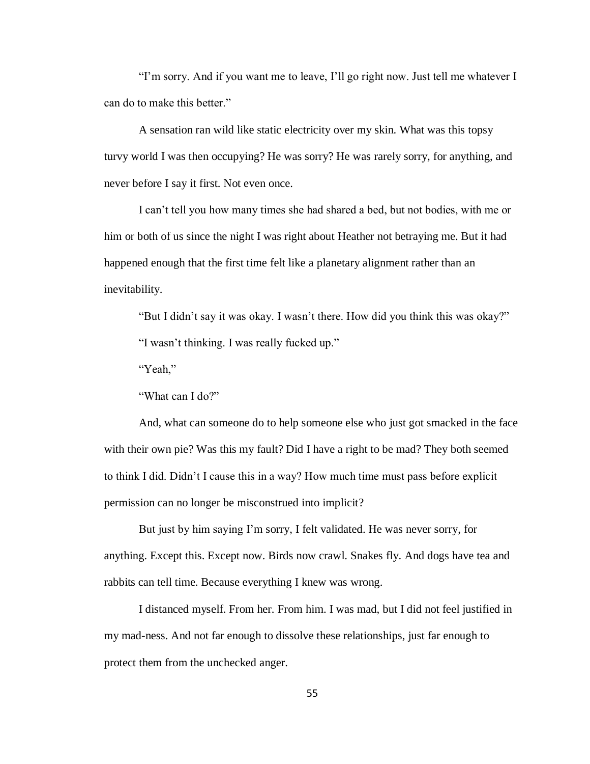"I'm sorry. And if you want me to leave, I'll go right now. Just tell me whatever I can do to make this better."

A sensation ran wild like static electricity over my skin. What was this topsy turvy world I was then occupying? He was sorry? He was rarely sorry, for anything, and never before I say it first. Not even once.

I can't tell you how many times she had shared a bed, but not bodies, with me or him or both of us since the night I was right about Heather not betraying me. But it had happened enough that the first time felt like a planetary alignment rather than an inevitability.

"But I didn't say it was okay. I wasn't there. How did you think this was okay?"

"I wasn't thinking. I was really fucked up."

"Yeah,"

"What can I do?"

And, what can someone do to help someone else who just got smacked in the face with their own pie? Was this my fault? Did I have a right to be mad? They both seemed to think I did. Didn't I cause this in a way? How much time must pass before explicit permission can no longer be misconstrued into implicit?

But just by him saying I'm sorry, I felt validated. He was never sorry, for anything. Except this. Except now. Birds now crawl. Snakes fly. And dogs have tea and rabbits can tell time. Because everything I knew was wrong.

I distanced myself. From her. From him. I was mad, but I did not feel justified in my mad-ness. And not far enough to dissolve these relationships, just far enough to protect them from the unchecked anger.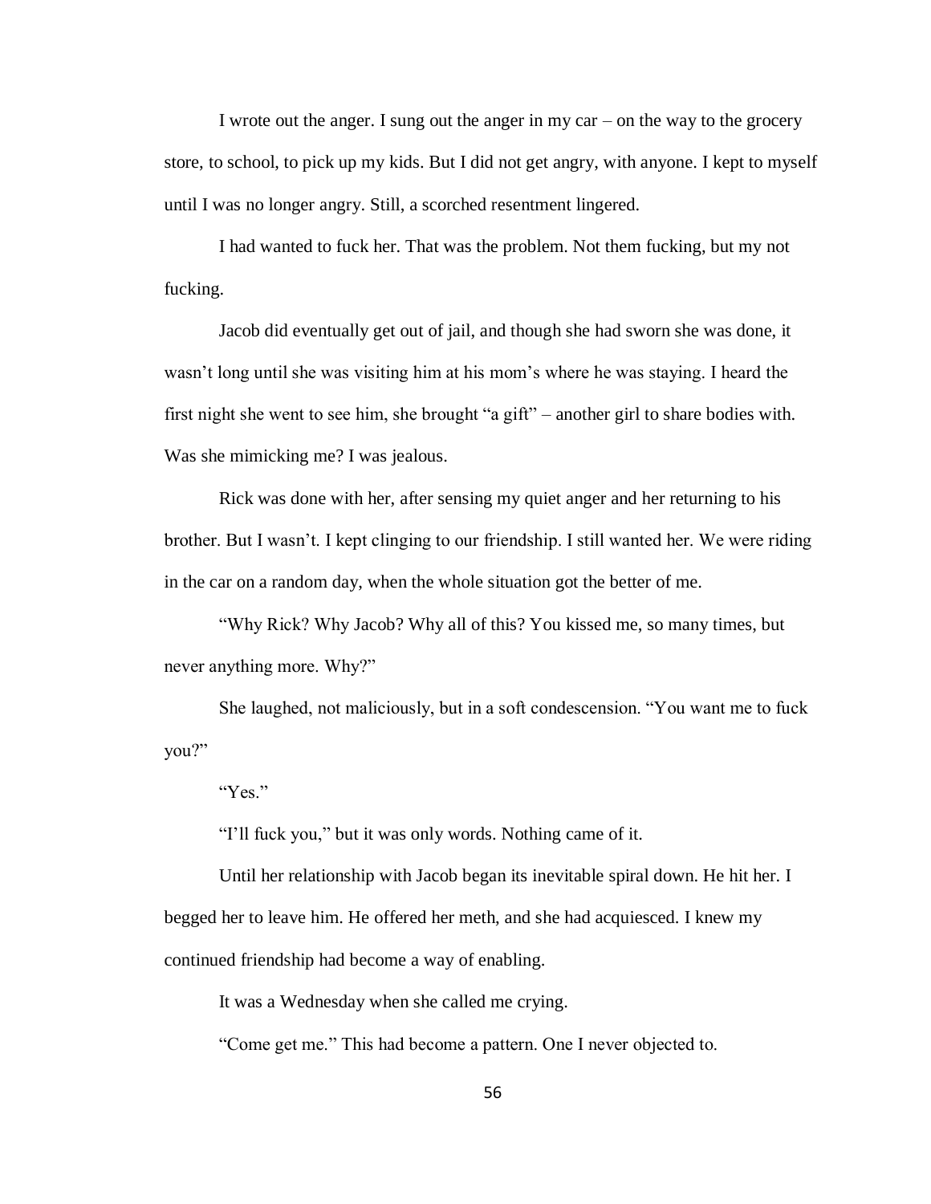I wrote out the anger. I sung out the anger in my car – on the way to the grocery store, to school, to pick up my kids. But I did not get angry, with anyone. I kept to myself until I was no longer angry. Still, a scorched resentment lingered.

I had wanted to fuck her. That was the problem. Not them fucking, but my not fucking.

Jacob did eventually get out of jail, and though she had sworn she was done, it wasn't long until she was visiting him at his mom's where he was staying. I heard the first night she went to see him, she brought "a gift" – another girl to share bodies with. Was she mimicking me? I was jealous.

Rick was done with her, after sensing my quiet anger and her returning to his brother. But I wasn't. I kept clinging to our friendship. I still wanted her. We were riding in the car on a random day, when the whole situation got the better of me.

"Why Rick? Why Jacob? Why all of this? You kissed me, so many times, but never anything more. Why?"

She laughed, not maliciously, but in a soft condescension. "You want me to fuck you?"

"Yes."

"I'll fuck you," but it was only words. Nothing came of it.

Until her relationship with Jacob began its inevitable spiral down. He hit her. I begged her to leave him. He offered her meth, and she had acquiesced. I knew my continued friendship had become a way of enabling.

It was a Wednesday when she called me crying.

"Come get me." This had become a pattern. One I never objected to.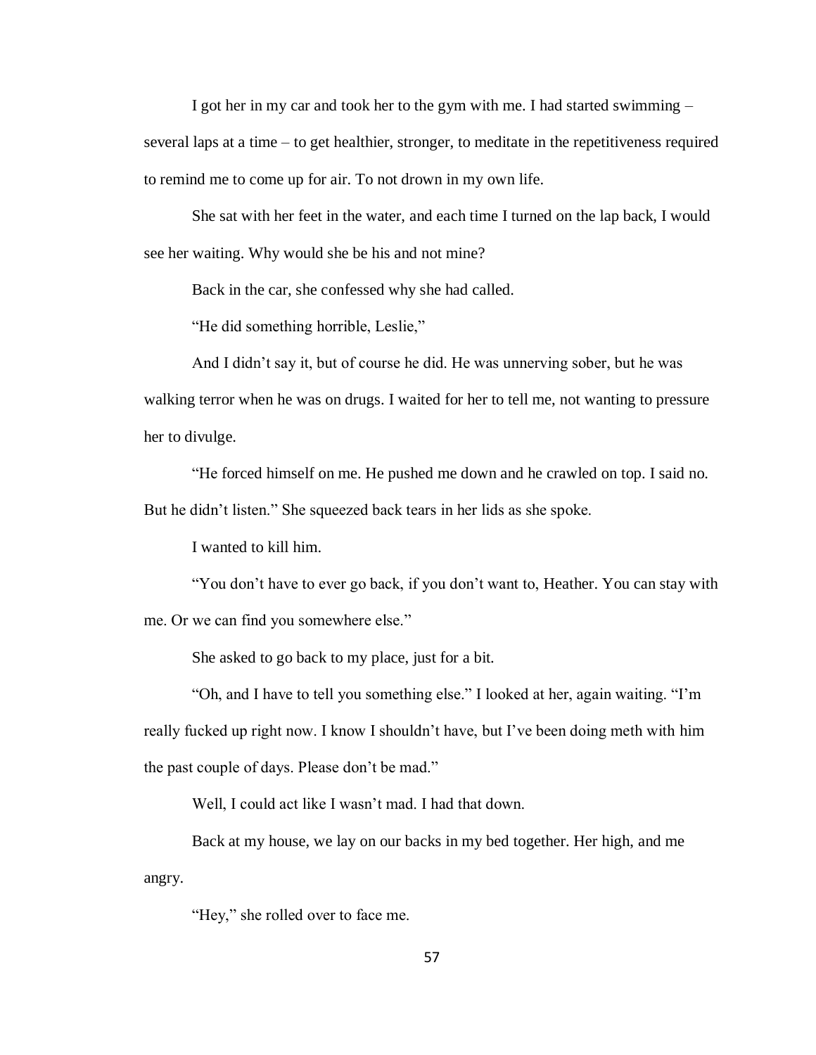I got her in my car and took her to the gym with me. I had started swimming – several laps at a time – to get healthier, stronger, to meditate in the repetitiveness required to remind me to come up for air. To not drown in my own life.

She sat with her feet in the water, and each time I turned on the lap back, I would see her waiting. Why would she be his and not mine?

Back in the car, she confessed why she had called.

"He did something horrible, Leslie,"

And I didn't say it, but of course he did. He was unnerving sober, but he was walking terror when he was on drugs. I waited for her to tell me, not wanting to pressure her to divulge.

"He forced himself on me. He pushed me down and he crawled on top. I said no. But he didn't listen." She squeezed back tears in her lids as she spoke.

I wanted to kill him.

"You don't have to ever go back, if you don't want to, Heather. You can stay with me. Or we can find you somewhere else."

She asked to go back to my place, just for a bit.

"Oh, and I have to tell you something else." I looked at her, again waiting. "I'm really fucked up right now. I know I shouldn't have, but I've been doing meth with him the past couple of days. Please don't be mad."

Well, I could act like I wasn't mad. I had that down.

Back at my house, we lay on our backs in my bed together. Her high, and me angry.

"Hey," she rolled over to face me.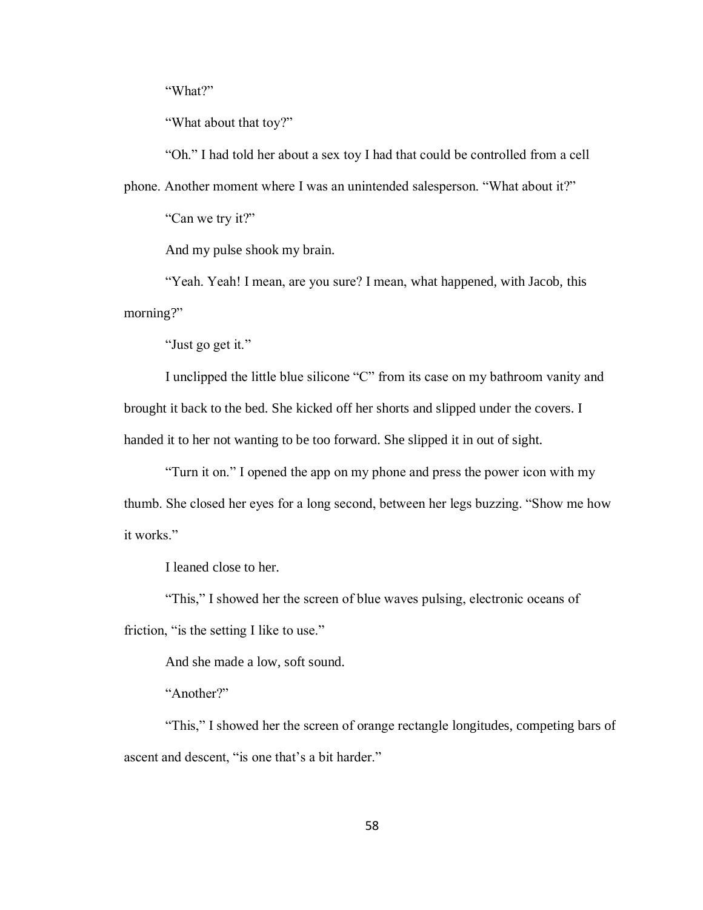"What?"

"What about that toy?"

"Oh." I had told her about a sex toy I had that could be controlled from a cell phone. Another moment where I was an unintended salesperson. "What about it?"

"Can we try it?"

And my pulse shook my brain.

"Yeah. Yeah! I mean, are you sure? I mean, what happened, with Jacob, this morning?"

"Just go get it."

I unclipped the little blue silicone "C" from its case on my bathroom vanity and brought it back to the bed. She kicked off her shorts and slipped under the covers. I handed it to her not wanting to be too forward. She slipped it in out of sight.

"Turn it on." I opened the app on my phone and press the power icon with my thumb. She closed her eyes for a long second, between her legs buzzing. "Show me how it works."

I leaned close to her.

"This," I showed her the screen of blue waves pulsing, electronic oceans of friction, "is the setting I like to use."

And she made a low, soft sound.

"Another?"

"This," I showed her the screen of orange rectangle longitudes, competing bars of ascent and descent, "is one that's a bit harder."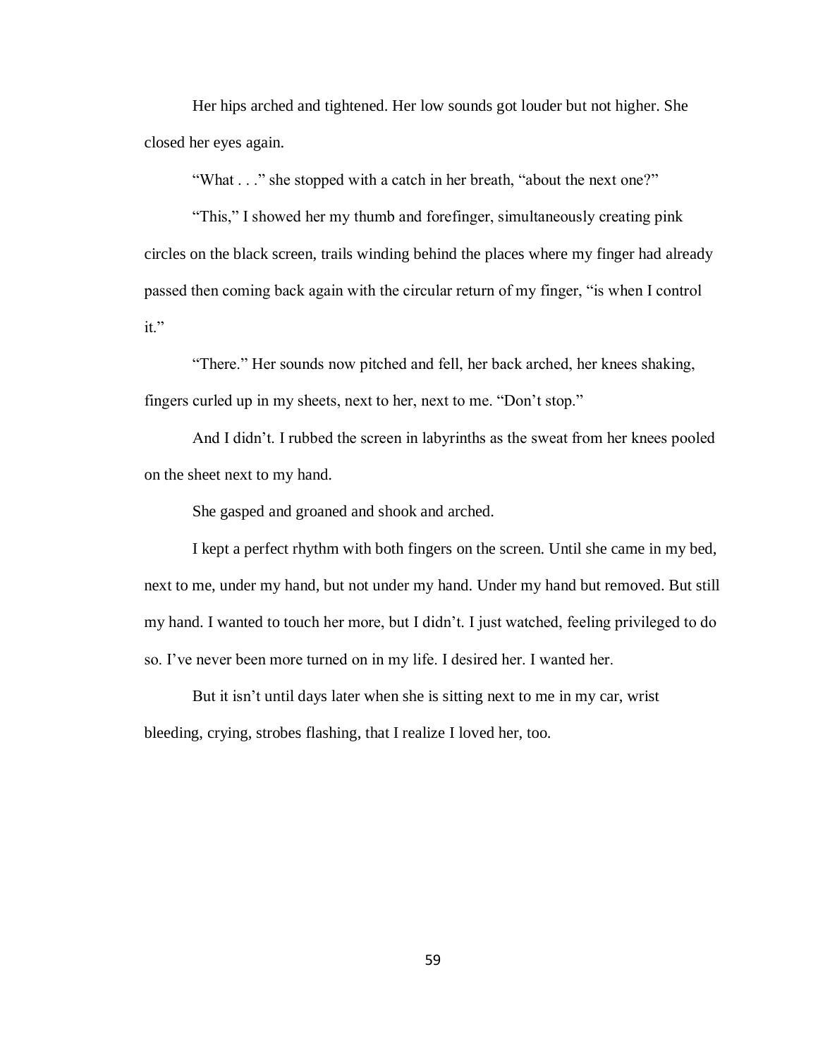Her hips arched and tightened. Her low sounds got louder but not higher. She closed her eyes again.

"What . . ." she stopped with a catch in her breath, "about the next one?"

"This," I showed her my thumb and forefinger, simultaneously creating pink circles on the black screen, trails winding behind the places where my finger had already passed then coming back again with the circular return of my finger, "is when I control it."

"There." Her sounds now pitched and fell, her back arched, her knees shaking, fingers curled up in my sheets, next to her, next to me. "Don't stop."

And I didn't. I rubbed the screen in labyrinths as the sweat from her knees pooled on the sheet next to my hand.

She gasped and groaned and shook and arched.

I kept a perfect rhythm with both fingers on the screen. Until she came in my bed, next to me, under my hand, but not under my hand. Under my hand but removed. But still my hand. I wanted to touch her more, but I didn't. I just watched, feeling privileged to do so. I've never been more turned on in my life. I desired her. I wanted her.

But it isn't until days later when she is sitting next to me in my car, wrist bleeding, crying, strobes flashing, that I realize I loved her, too.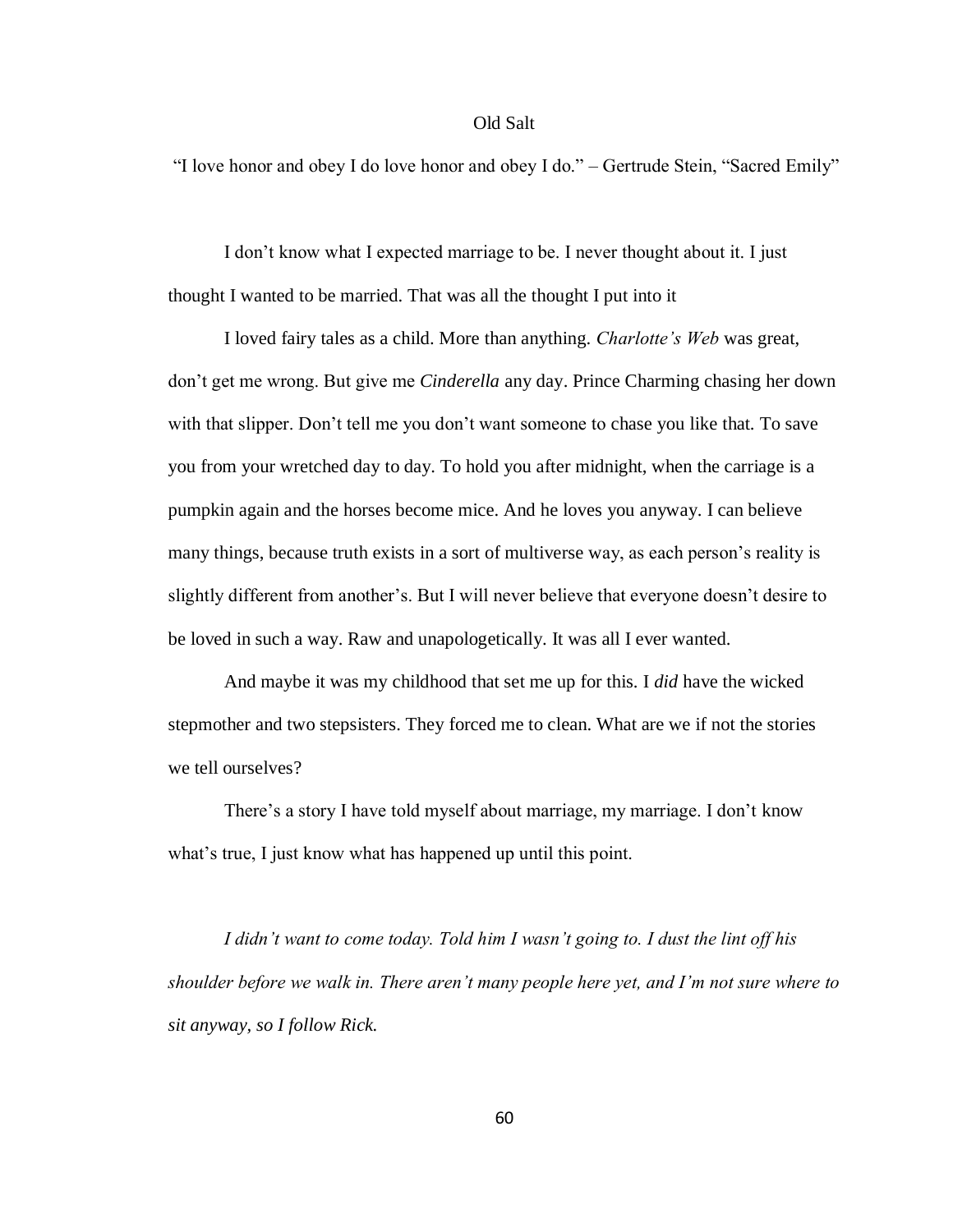# Old Salt

"I love honor and obey I do love honor and obey I do." – Gertrude Stein, "Sacred Emily"

I don't know what I expected marriage to be. I never thought about it. I just thought I wanted to be married. That was all the thought I put into it

I loved fairy tales as a child. More than anything. *Charlotte's Web* was great, don't get me wrong. But give me *Cinderella* any day. Prince Charming chasing her down with that slipper. Don't tell me you don't want someone to chase you like that. To save you from your wretched day to day. To hold you after midnight, when the carriage is a pumpkin again and the horses become mice. And he loves you anyway. I can believe many things, because truth exists in a sort of multiverse way, as each person's reality is slightly different from another's. But I will never believe that everyone doesn't desire to be loved in such a way. Raw and unapologetically. It was all I ever wanted.

And maybe it was my childhood that set me up for this. I *did* have the wicked stepmother and two stepsisters. They forced me to clean. What are we if not the stories we tell ourselves?

There's a story I have told myself about marriage, my marriage. I don't know what's true, I just know what has happened up until this point.

*I didn't want to come today. Told him I wasn't going to. I dust the lint off his shoulder before we walk in. There aren't many people here yet, and I'm not sure where to sit anyway, so I follow Rick.*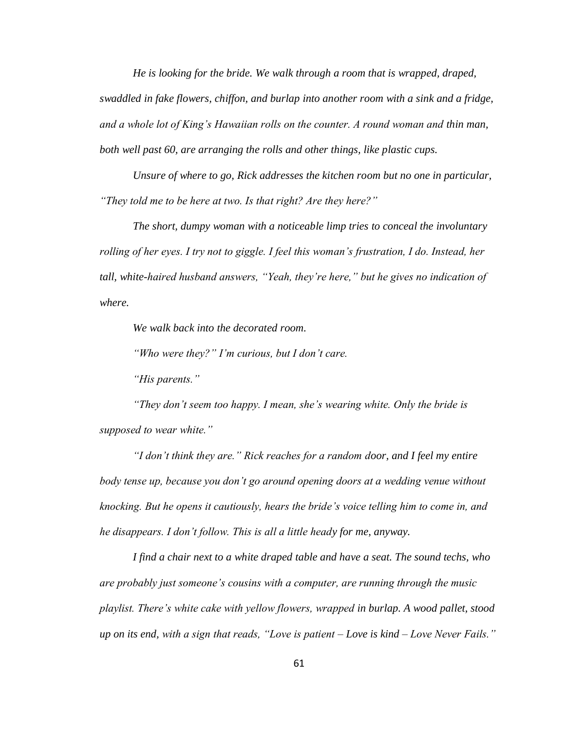*He is looking for the bride. We walk through a room that is wrapped, draped, swaddled in fake flowers, chiffon, and burlap into another room with a sink and a fridge, and a whole lot of King's Hawaiian rolls on the counter. A round woman and thin man, both well past 60, are arranging the rolls and other things, like plastic cups.*

*Unsure of where to go, Rick addresses the kitchen room but no one in particular, "They told me to be here at two. Is that right? Are they here?"*

*The short, dumpy woman with a noticeable limp tries to conceal the involuntary rolling of her eyes. I try not to giggle. I feel this woman's frustration, I do. Instead, her tall, white-haired husband answers, "Yeah, they're here," but he gives no indication of where.*

*We walk back into the decorated room.*

*"Who were they?" I'm curious, but I don't care.*

*"His parents."*

*"They don't seem too happy. I mean, she's wearing white. Only the bride is supposed to wear white."*

*"I don't think they are." Rick reaches for a random door, and I feel my entire body tense up, because you don't go around opening doors at a wedding venue without knocking. But he opens it cautiously, hears the bride's voice telling him to come in, and he disappears. I don't follow. This is all a little heady for me, anyway.*

*I find a chair next to a white draped table and have a seat. The sound techs, who are probably just someone's cousins with a computer, are running through the music playlist. There's white cake with yellow flowers, wrapped in burlap. A wood pallet, stood up on its end, with a sign that reads, "Love is patient – Love is kind – Love Never Fails."*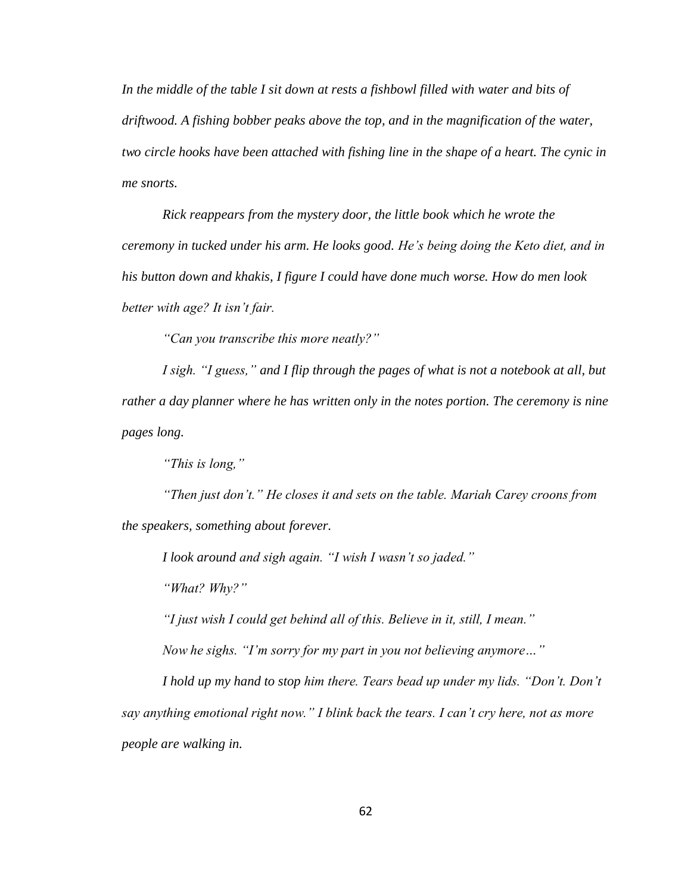*In the middle of the table I sit down at rests a fishbowl filled with water and bits of driftwood. A fishing bobber peaks above the top, and in the magnification of the water, two circle hooks have been attached with fishing line in the shape of a heart. The cynic in me snorts.*

*Rick reappears from the mystery door, the little book which he wrote the ceremony in tucked under his arm. He looks good. He's being doing the Keto diet, and in his button down and khakis, I figure I could have done much worse. How do men look better with age? It isn't fair.*

*"Can you transcribe this more neatly?"*

*I sigh. "I guess," and I flip through the pages of what is not a notebook at all, but rather a day planner where he has written only in the notes portion. The ceremony is nine pages long.*

*"This is long,"*

*"Then just don't." He closes it and sets on the table. Mariah Carey croons from the speakers, something about forever.*

*I look around and sigh again. "I wish I wasn't so jaded."*

*"What? Why?"*

*"I just wish I could get behind all of this. Believe in it, still, I mean."*

*Now he sighs. "I'm sorry for my part in you not believing anymore…"*

*I hold up my hand to stop him there. Tears bead up under my lids. "Don't. Don't say anything emotional right now." I blink back the tears. I can't cry here, not as more people are walking in.*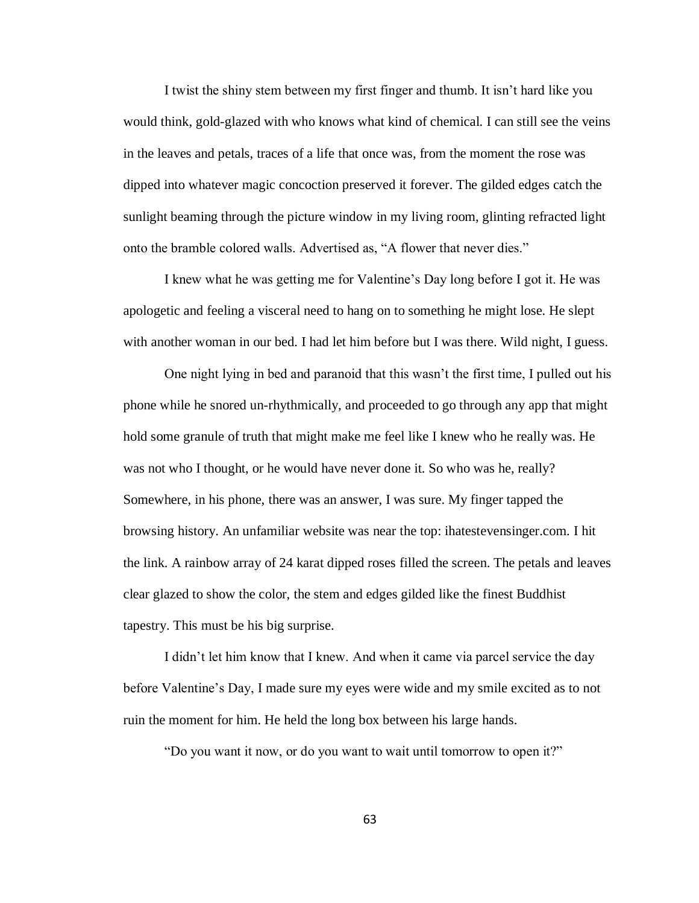I twist the shiny stem between my first finger and thumb. It isn't hard like you would think, gold-glazed with who knows what kind of chemical. I can still see the veins in the leaves and petals, traces of a life that once was, from the moment the rose was dipped into whatever magic concoction preserved it forever. The gilded edges catch the sunlight beaming through the picture window in my living room, glinting refracted light onto the bramble colored walls. Advertised as, "A flower that never dies."

I knew what he was getting me for Valentine's Day long before I got it. He was apologetic and feeling a visceral need to hang on to something he might lose. He slept with another woman in our bed. I had let him before but I was there. Wild night, I guess.

One night lying in bed and paranoid that this wasn't the first time, I pulled out his phone while he snored un-rhythmically, and proceeded to go through any app that might hold some granule of truth that might make me feel like I knew who he really was. He was not who I thought, or he would have never done it. So who was he, really? Somewhere, in his phone, there was an answer, I was sure. My finger tapped the browsing history. An unfamiliar website was near the top: ihatestevensinger.com. I hit the link. A rainbow array of 24 karat dipped roses filled the screen. The petals and leaves clear glazed to show the color, the stem and edges gilded like the finest Buddhist tapestry. This must be his big surprise.

I didn't let him know that I knew. And when it came via parcel service the day before Valentine's Day, I made sure my eyes were wide and my smile excited as to not ruin the moment for him. He held the long box between his large hands.

"Do you want it now, or do you want to wait until tomorrow to open it?"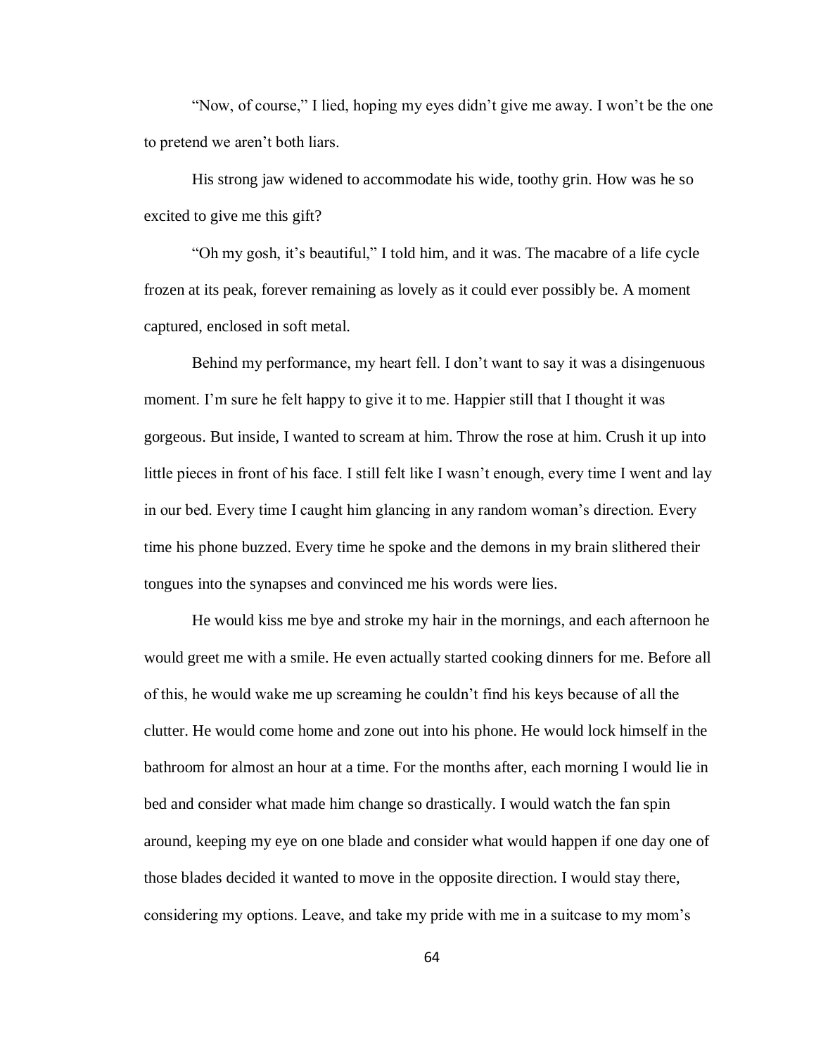"Now, of course," I lied, hoping my eyes didn't give me away. I won't be the one to pretend we aren't both liars.

His strong jaw widened to accommodate his wide, toothy grin. How was he so excited to give me this gift?

"Oh my gosh, it's beautiful," I told him, and it was. The macabre of a life cycle frozen at its peak, forever remaining as lovely as it could ever possibly be. A moment captured, enclosed in soft metal.

Behind my performance, my heart fell. I don't want to say it was a disingenuous moment. I'm sure he felt happy to give it to me. Happier still that I thought it was gorgeous. But inside, I wanted to scream at him. Throw the rose at him. Crush it up into little pieces in front of his face. I still felt like I wasn't enough, every time I went and lay in our bed. Every time I caught him glancing in any random woman's direction. Every time his phone buzzed. Every time he spoke and the demons in my brain slithered their tongues into the synapses and convinced me his words were lies.

He would kiss me bye and stroke my hair in the mornings, and each afternoon he would greet me with a smile. He even actually started cooking dinners for me. Before all of this, he would wake me up screaming he couldn't find his keys because of all the clutter. He would come home and zone out into his phone. He would lock himself in the bathroom for almost an hour at a time. For the months after, each morning I would lie in bed and consider what made him change so drastically. I would watch the fan spin around, keeping my eye on one blade and consider what would happen if one day one of those blades decided it wanted to move in the opposite direction. I would stay there, considering my options. Leave, and take my pride with me in a suitcase to my mom's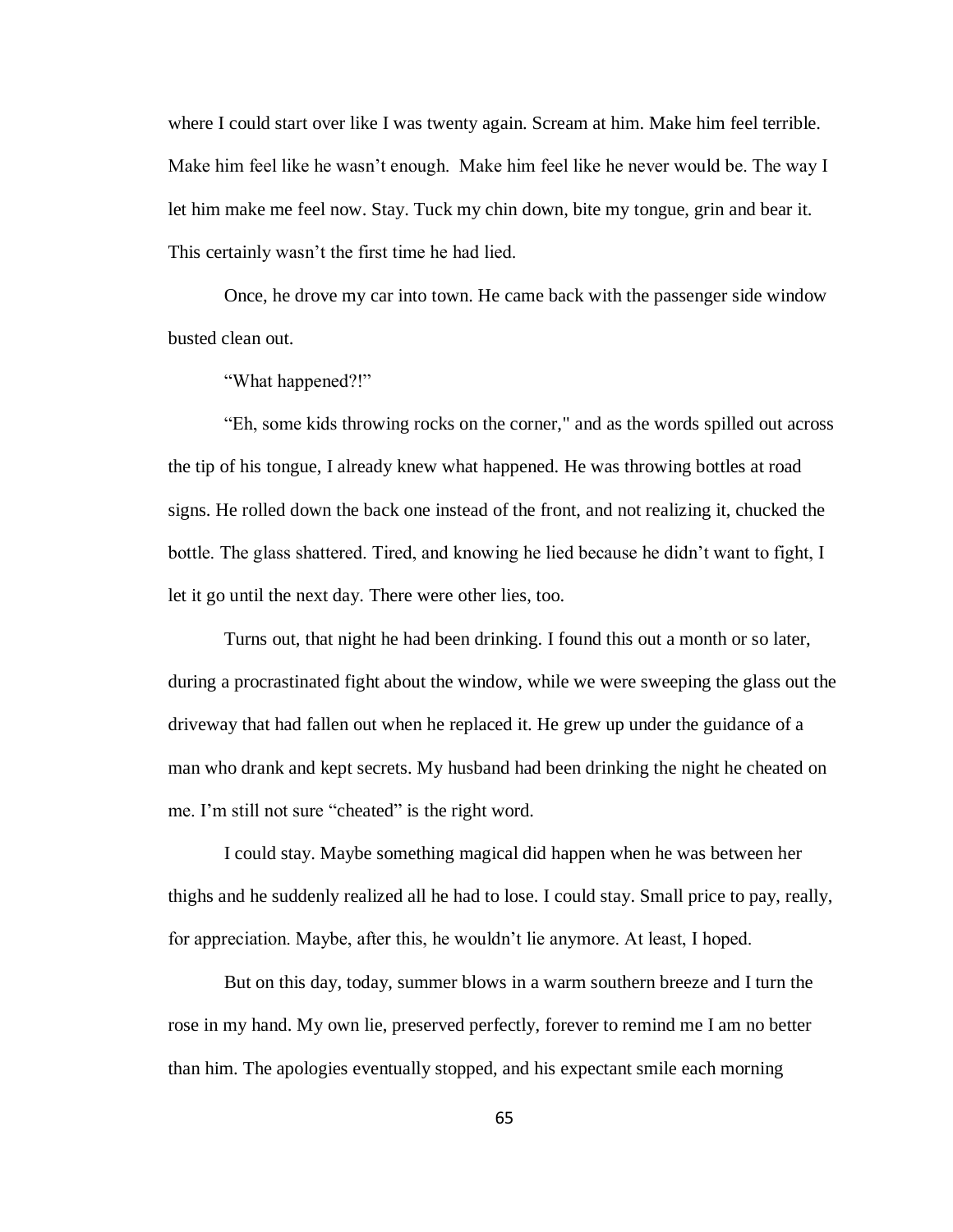where I could start over like I was twenty again. Scream at him. Make him feel terrible. Make him feel like he wasn't enough. Make him feel like he never would be. The way I let him make me feel now. Stay. Tuck my chin down, bite my tongue, grin and bear it. This certainly wasn't the first time he had lied.

Once, he drove my car into town. He came back with the passenger side window busted clean out.

"What happened?!"

"Eh, some kids throwing rocks on the corner," and as the words spilled out across the tip of his tongue, I already knew what happened. He was throwing bottles at road signs. He rolled down the back one instead of the front, and not realizing it, chucked the bottle. The glass shattered. Tired, and knowing he lied because he didn't want to fight, I let it go until the next day. There were other lies, too.

Turns out, that night he had been drinking. I found this out a month or so later, during a procrastinated fight about the window, while we were sweeping the glass out the driveway that had fallen out when he replaced it. He grew up under the guidance of a man who drank and kept secrets. My husband had been drinking the night he cheated on me. I'm still not sure "cheated" is the right word.

I could stay. Maybe something magical did happen when he was between her thighs and he suddenly realized all he had to lose. I could stay. Small price to pay, really, for appreciation. Maybe, after this, he wouldn't lie anymore. At least, I hoped.

But on this day, today, summer blows in a warm southern breeze and I turn the rose in my hand. My own lie, preserved perfectly, forever to remind me I am no better than him. The apologies eventually stopped, and his expectant smile each morning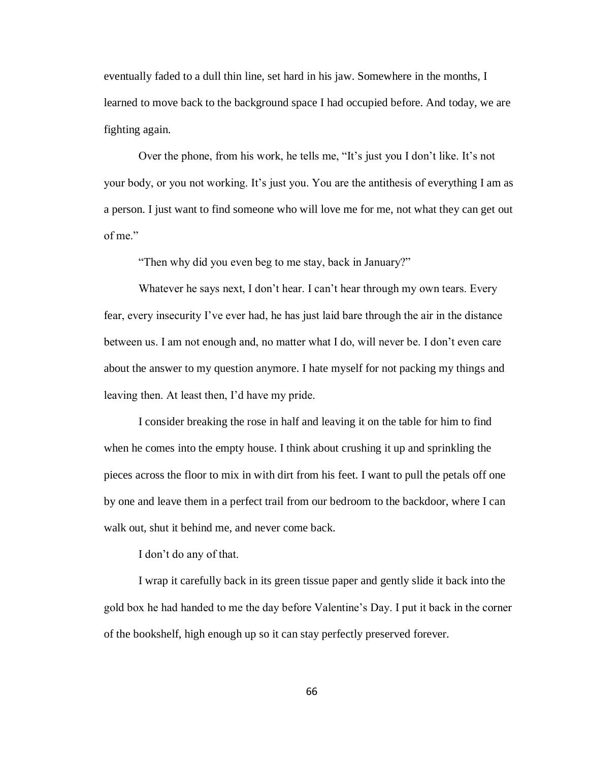eventually faded to a dull thin line, set hard in his jaw. Somewhere in the months, I learned to move back to the background space I had occupied before. And today, we are fighting again.

Over the phone, from his work, he tells me, “It’s just you I don’t like. It’s not your body, or you not working. It’s just you. You are the antithesis of everything I am as a person. I just want to find someone who will love me for me, not what they can get out of me.”

“Then why did you even beg to me stay, back in January?”

Whatever he says next, I don’t hear. I can’t hear through my own tears. Every fear, every insecurity I’ve ever had, he has just laid bare through the air in the distance between us. I am not enough and, no matter what I do, will never be. I don’t even care about the answer to my question anymore. I hate myself for not packing my things and leaving then. At least then, I’d have my pride.

I consider breaking the rose in half and leaving it on the table for him to find when he comes into the empty house. I think about crushing it up and sprinkling the pieces across the floor to mix in with dirt from his feet. I want to pull the petals off one by one and leave them in a perfect trail from our bedroom to the backdoor, where I can walk out, shut it behind me, and never come back.

I don’t do any of that.

I wrap it carefully back in its green tissue paper and gently slide it back into the gold box he had handed to me the day before Valentine’s Day. I put it back in the corner of the bookshelf, high enough up so it can stay perfectly preserved forever.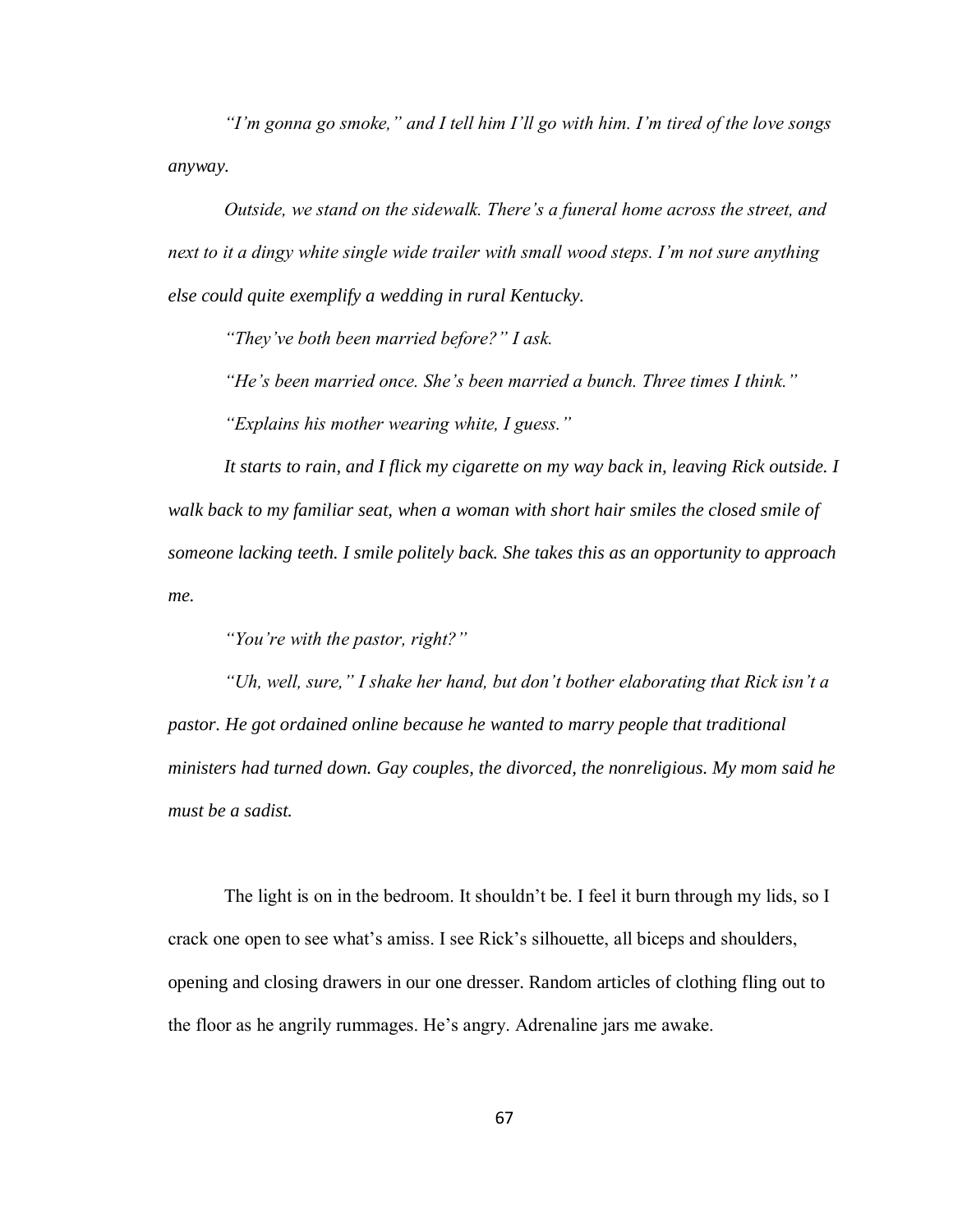*"I'm gonna go smoke," and I tell him I'll go with him. I'm tired of the love songs anyway.*

*Outside, we stand on the sidewalk. There's a funeral home across the street, and next to it a dingy white single wide trailer with small wood steps. I'm not sure anything else could quite exemplify a wedding in rural Kentucky.*

*"They've both been married before?" I ask.*

*"He's been married once. She's been married a bunch. Three times I think."*

*"Explains his mother wearing white, I guess."*

*It starts to rain, and I flick my cigarette on my way back in, leaving Rick outside. I walk back to my familiar seat, when a woman with short hair smiles the closed smile of someone lacking teeth. I smile politely back. She takes this as an opportunity to approach me.*

*"You're with the pastor, right?"*

*"Uh, well, sure," I shake her hand, but don't bother elaborating that Rick isn't a pastor. He got ordained online because he wanted to marry people that traditional ministers had turned down. Gay couples, the divorced, the nonreligious. My mom said he must be a sadist.*

The light is on in the bedroom. It shouldn't be. I feel it burn through my lids, so I crack one open to see what's amiss. I see Rick's silhouette, all biceps and shoulders, opening and closing drawers in our one dresser. Random articles of clothing fling out to the floor as he angrily rummages. He's angry. Adrenaline jars me awake.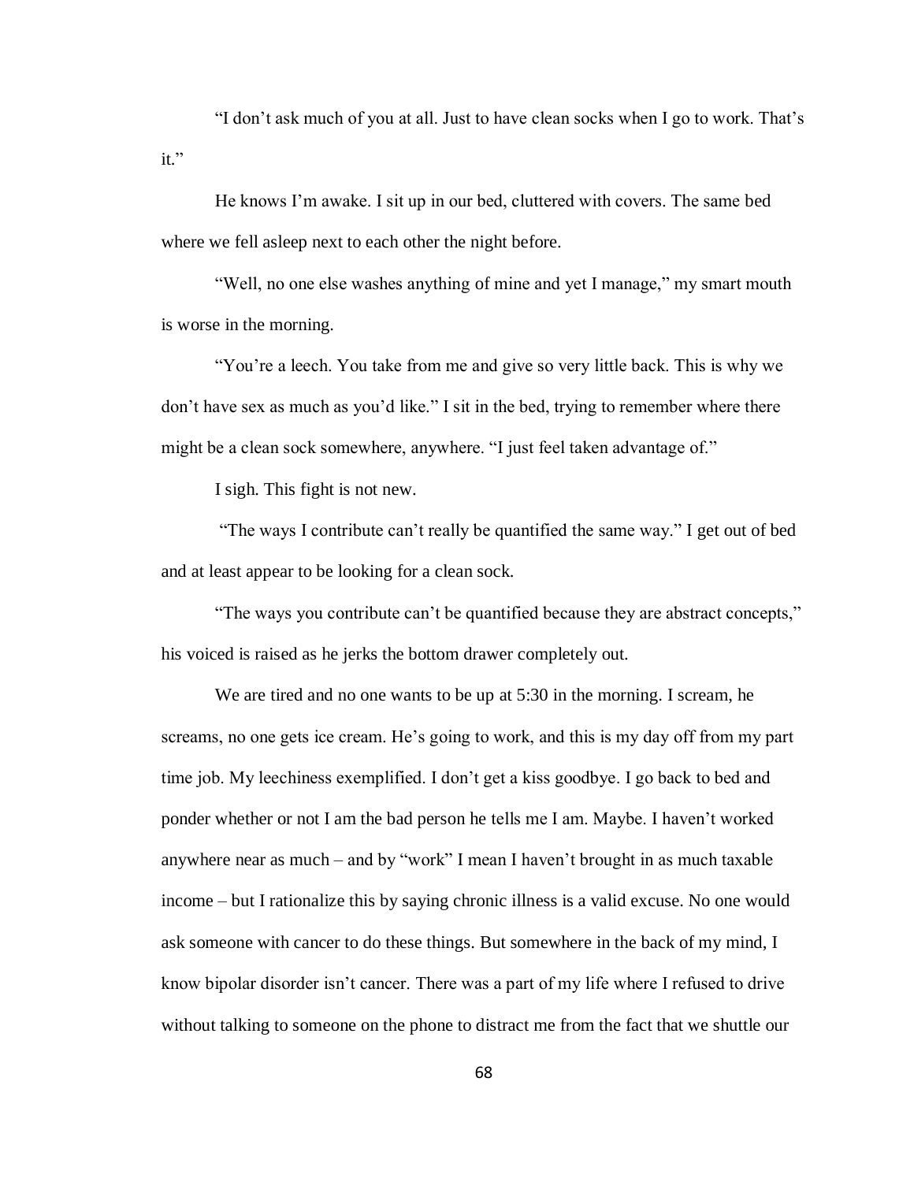"I don't ask much of you at all. Just to have clean socks when I go to work. That's it."

He knows I'm awake. I sit up in our bed, cluttered with covers. The same bed where we fell asleep next to each other the night before.

"Well, no one else washes anything of mine and yet I manage," my smart mouth is worse in the morning.

"You're a leech. You take from me and give so very little back. This is why we don't have sex as much as you'd like." I sit in the bed, trying to remember where there might be a clean sock somewhere, anywhere. "I just feel taken advantage of."

I sigh. This fight is not new.

"The ways I contribute can't really be quantified the same way." I get out of bed and at least appear to be looking for a clean sock.

"The ways you contribute can't be quantified because they are abstract concepts," his voiced is raised as he jerks the bottom drawer completely out.

We are tired and no one wants to be up at 5:30 in the morning. I scream, he screams, no one gets ice cream. He's going to work, and this is my day off from my part time job. My leechiness exemplified. I don't get a kiss goodbye. I go back to bed and ponder whether or not I am the bad person he tells me I am. Maybe. I haven't worked anywhere near as much – and by "work" I mean I haven't brought in as much taxable income – but I rationalize this by saying chronic illness is a valid excuse. No one would ask someone with cancer to do these things. But somewhere in the back of my mind, I know bipolar disorder isn't cancer. There was a part of my life where I refused to drive without talking to someone on the phone to distract me from the fact that we shuttle our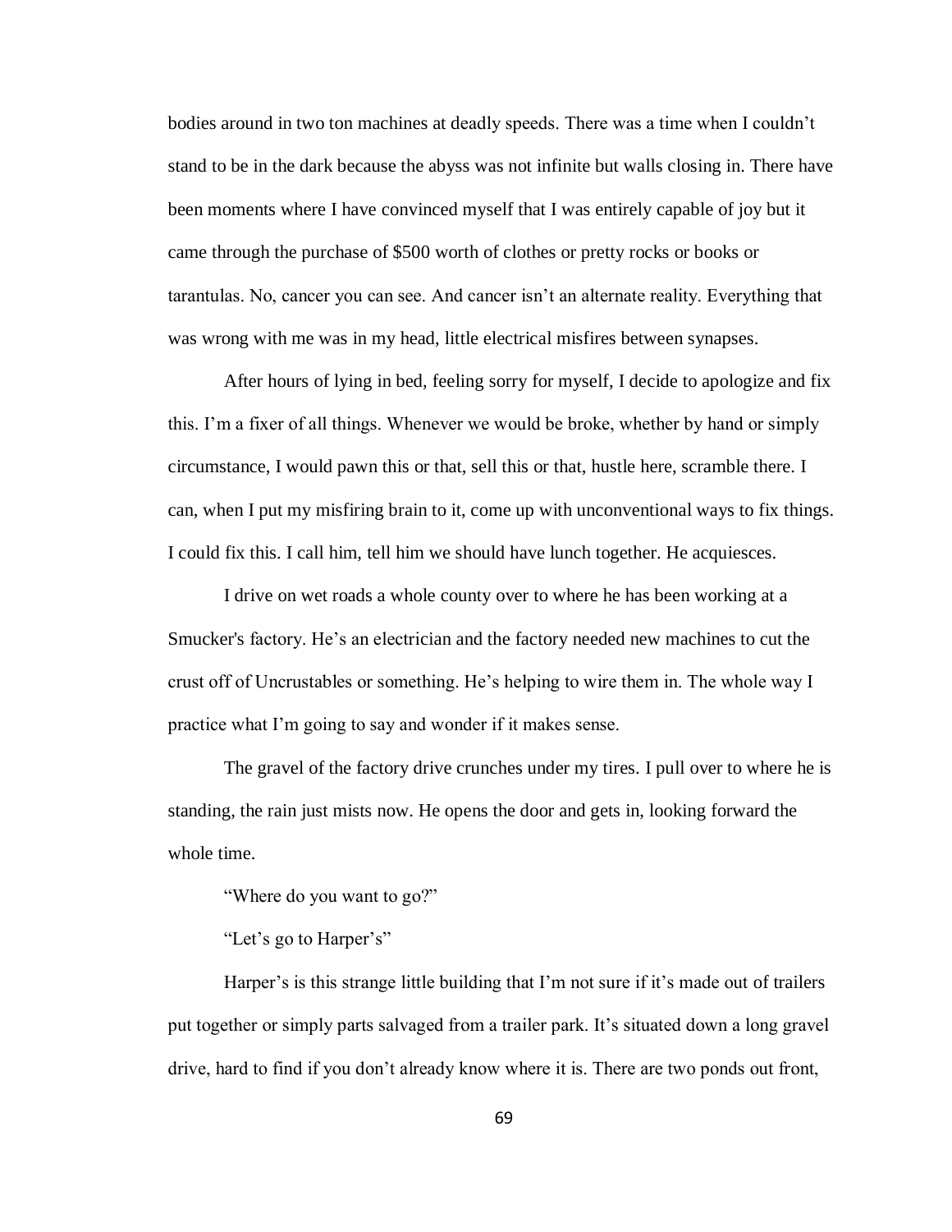bodies around in two ton machines at deadly speeds. There was a time when I couldn't stand to be in the dark because the abyss was not infinite but walls closing in. There have been moments where I have convinced myself that I was entirely capable of joy but it came through the purchase of $500 worth of clothes or pretty rocks or books or tarantulas. No, cancer you can see. And cancer isn't an alternate reality. Everything that was wrong with me was in my head, little electrical misfires between synapses.

After hours of lying in bed, feeling sorry for myself, I decide to apologize and fix this. I'm a fixer of all things. Whenever we would be broke, whether by hand or simply circumstance, I would pawn this or that, sell this or that, hustle here, scramble there. I can, when I put my misfiring brain to it, come up with unconventional ways to fix things. I could fix this. I call him, tell him we should have lunch together. He acquiesces.

I drive on wet roads a whole county over to where he has been working at a Smucker's factory. He's an electrician and the factory needed new machines to cut the crust off of Uncrustables or something. He's helping to wire them in. The whole way I practice what I'm going to say and wonder if it makes sense.

The gravel of the factory drive crunches under my tires. I pull over to where he is standing, the rain just mists now. He opens the door and gets in, looking forward the whole time.

"Where do you want to go?"

"Let's go to Harper's"

Harper's is this strange little building that I'm not sure if it's made out of trailers put together or simply parts salvaged from a trailer park. It's situated down a long gravel drive, hard to find if you don't already know where it is. There are two ponds out front,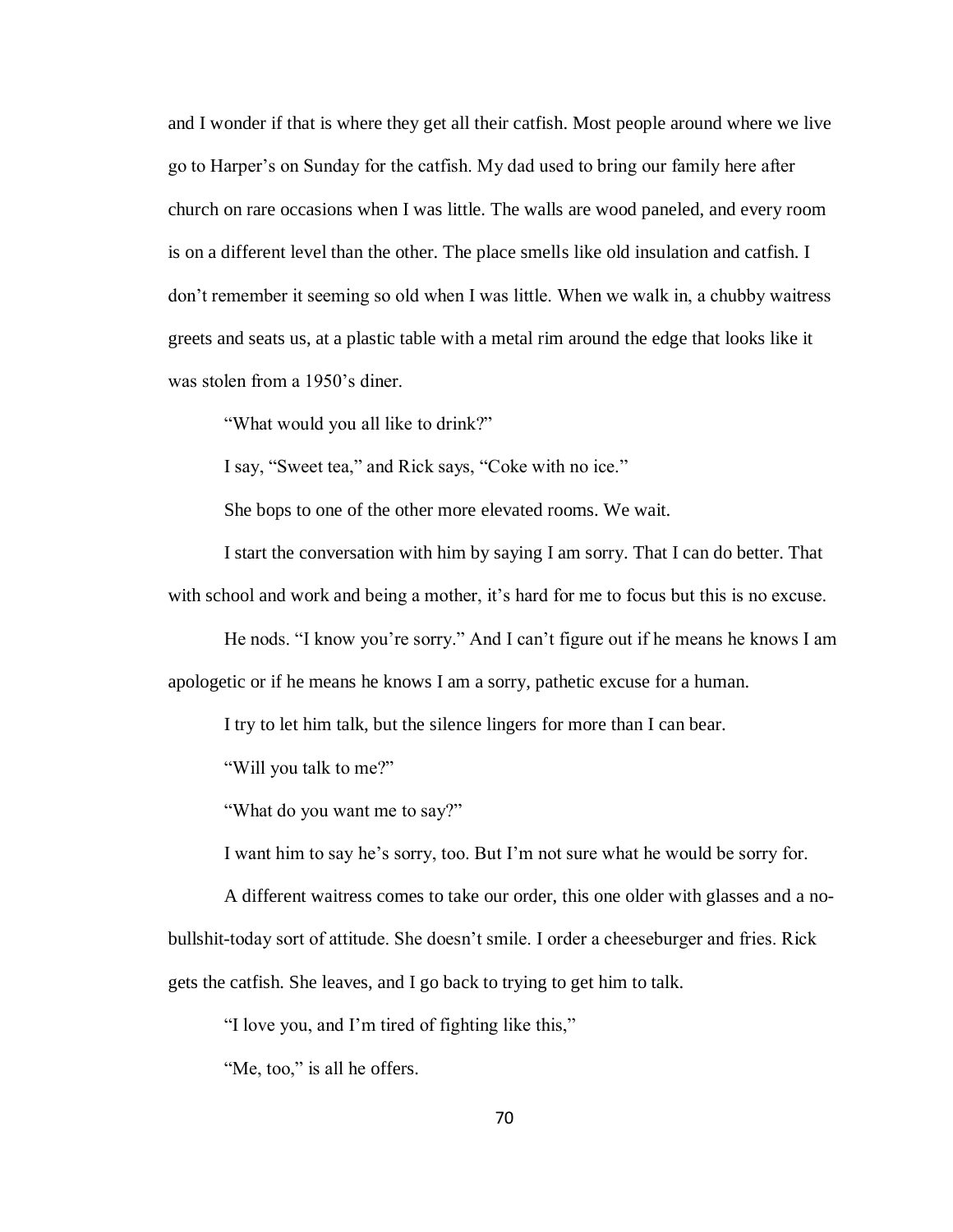and I wonder if that is where they get all their catfish. Most people around where we live go to Harper's on Sunday for the catfish. My dad used to bring our family here after church on rare occasions when I was little. The walls are wood paneled, and every room is on a different level than the other. The place smells like old insulation and catfish. I don't remember it seeming so old when I was little. When we walk in, a chubby waitress greets and seats us, at a plastic table with a metal rim around the edge that looks like it was stolen from a 1950's diner.

"What would you all like to drink?"

I say, "Sweet tea," and Rick says, "Coke with no ice."

She bops to one of the other more elevated rooms. We wait.

I start the conversation with him by saying I am sorry. That I can do better. That with school and work and being a mother, it's hard for me to focus but this is no excuse.

He nods. "I know you're sorry." And I can't figure out if he means he knows I am apologetic or if he means he knows I am a sorry, pathetic excuse for a human.

I try to let him talk, but the silence lingers for more than I can bear.

"Will you talk to me?"

"What do you want me to say?"

I want him to say he's sorry, too. But I'm not sure what he would be sorry for.

A different waitress comes to take our order, this one older with glasses and a no-bullshit-today sort of attitude. She doesn't smile. I order a cheeseburger and fries. Rick gets the catfish. She leaves, and I go back to trying to get him to talk.

"I love you, and I'm tired of fighting like this,"

"Me, too," is all he offers.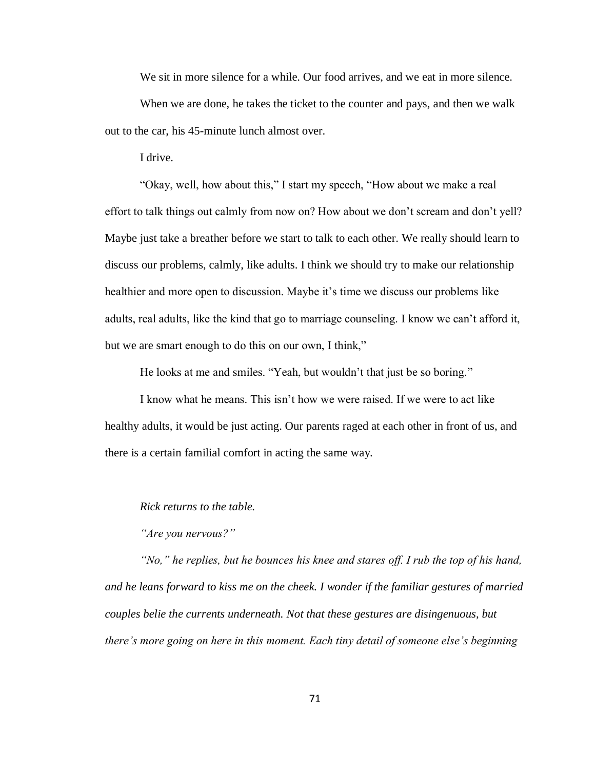We sit in more silence for a while. Our food arrives, and we eat in more silence.

When we are done, he takes the ticket to the counter and pays, and then we walk out to the car, his 45-minute lunch almost over.

I drive.

"Okay, well, how about this," I start my speech, "How about we make a real effort to talk things out calmly from now on? How about we don't scream and don't yell? Maybe just take a breather before we start to talk to each other. We really should learn to discuss our problems, calmly, like adults. I think we should try to make our relationship healthier and more open to discussion. Maybe it's time we discuss our problems like adults, real adults, like the kind that go to marriage counseling. I know we can't afford it, but we are smart enough to do this on our own, I think,"

He looks at me and smiles. "Yeah, but wouldn't that just be so boring."

I know what he means. This isn't how we were raised. If we were to act like healthy adults, it would be just acting. Our parents raged at each other in front of us, and there is a certain familial comfort in acting the same way.

*Rick returns to the table.*

*"Are you nervous?"*

*"No," he replies, but he bounces his knee and stares off. I rub the top of his hand, and he leans forward to kiss me on the cheek. I wonder if the familiar gestures of married couples belie the currents underneath. Not that these gestures are disingenuous, but there's more going on here in this moment. Each tiny detail of someone else's beginning*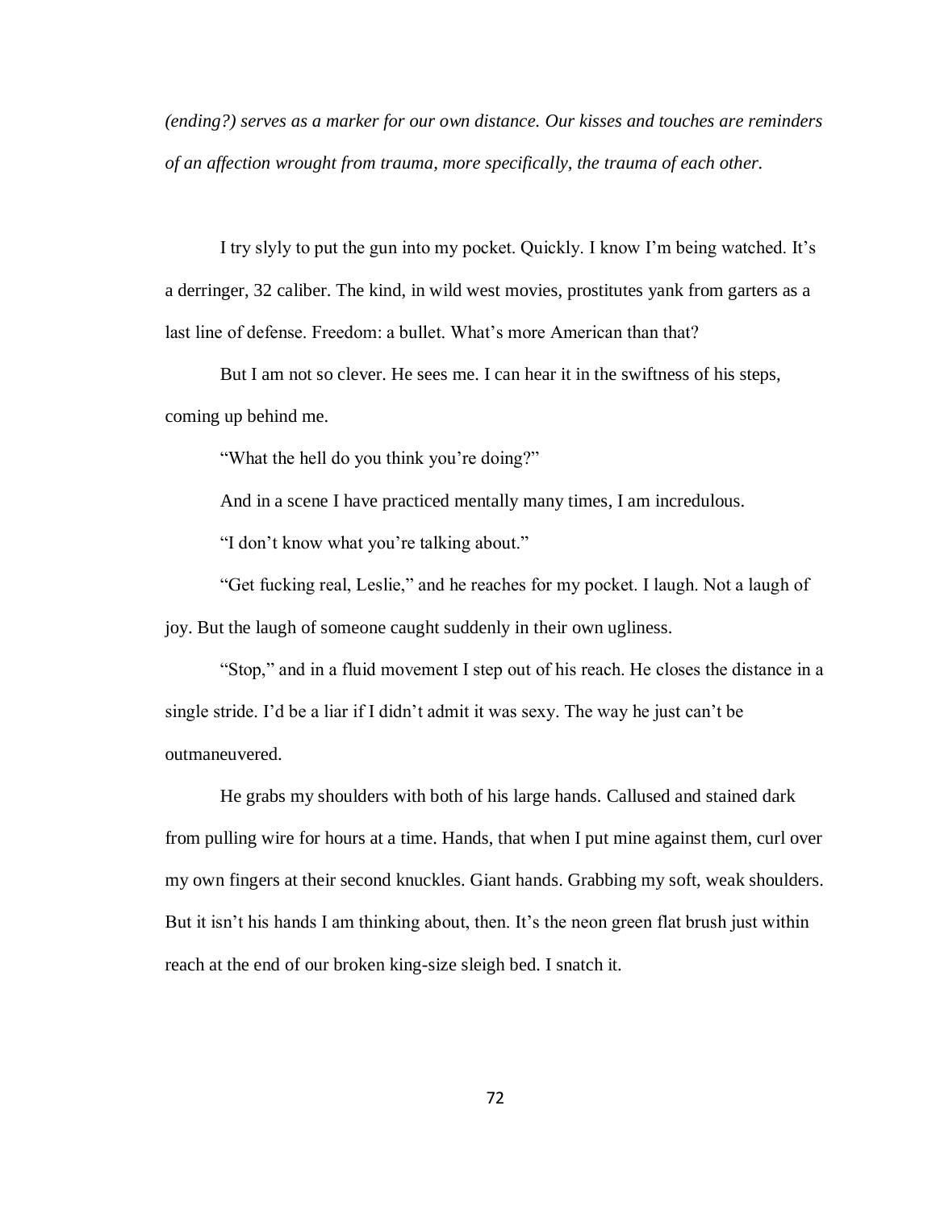*(ending?) serves as a marker for our own distance. Our kisses and touches are reminders of an affection wrought from trauma, more specifically, the trauma of each other.*

I try slyly to put the gun into my pocket. Quickly. I know I'm being watched. It's a derringer, 32 caliber. The kind, in wild west movies, prostitutes yank from garters as a last line of defense. Freedom: a bullet. What's more American than that?

But I am not so clever. He sees me. I can hear it in the swiftness of his steps, coming up behind me.

"What the hell do you think you're doing?"

And in a scene I have practiced mentally many times, I am incredulous.

"I don't know what you're talking about."

"Get fucking real, Leslie," and he reaches for my pocket. I laugh. Not a laugh of joy. But the laugh of someone caught suddenly in their own ugliness.

"Stop," and in a fluid movement I step out of his reach. He closes the distance in a single stride. I'd be a liar if I didn't admit it was sexy. The way he just can't be outmaneuvered.

He grabs my shoulders with both of his large hands. Callused and stained dark from pulling wire for hours at a time. Hands, that when I put mine against them, curl over my own fingers at their second knuckles. Giant hands. Grabbing my soft, weak shoulders. But it isn't his hands I am thinking about, then. It's the neon green flat brush just within reach at the end of our broken king-size sleigh bed. I snatch it.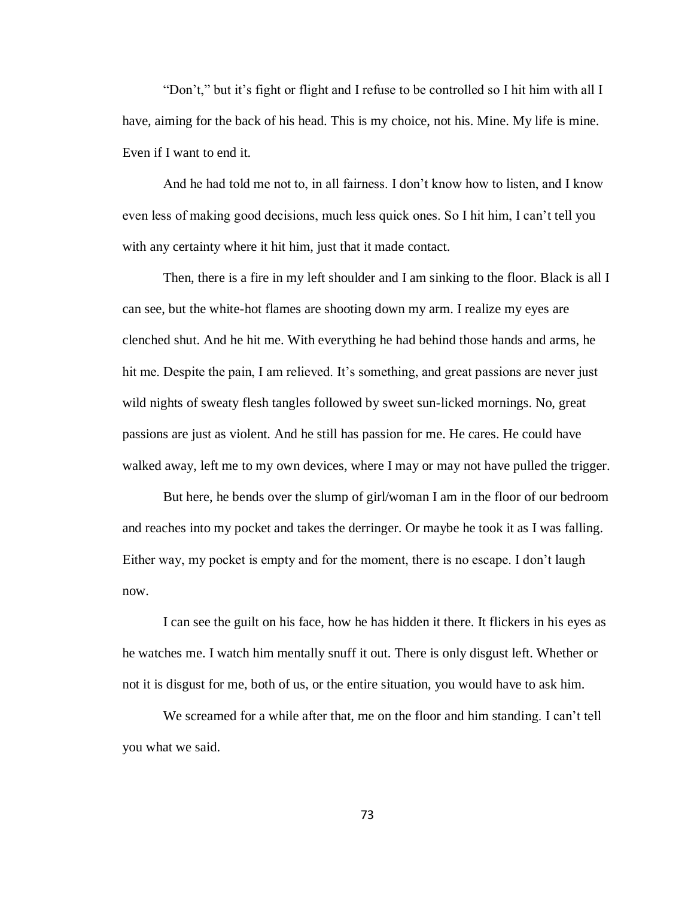"Don't," but it's fight or flight and I refuse to be controlled so I hit him with all I have, aiming for the back of his head. This is my choice, not his. Mine. My life is mine. Even if I want to end it.

And he had told me not to, in all fairness. I don't know how to listen, and I know even less of making good decisions, much less quick ones. So I hit him, I can't tell you with any certainty where it hit him, just that it made contact.

Then, there is a fire in my left shoulder and I am sinking to the floor. Black is all I can see, but the white-hot flames are shooting down my arm. I realize my eyes are clenched shut. And he hit me. With everything he had behind those hands and arms, he hit me. Despite the pain, I am relieved. It's something, and great passions are never just wild nights of sweaty flesh tangles followed by sweet sun-licked mornings. No, great passions are just as violent. And he still has passion for me. He cares. He could have walked away, left me to my own devices, where I may or may not have pulled the trigger.

But here, he bends over the slump of girl/woman I am in the floor of our bedroom and reaches into my pocket and takes the derringer. Or maybe he took it as I was falling. Either way, my pocket is empty and for the moment, there is no escape. I don't laugh now.

I can see the guilt on his face, how he has hidden it there. It flickers in his eyes as he watches me. I watch him mentally snuff it out. There is only disgust left. Whether or not it is disgust for me, both of us, or the entire situation, you would have to ask him.

We screamed for a while after that, me on the floor and him standing. I can't tell you what we said.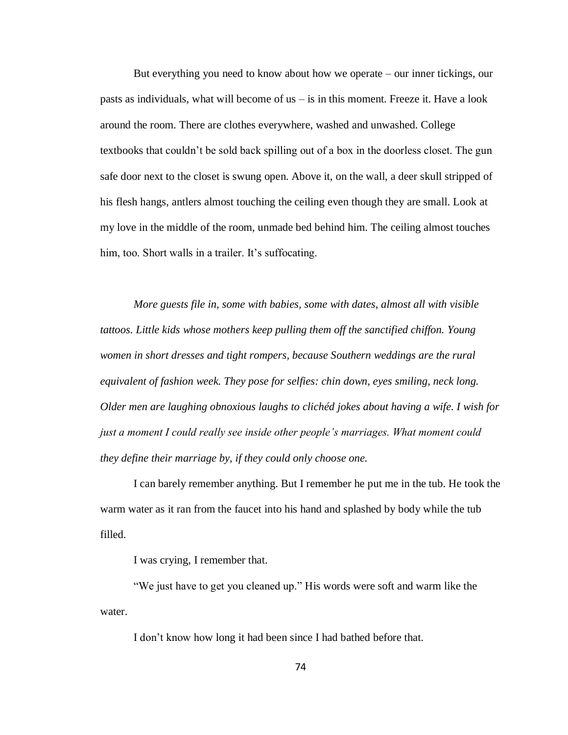But everything you need to know about how we operate – our inner tickings, our pasts as individuals, what will become of us – is in this moment. Freeze it. Have a look around the room. There are clothes everywhere, washed and unwashed. College textbooks that couldn't be sold back spilling out of a box in the doorless closet. The gun safe door next to the closet is swung open. Above it, on the wall, a deer skull stripped of his flesh hangs, antlers almost touching the ceiling even though they are small. Look at my love in the middle of the room, unmade bed behind him. The ceiling almost touches him, too. Short walls in a trailer. It's suffocating.

*More guests file in, some with babies, some with dates, almost all with visible tattoos. Little kids whose mothers keep pulling them off the sanctified chiffon. Young women in short dresses and tight rompers, because Southern weddings are the rural equivalent of fashion week. They pose for selfies: chin down, eyes smiling, neck long. Older men are laughing obnoxious laughs to clichéd jokes about having a wife. I wish for just a moment I could really see inside other people's marriages. What moment could they define their marriage by, if they could only choose one.*

I can barely remember anything. But I remember he put me in the tub. He took the warm water as it ran from the faucet into his hand and splashed by body while the tub filled.

I was crying, I remember that.

"We just have to get you cleaned up." His words were soft and warm like the water.

I don't know how long it had been since I had bathed before that.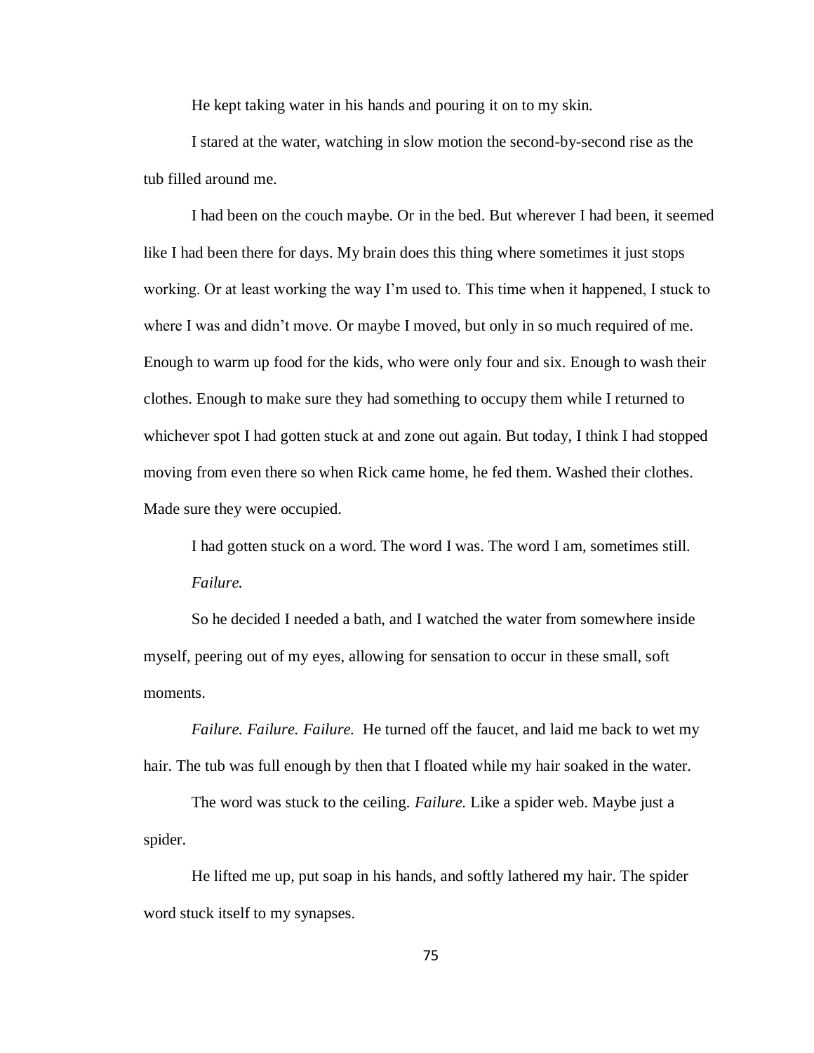He kept taking water in his hands and pouring it on to my skin.

I stared at the water, watching in slow motion the second-by-second rise as the tub filled around me.

I had been on the couch maybe. Or in the bed. But wherever I had been, it seemed like I had been there for days. My brain does this thing where sometimes it just stops working. Or at least working the way I'm used to. This time when it happened, I stuck to where I was and didn't move. Or maybe I moved, but only in so much required of me. Enough to warm up food for the kids, who were only four and six. Enough to wash their clothes. Enough to make sure they had something to occupy them while I returned to whichever spot I had gotten stuck at and zone out again. But today, I think I had stopped moving from even there so when Rick came home, he fed them. Washed their clothes. Made sure they were occupied.

I had gotten stuck on a word. The word I was. The word I am, sometimes still.

*Failure.*

So he decided I needed a bath, and I watched the water from somewhere inside myself, peering out of my eyes, allowing for sensation to occur in these small, soft moments.

*Failure. Failure. Failure.* He turned off the faucet, and laid me back to wet my hair. The tub was full enough by then that I floated while my hair soaked in the water.

The word was stuck to the ceiling. *Failure.* Like a spider web. Maybe just a spider.

He lifted me up, put soap in his hands, and softly lathered my hair. The spider word stuck itself to my synapses.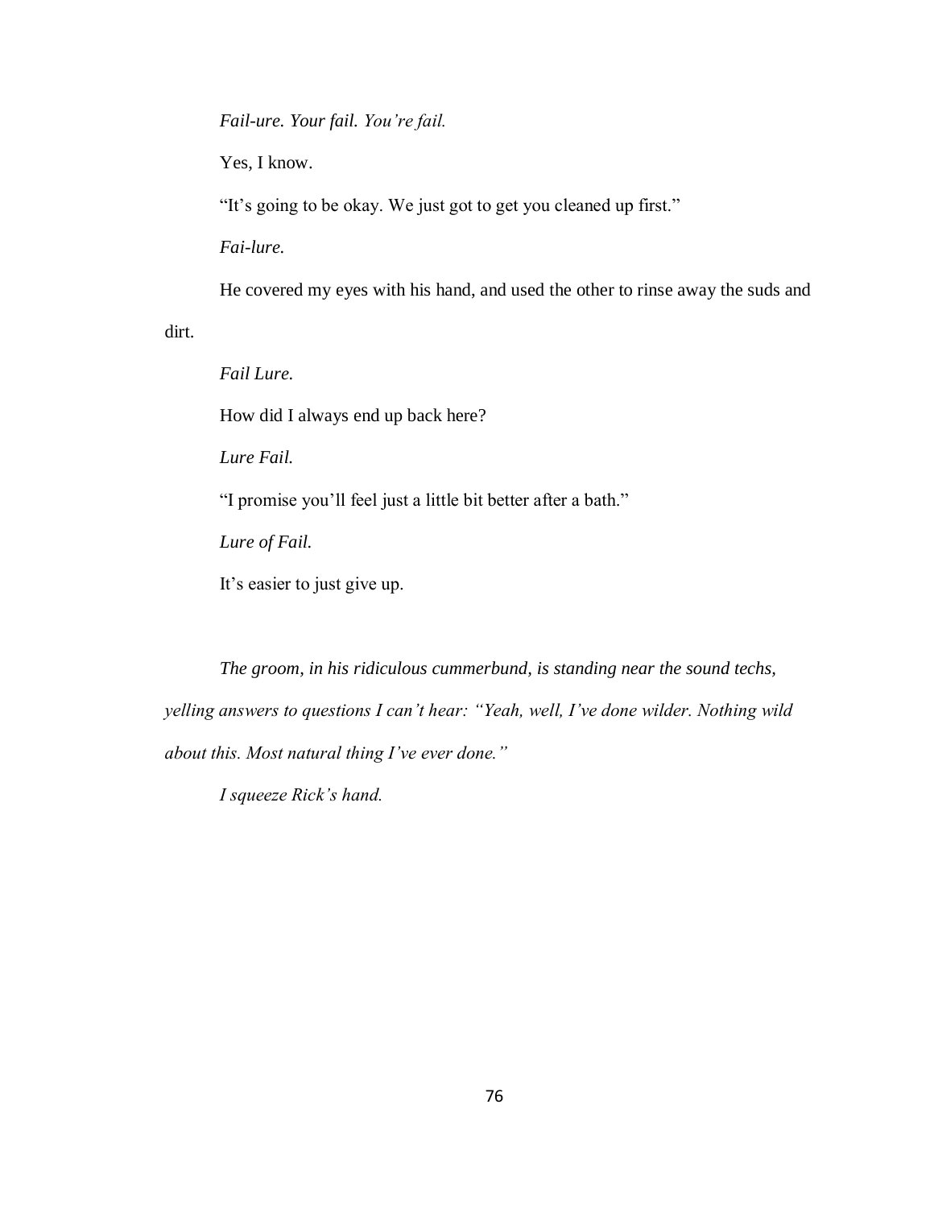*Fail-ure. Your fail. You're fail.*

Yes, I know.

"It's going to be okay. We just got to get you cleaned up first."

*Fai-lure.*

He covered my eyes with his hand, and used the other to rinse away the suds and dirt.

*Fail Lure.*

How did I always end up back here?

*Lure Fail.*

"I promise you'll feel just a little bit better after a bath."

*Lure of Fail.*

It's easier to just give up.

*The groom, in his ridiculous cummerbund, is standing near the sound techs, yelling answers to questions I can't hear: "Yeah, well, I've done wilder. Nothing wild about this. Most natural thing I've ever done."*

*I squeeze Rick's hand.*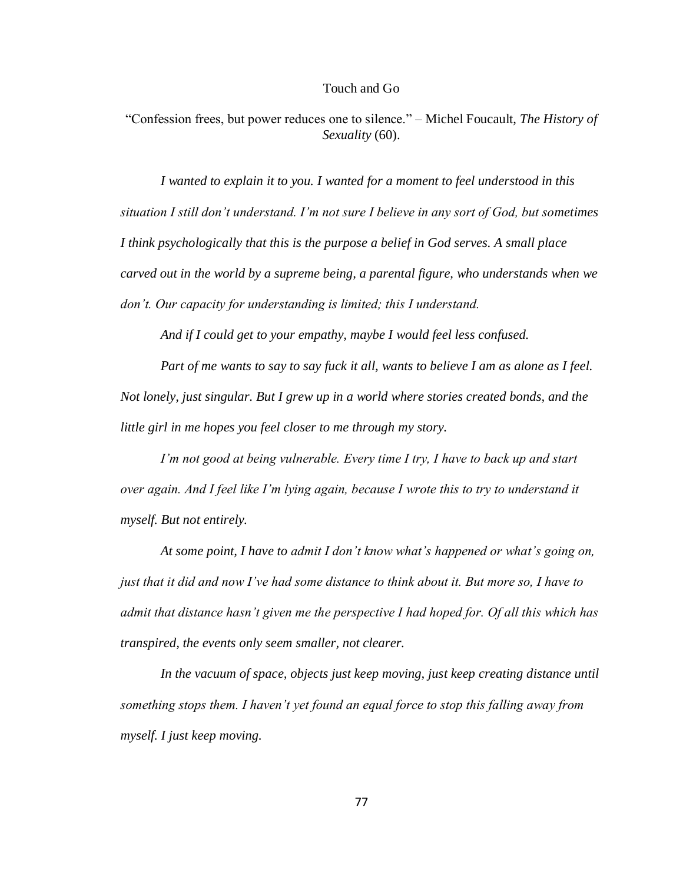# Touch and Go

"Confession frees, but power reduces one to silence." – Michel Foucault, *The History of Sexuality* (60).

*I wanted to explain it to you. I wanted for a moment to feel understood in this situation I still don't understand. I'm not sure I believe in any sort of God, but sometimes I think psychologically that this is the purpose a belief in God serves. A small place carved out in the world by a supreme being, a parental figure, who understands when we don't. Our capacity for understanding is limited; this I understand.*

*And if I could get to your empathy, maybe I would feel less confused.*

*Part of me wants to say to say fuck it all, wants to believe I am as alone as I feel. Not lonely, just singular. But I grew up in a world where stories created bonds, and the little girl in me hopes you feel closer to me through my story.*

*I'm not good at being vulnerable. Every time I try, I have to back up and start over again. And I feel like I'm lying again, because I wrote this to try to understand it myself. But not entirely.*

*At some point, I have to admit I don't know what's happened or what's going on, just that it did and now I've had some distance to think about it. But more so, I have to admit that distance hasn't given me the perspective I had hoped for. Of all this which has transpired, the events only seem smaller, not clearer.*

*In the vacuum of space, objects just keep moving, just keep creating distance until something stops them. I haven't yet found an equal force to stop this falling away from myself. I just keep moving.*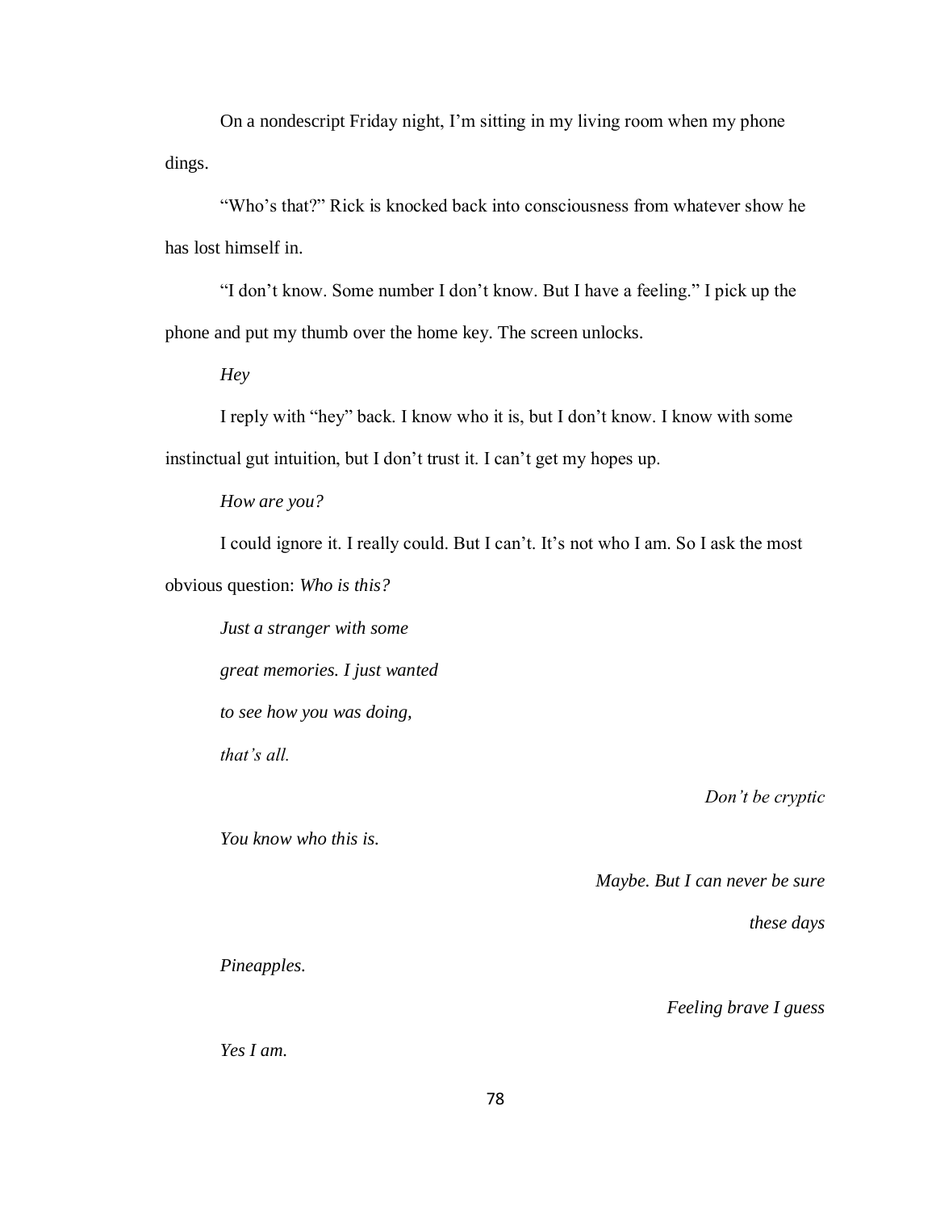On a nondescript Friday night, I'm sitting in my living room when my phone dings.

"Who's that?" Rick is knocked back into consciousness from whatever show he has lost himself in.

"I don't know. Some number I don't know. But I have a feeling." I pick up the phone and put my thumb over the home key. The screen unlocks.

*Hey*

I reply with "hey" back. I know who it is, but I don't know. I know with some instinctual gut intuition, but I don't trust it. I can't get my hopes up.

*How are you?*

I could ignore it. I really could. But I can't. It's not who I am. So I ask the most obvious question: *Who is this?*

*Just a stranger with some*
*great memories. I just wanted*
*to see how you was doing,*
*that's all.*

*Don't be cryptic*

*You know who this is.*

*Maybe. But I can never be sure*
*these days*

*Pineapples.*

*Feeling brave I guess*

*Yes I am.*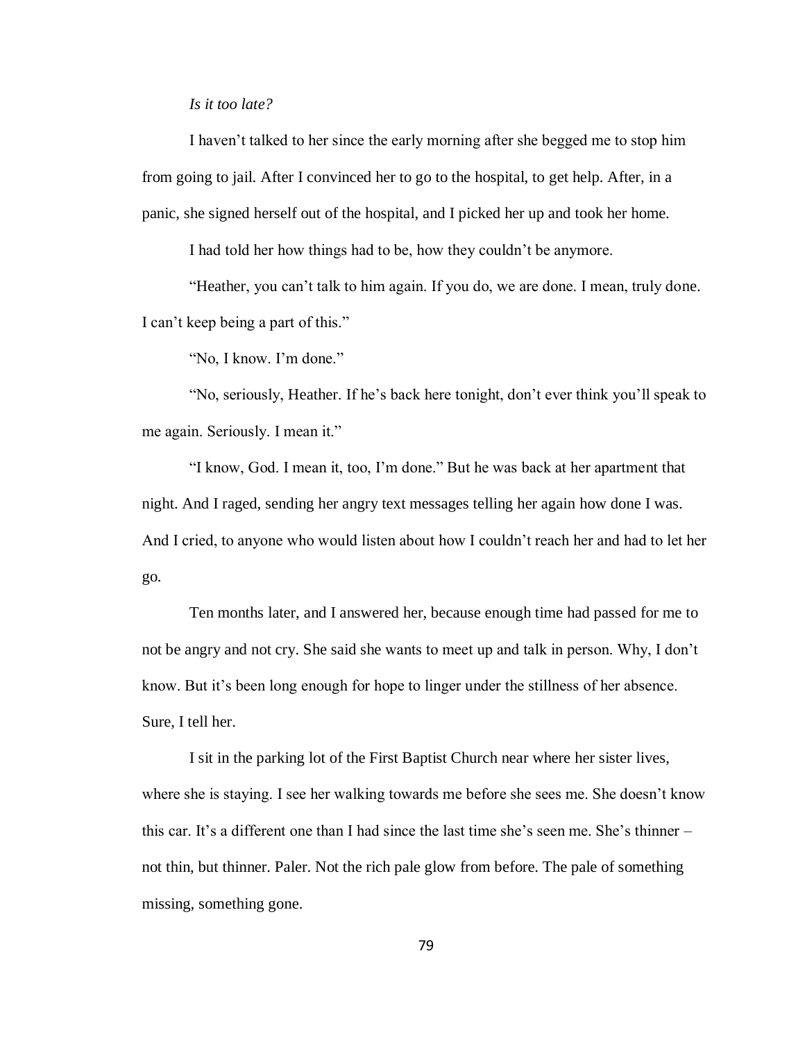*Is it too late?*

I haven't talked to her since the early morning after she begged me to stop him from going to jail. After I convinced her to go to the hospital, to get help. After, in a panic, she signed herself out of the hospital, and I picked her up and took her home.

I had told her how things had to be, how they couldn't be anymore.

"Heather, you can't talk to him again. If you do, we are done. I mean, truly done. I can't keep being a part of this."

"No, I know. I'm done."

"No, seriously, Heather. If he's back here tonight, don't ever think you'll speak to me again. Seriously. I mean it."

"I know, God. I mean it, too, I'm done." But he was back at her apartment that night. And I raged, sending her angry text messages telling her again how done I was. And I cried, to anyone who would listen about how I couldn't reach her and had to let her go.

Ten months later, and I answered her, because enough time had passed for me to not be angry and not cry. She said she wants to meet up and talk in person. Why, I don't know. But it's been long enough for hope to linger under the stillness of her absence. Sure, I tell her.

I sit in the parking lot of the First Baptist Church near where her sister lives, where she is staying. I see her walking towards me before she sees me. She doesn't know this car. It's a different one than I had since the last time she's seen me. She's thinner – not thin, but thinner. Paler. Not the rich pale glow from before. The pale of something missing, something gone.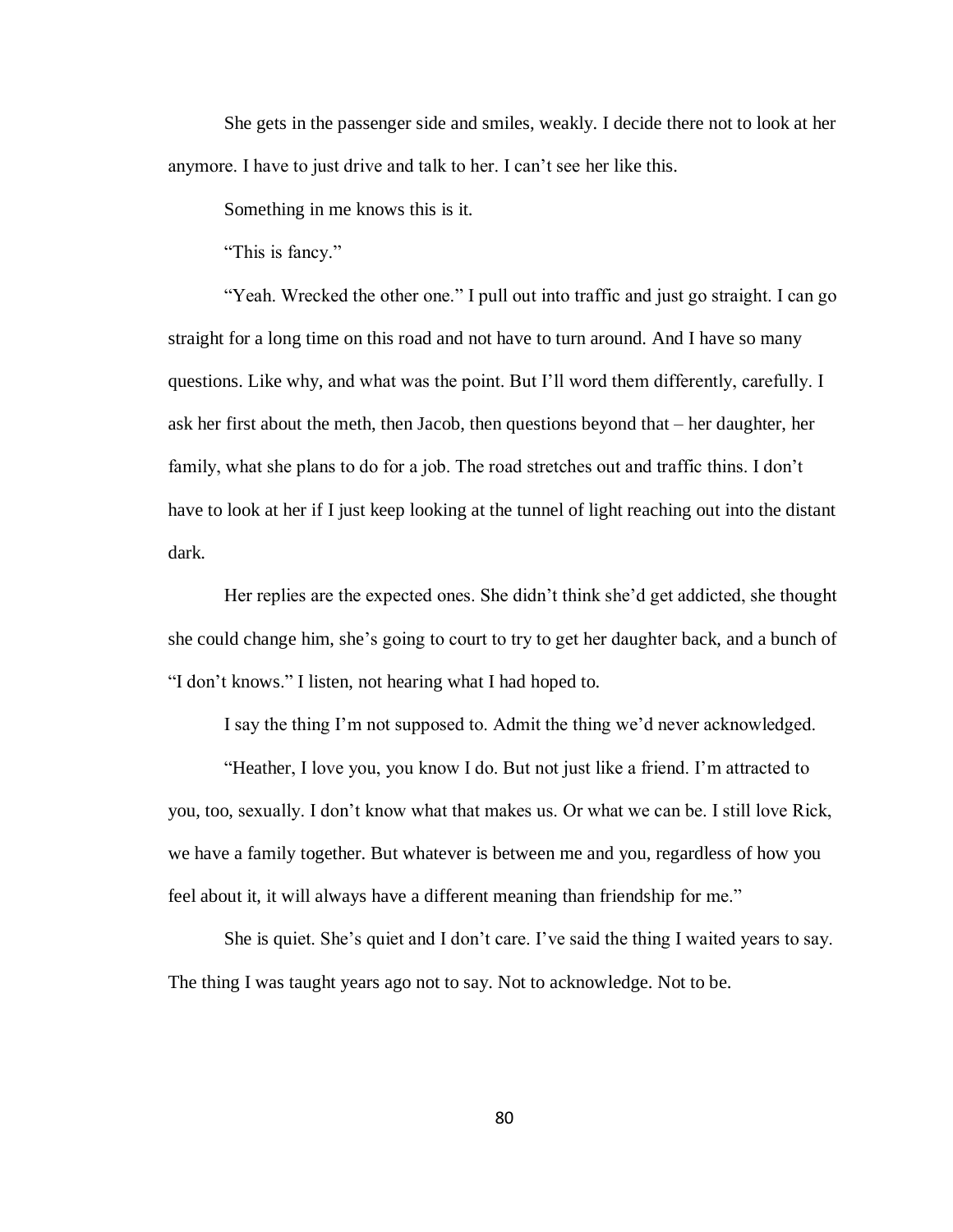She gets in the passenger side and smiles, weakly. I decide there not to look at her anymore. I have to just drive and talk to her. I can't see her like this.

Something in me knows this is it.

"This is fancy."

"Yeah. Wrecked the other one." I pull out into traffic and just go straight. I can go straight for a long time on this road and not have to turn around. And I have so many questions. Like why, and what was the point. But I'll word them differently, carefully. I ask her first about the meth, then Jacob, then questions beyond that – her daughter, her family, what she plans to do for a job. The road stretches out and traffic thins. I don't have to look at her if I just keep looking at the tunnel of light reaching out into the distant dark.

Her replies are the expected ones. She didn't think she'd get addicted, she thought she could change him, she's going to court to try to get her daughter back, and a bunch of "I don't knows." I listen, not hearing what I had hoped to.

I say the thing I'm not supposed to. Admit the thing we'd never acknowledged.

"Heather, I love you, you know I do. But not just like a friend. I'm attracted to you, too, sexually. I don't know what that makes us. Or what we can be. I still love Rick, we have a family together. But whatever is between me and you, regardless of how you feel about it, it will always have a different meaning than friendship for me."

She is quiet. She's quiet and I don't care. I've said the thing I waited years to say. The thing I was taught years ago not to say. Not to acknowledge. Not to be.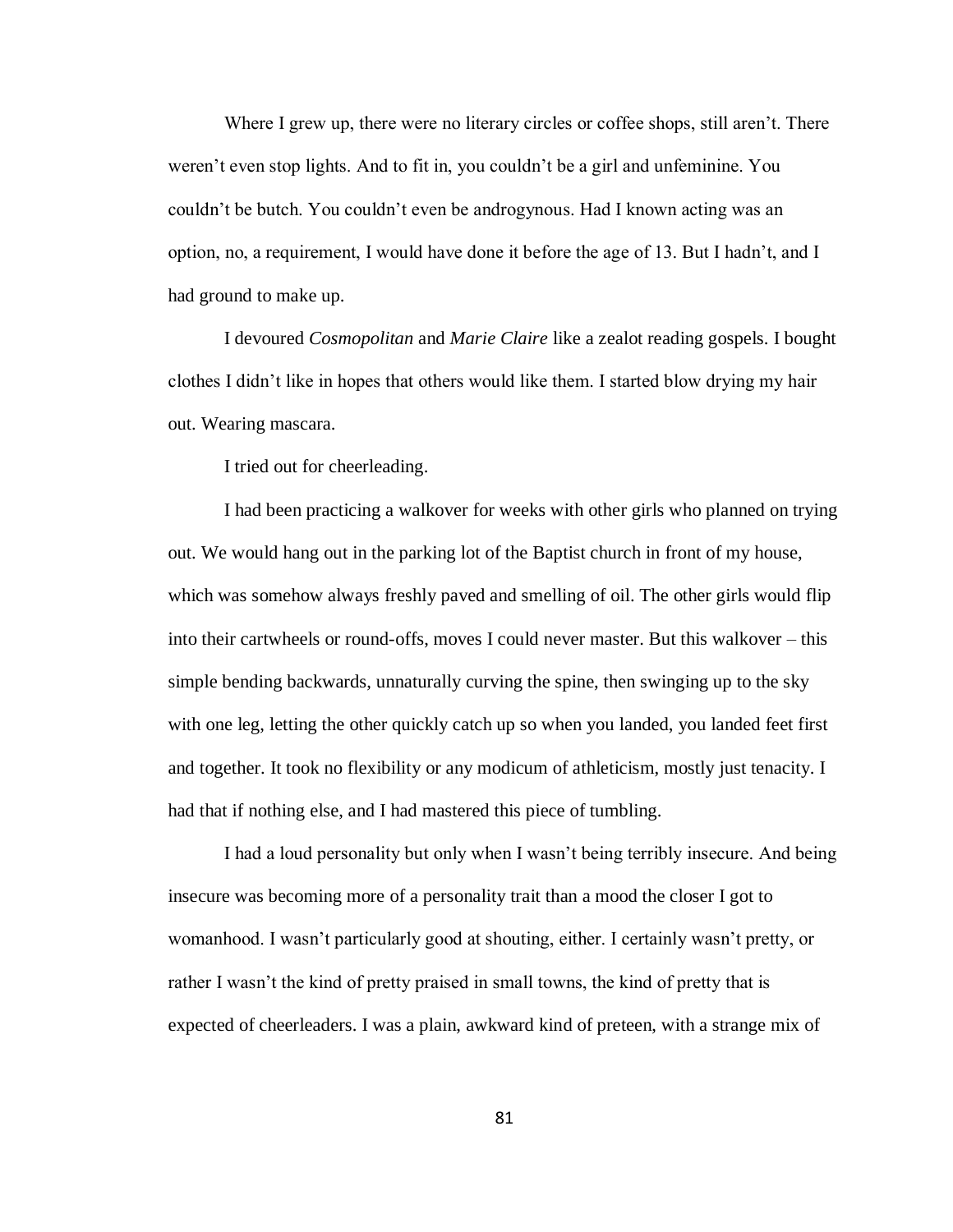Where I grew up, there were no literary circles or coffee shops, still aren't. There weren't even stop lights. And to fit in, you couldn't be a girl and unfeminine. You couldn't be butch. You couldn't even be androgynous. Had I known acting was an option, no, a requirement, I would have done it before the age of 13. But I hadn't, and I had ground to make up.

I devoured *Cosmopolitan* and *Marie Claire* like a zealot reading gospels. I bought clothes I didn't like in hopes that others would like them. I started blow drying my hair out. Wearing mascara.

I tried out for cheerleading.

I had been practicing a walkover for weeks with other girls who planned on trying out. We would hang out in the parking lot of the Baptist church in front of my house, which was somehow always freshly paved and smelling of oil. The other girls would flip into their cartwheels or round-offs, moves I could never master. But this walkover – this simple bending backwards, unnaturally curving the spine, then swinging up to the sky with one leg, letting the other quickly catch up so when you landed, you landed feet first and together. It took no flexibility or any modicum of athleticism, mostly just tenacity. I had that if nothing else, and I had mastered this piece of tumbling.

I had a loud personality but only when I wasn't being terribly insecure. And being insecure was becoming more of a personality trait than a mood the closer I got to womanhood. I wasn't particularly good at shouting, either. I certainly wasn't pretty, or rather I wasn't the kind of pretty praised in small towns, the kind of pretty that is expected of cheerleaders. I was a plain, awkward kind of preteen, with a strange mix of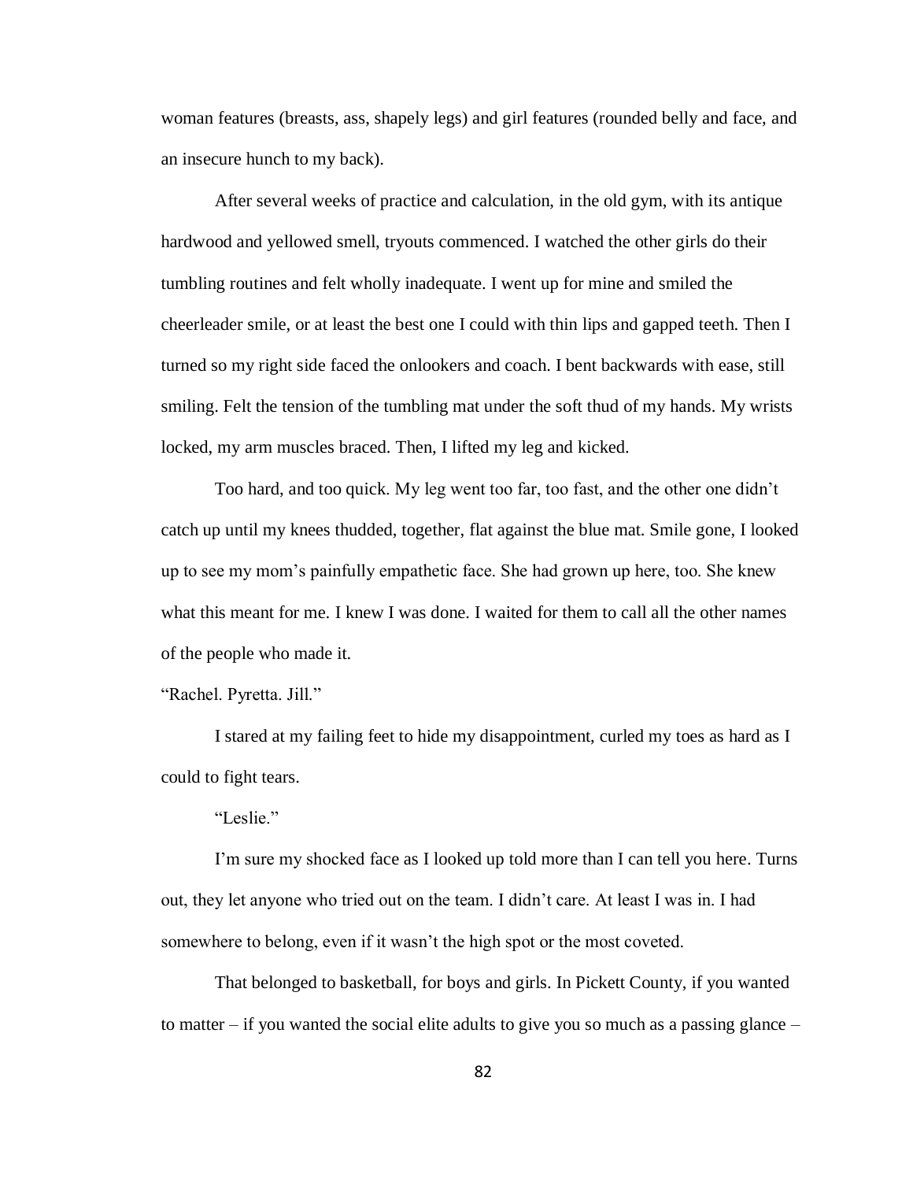woman features (breasts, ass, shapely legs) and girl features (rounded belly and face, and an insecure hunch to my back).

After several weeks of practice and calculation, in the old gym, with its antique hardwood and yellowed smell, tryouts commenced. I watched the other girls do their tumbling routines and felt wholly inadequate. I went up for mine and smiled the cheerleader smile, or at least the best one I could with thin lips and gapped teeth. Then I turned so my right side faced the onlookers and coach. I bent backwards with ease, still smiling. Felt the tension of the tumbling mat under the soft thud of my hands. My wrists locked, my arm muscles braced. Then, I lifted my leg and kicked.

Too hard, and too quick. My leg went too far, too fast, and the other one didn't catch up until my knees thudded, together, flat against the blue mat. Smile gone, I looked up to see my mom's painfully empathetic face. She had grown up here, too. She knew what this meant for me. I knew I was done. I waited for them to call all the other names of the people who made it.

"Rachel. Pyretta. Jill."

I stared at my failing feet to hide my disappointment, curled my toes as hard as I could to fight tears.

"Leslie."

I'm sure my shocked face as I looked up told more than I can tell you here. Turns out, they let anyone who tried out on the team. I didn't care. At least I was in. I had somewhere to belong, even if it wasn't the high spot or the most coveted.

That belonged to basketball, for boys and girls. In Pickett County, if you wanted to matter – if you wanted the social elite adults to give you so much as a passing glance –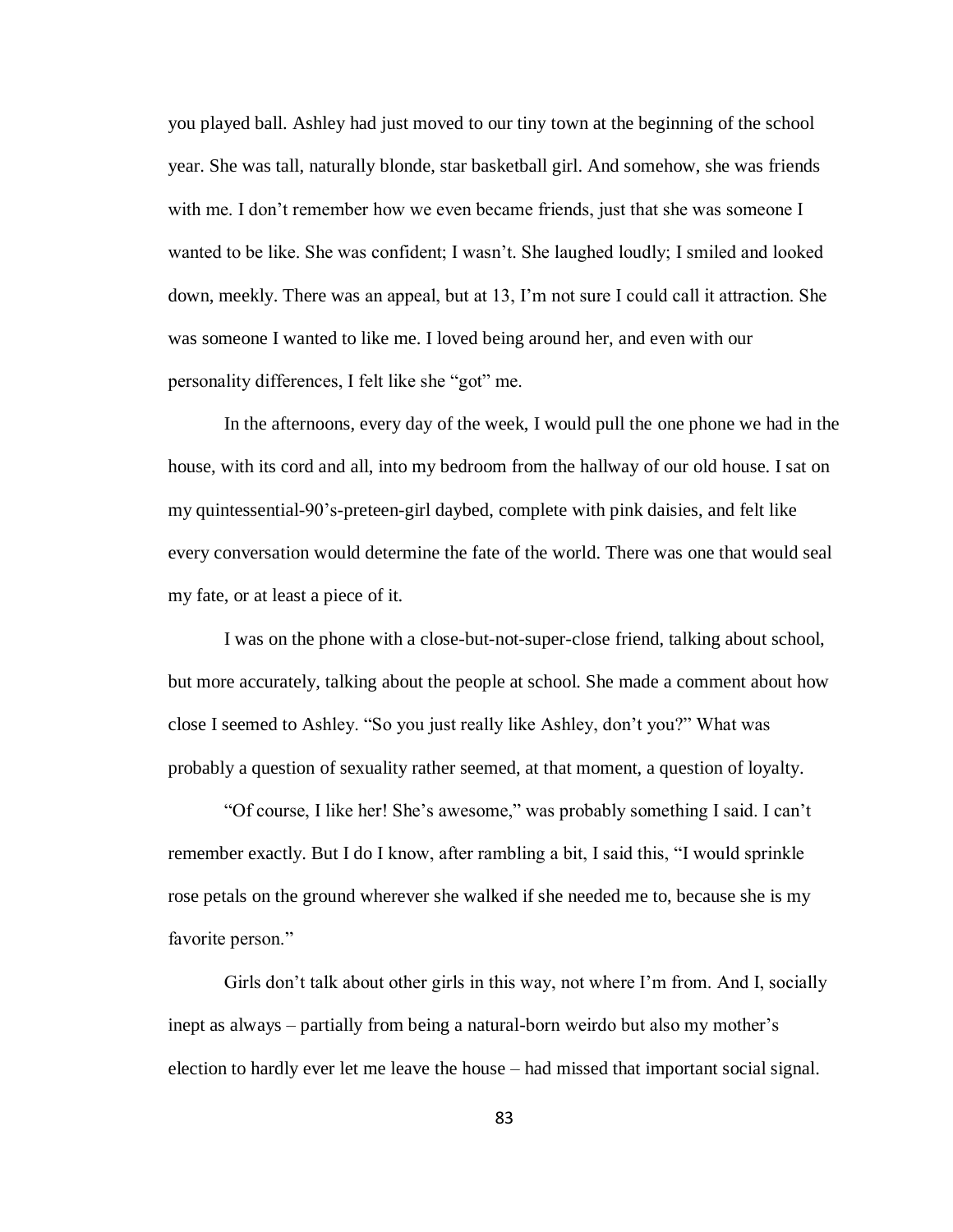you played ball. Ashley had just moved to our tiny town at the beginning of the school year. She was tall, naturally blonde, star basketball girl. And somehow, she was friends with me. I don't remember how we even became friends, just that she was someone I wanted to be like. She was confident; I wasn't. She laughed loudly; I smiled and looked down, meekly. There was an appeal, but at 13, I'm not sure I could call it attraction. She was someone I wanted to like me. I loved being around her, and even with our personality differences, I felt like she "got" me.

In the afternoons, every day of the week, I would pull the one phone we had in the house, with its cord and all, into my bedroom from the hallway of our old house. I sat on my quintessential-90's-preteen-girl daybed, complete with pink daisies, and felt like every conversation would determine the fate of the world. There was one that would seal my fate, or at least a piece of it.

I was on the phone with a close-but-not-super-close friend, talking about school, but more accurately, talking about the people at school. She made a comment about how close I seemed to Ashley. "So you just really like Ashley, don't you?" What was probably a question of sexuality rather seemed, at that moment, a question of loyalty.

"Of course, I like her! She's awesome," was probably something I said. I can't remember exactly. But I do I know, after rambling a bit, I said this, "I would sprinkle rose petals on the ground wherever she walked if she needed me to, because she is my favorite person."

Girls don't talk about other girls in this way, not where I'm from. And I, socially inept as always – partially from being a natural-born weirdo but also my mother's election to hardly ever let me leave the house – had missed that important social signal.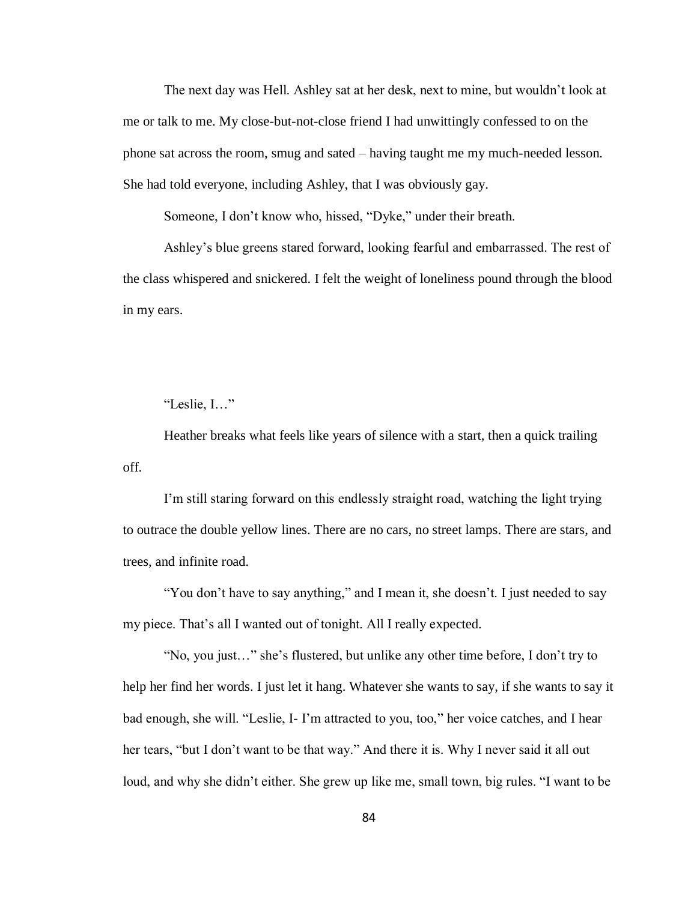The next day was Hell. Ashley sat at her desk, next to mine, but wouldn't look at me or talk to me. My close-but-not-close friend I had unwittingly confessed to on the phone sat across the room, smug and sated – having taught me my much-needed lesson. She had told everyone, including Ashley, that I was obviously gay.

Someone, I don't know who, hissed, "Dyke," under their breath.

Ashley's blue greens stared forward, looking fearful and embarrassed. The rest of the class whispered and snickered. I felt the weight of loneliness pound through the blood in my ears.

"Leslie, I…"

Heather breaks what feels like years of silence with a start, then a quick trailing off.

I'm still staring forward on this endlessly straight road, watching the light trying to outrace the double yellow lines. There are no cars, no street lamps. There are stars, and trees, and infinite road.

"You don't have to say anything," and I mean it, she doesn't. I just needed to say my piece. That's all I wanted out of tonight. All I really expected.

"No, you just…" she's flustered, but unlike any other time before, I don't try to help her find her words. I just let it hang. Whatever she wants to say, if she wants to say it bad enough, she will. "Leslie, I- I'm attracted to you, too," her voice catches, and I hear her tears, "but I don't want to be that way." And there it is. Why I never said it all out loud, and why she didn't either. She grew up like me, small town, big rules. "I want to be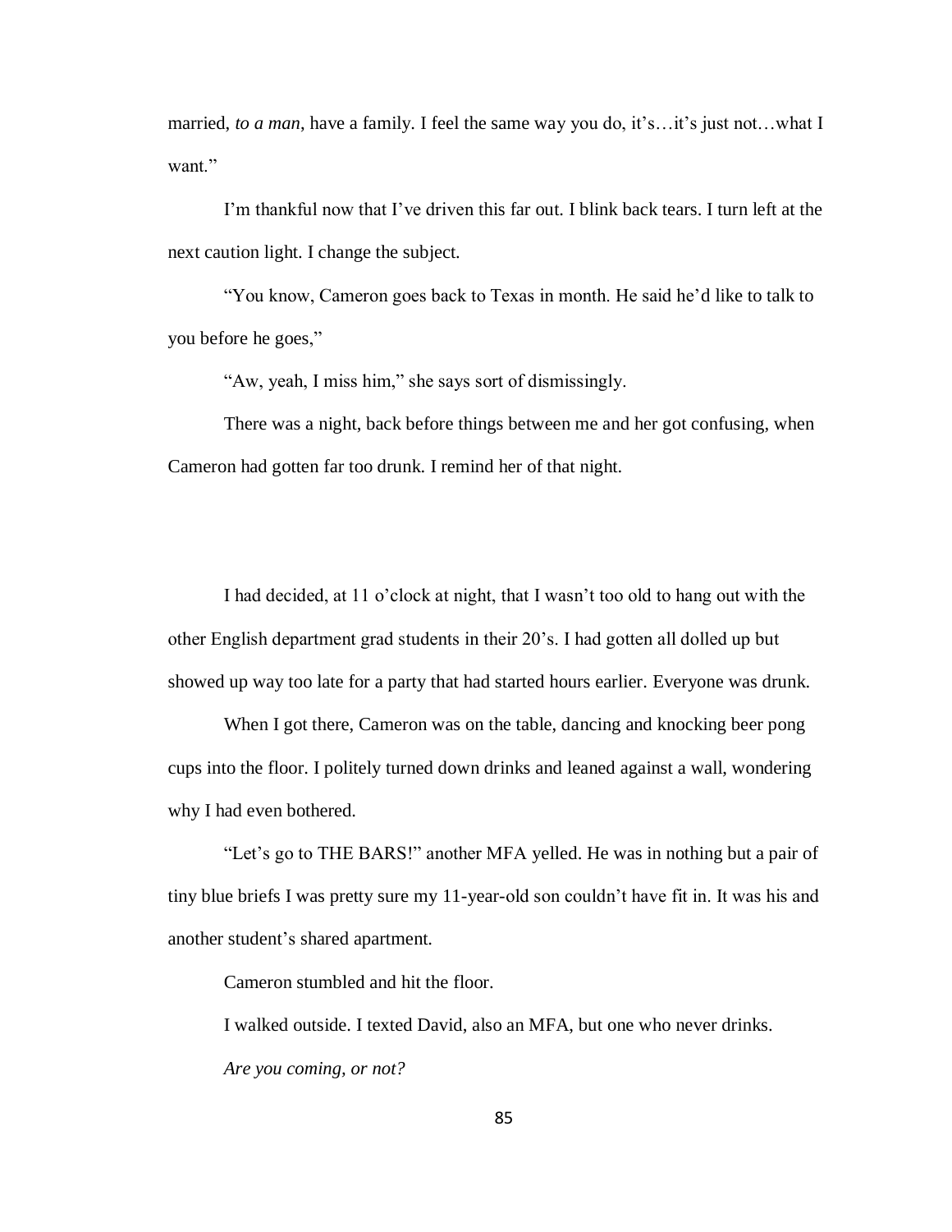married, *to a man*, have a family. I feel the same way you do, it's…it's just not…what I want."

I'm thankful now that I've driven this far out. I blink back tears. I turn left at the next caution light. I change the subject.

"You know, Cameron goes back to Texas in month. He said he'd like to talk to you before he goes,"

"Aw, yeah, I miss him," she says sort of dismissingly.

There was a night, back before things between me and her got confusing, when Cameron had gotten far too drunk. I remind her of that night.

I had decided, at 11 o'clock at night, that I wasn't too old to hang out with the other English department grad students in their 20's. I had gotten all dolled up but showed up way too late for a party that had started hours earlier. Everyone was drunk.

When I got there, Cameron was on the table, dancing and knocking beer pong cups into the floor. I politely turned down drinks and leaned against a wall, wondering why I had even bothered.

"Let's go to THE BARS!" another MFA yelled. He was in nothing but a pair of tiny blue briefs I was pretty sure my 11-year-old son couldn't have fit in. It was his and another student's shared apartment.

Cameron stumbled and hit the floor.

I walked outside. I texted David, also an MFA, but one who never drinks.

*Are you coming, or not?*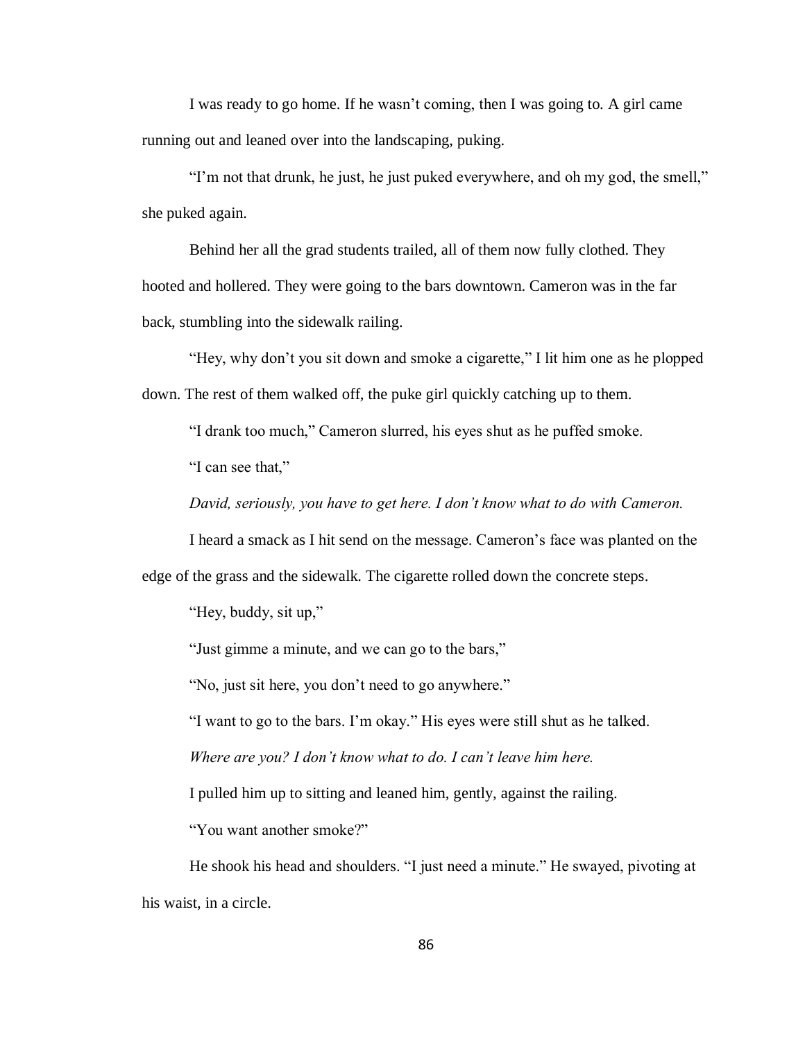I was ready to go home. If he wasn't coming, then I was going to. A girl came running out and leaned over into the landscaping, puking.

"I'm not that drunk, he just, he just puked everywhere, and oh my god, the smell," she puked again.

Behind her all the grad students trailed, all of them now fully clothed. They hooted and hollered. They were going to the bars downtown. Cameron was in the far back, stumbling into the sidewalk railing.

"Hey, why don't you sit down and smoke a cigarette," I lit him one as he plopped down. The rest of them walked off, the puke girl quickly catching up to them.

"I drank too much," Cameron slurred, his eyes shut as he puffed smoke.

"I can see that,"

*David, seriously, you have to get here. I don't know what to do with Cameron.*

I heard a smack as I hit send on the message. Cameron's face was planted on the edge of the grass and the sidewalk. The cigarette rolled down the concrete steps.

"Hey, buddy, sit up,"

"Just gimme a minute, and we can go to the bars,"

"No, just sit here, you don't need to go anywhere."

"I want to go to the bars. I'm okay." His eyes were still shut as he talked.

*Where are you? I don't know what to do. I can't leave him here.*

I pulled him up to sitting and leaned him, gently, against the railing.

"You want another smoke?"

He shook his head and shoulders. "I just need a minute." He swayed, pivoting at his waist, in a circle.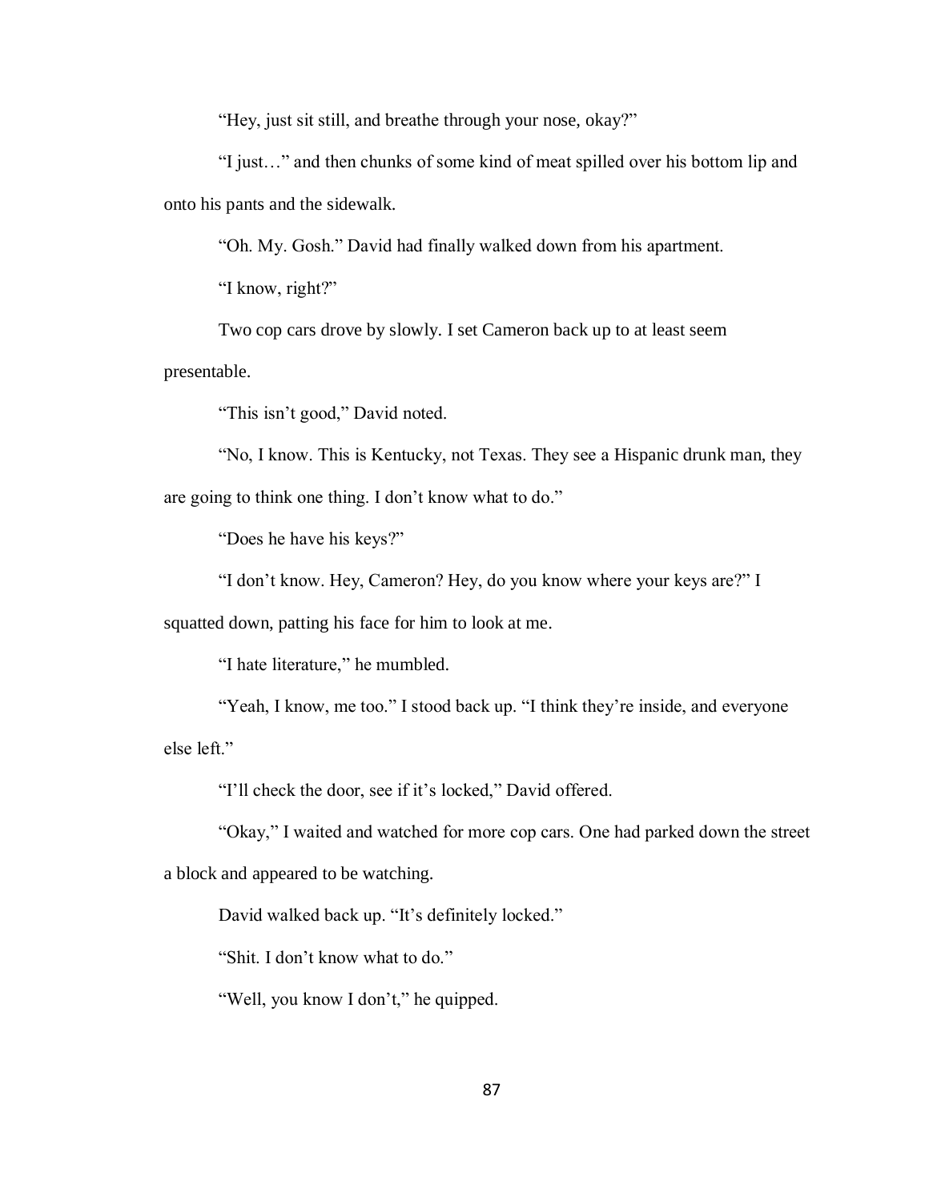"Hey, just sit still, and breathe through your nose, okay?"

"I just…" and then chunks of some kind of meat spilled over his bottom lip and onto his pants and the sidewalk.

"Oh. My. Gosh." David had finally walked down from his apartment.

"I know, right?"

Two cop cars drove by slowly. I set Cameron back up to at least seem presentable.

"This isn't good," David noted.

"No, I know. This is Kentucky, not Texas. They see a Hispanic drunk man, they are going to think one thing. I don't know what to do."

"Does he have his keys?"

"I don't know. Hey, Cameron? Hey, do you know where your keys are?" I squatted down, patting his face for him to look at me.

"I hate literature," he mumbled.

"Yeah, I know, me too." I stood back up. "I think they're inside, and everyone else left."

"I'll check the door, see if it's locked," David offered.

"Okay," I waited and watched for more cop cars. One had parked down the street a block and appeared to be watching.

David walked back up. "It's definitely locked."

"Shit. I don't know what to do."

"Well, you know I don't," he quipped.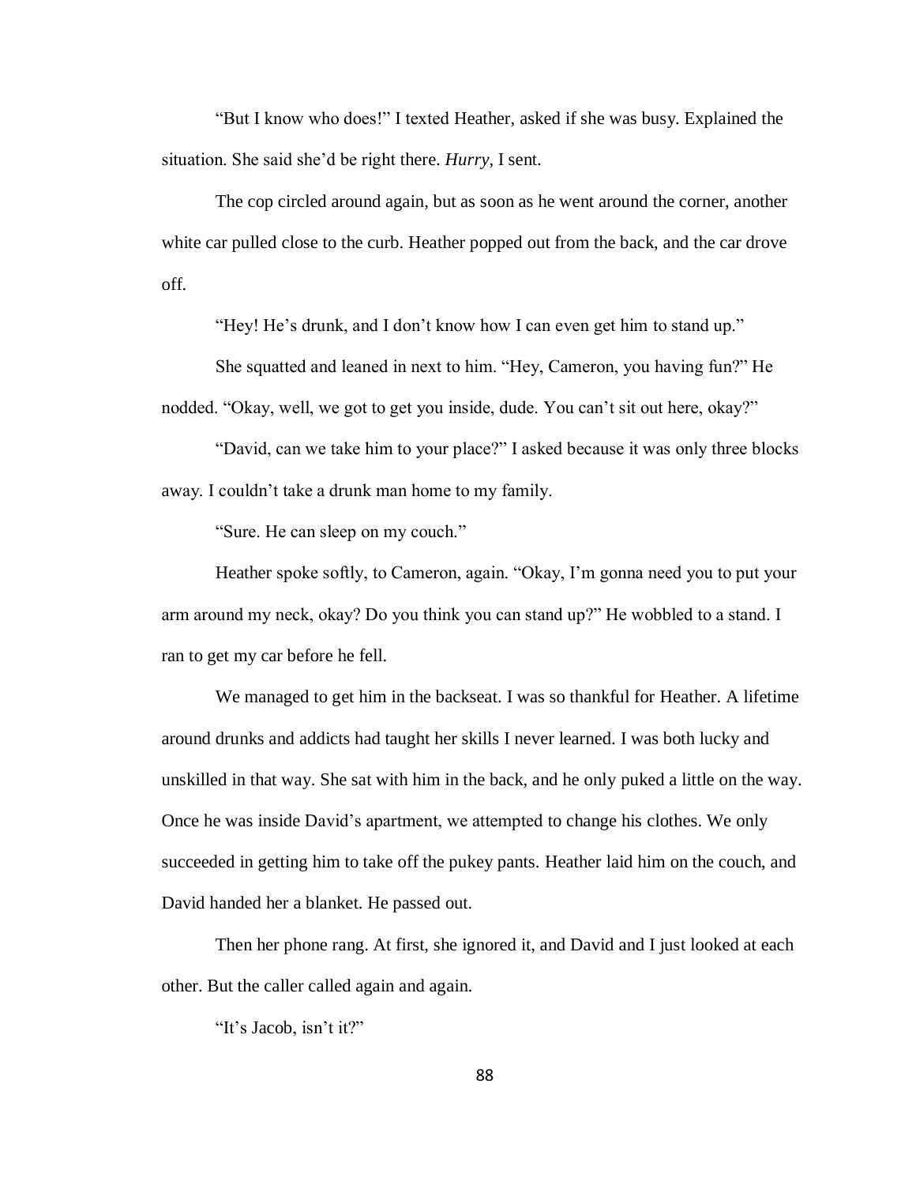"But I know who does!" I texted Heather, asked if she was busy. Explained the situation. She said she'd be right there. *Hurry,* I sent.

The cop circled around again, but as soon as he went around the corner, another white car pulled close to the curb. Heather popped out from the back, and the car drove off.

"Hey! He's drunk, and I don't know how I can even get him to stand up."

She squatted and leaned in next to him. "Hey, Cameron, you having fun?" He nodded. "Okay, well, we got to get you inside, dude. You can't sit out here, okay?"

"David, can we take him to your place?" I asked because it was only three blocks away. I couldn't take a drunk man home to my family.

"Sure. He can sleep on my couch."

Heather spoke softly, to Cameron, again. "Okay, I'm gonna need you to put your arm around my neck, okay? Do you think you can stand up?" He wobbled to a stand. I ran to get my car before he fell.

We managed to get him in the backseat. I was so thankful for Heather. A lifetime around drunks and addicts had taught her skills I never learned. I was both lucky and unskilled in that way. She sat with him in the back, and he only puked a little on the way. Once he was inside David's apartment, we attempted to change his clothes. We only succeeded in getting him to take off the pukey pants. Heather laid him on the couch, and David handed her a blanket. He passed out.

Then her phone rang. At first, she ignored it, and David and I just looked at each other. But the caller called again and again.

"It's Jacob, isn't it?"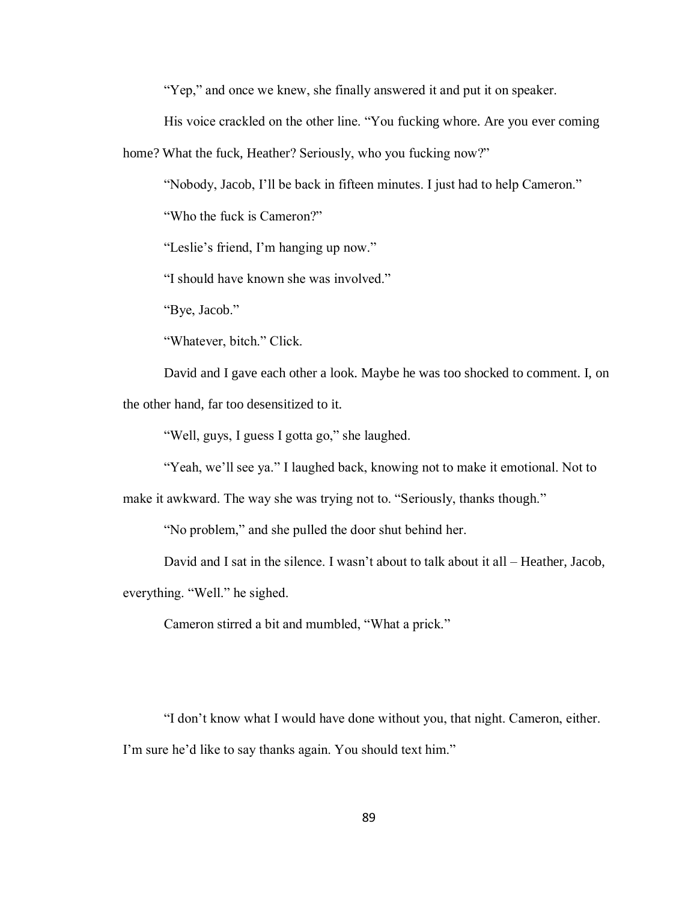"Yep," and once we knew, she finally answered it and put it on speaker.

His voice crackled on the other line. "You fucking whore. Are you ever coming home? What the fuck, Heather? Seriously, who you fucking now?"

"Nobody, Jacob, I'll be back in fifteen minutes. I just had to help Cameron."

"Who the fuck is Cameron?"

"Leslie's friend, I'm hanging up now."

"I should have known she was involved."

"Bye, Jacob."

"Whatever, bitch." Click.

David and I gave each other a look. Maybe he was too shocked to comment. I, on the other hand, far too desensitized to it.

"Well, guys, I guess I gotta go," she laughed.

"Yeah, we'll see ya." I laughed back, knowing not to make it emotional. Not to make it awkward. The way she was trying not to. "Seriously, thanks though."

"No problem," and she pulled the door shut behind her.

David and I sat in the silence. I wasn't about to talk about it all – Heather, Jacob, everything. "Well." he sighed.

Cameron stirred a bit and mumbled, "What a prick."

"I don't know what I would have done without you, that night. Cameron, either. I'm sure he'd like to say thanks again. You should text him."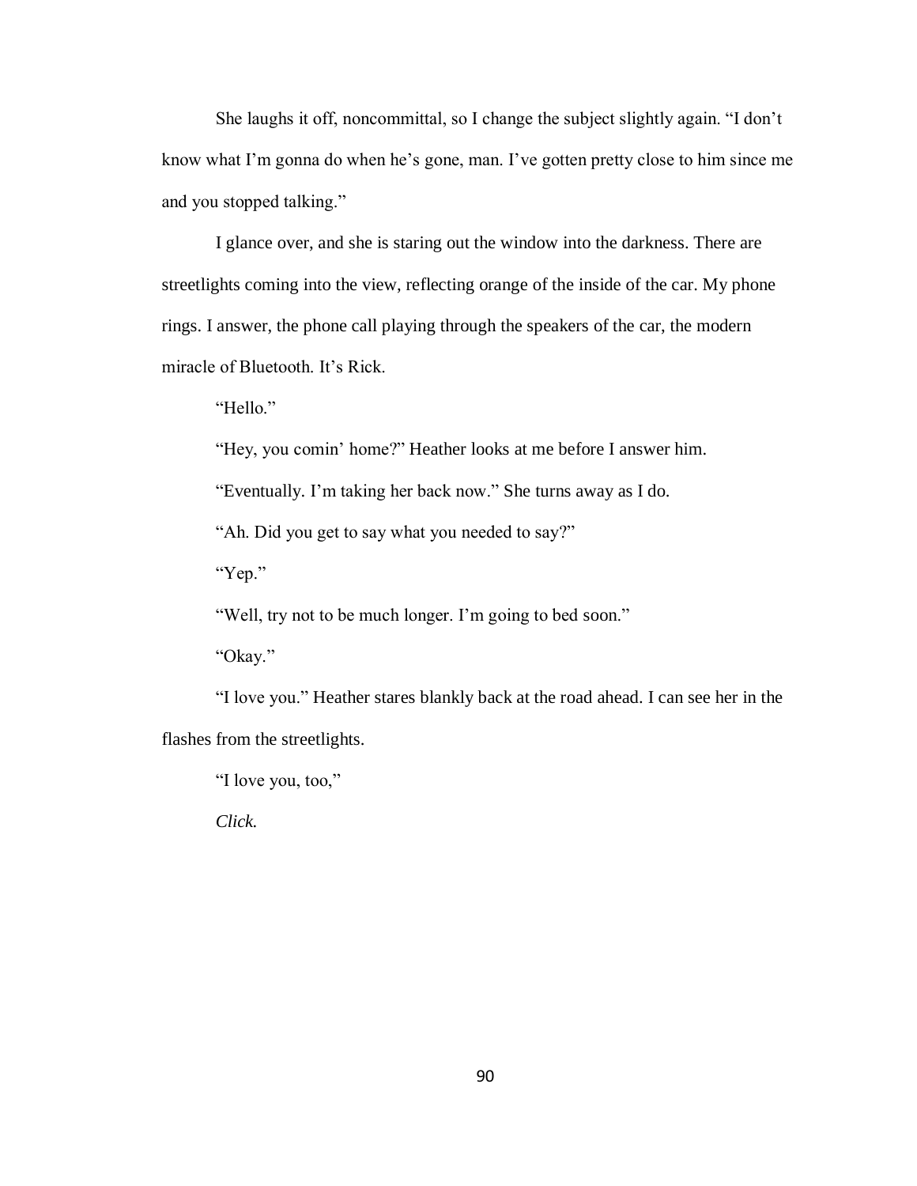She laughs it off, noncommittal, so I change the subject slightly again. "I don't know what I'm gonna do when he's gone, man. I've gotten pretty close to him since me and you stopped talking."

I glance over, and she is staring out the window into the darkness. There are streetlights coming into the view, reflecting orange of the inside of the car. My phone rings. I answer, the phone call playing through the speakers of the car, the modern miracle of Bluetooth. It's Rick.

"Hello."

"Hey, you comin' home?" Heather looks at me before I answer him.

"Eventually. I'm taking her back now." She turns away as I do.

"Ah. Did you get to say what you needed to say?"

"Yep."

"Well, try not to be much longer. I'm going to bed soon."

"Okay."

"I love you." Heather stares blankly back at the road ahead. I can see her in the flashes from the streetlights.

"I love you, too,"

*Click.*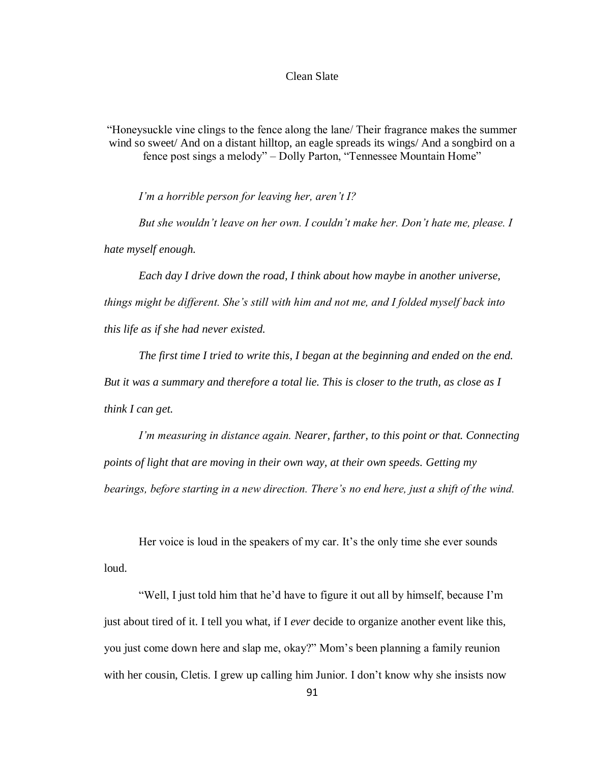# Clean Slate

"Honeysuckle vine clings to the fence along the lane/ Their fragrance makes the summer wind so sweet/ And on a distant hilltop, an eagle spreads its wings/ And a songbird on a fence post sings a melody" – Dolly Parton, "Tennessee Mountain Home"

*I'm a horrible person for leaving her, aren't I?*

*But she wouldn't leave on her own. I couldn't make her. Don't hate me, please. I hate myself enough.*

*Each day I drive down the road, I think about how maybe in another universe, things might be different. She's still with him and not me, and I folded myself back into this life as if she had never existed.*

*The first time I tried to write this, I began at the beginning and ended on the end. But it was a summary and therefore a total lie. This is closer to the truth, as close as I think I can get.*

*I'm measuring in distance again. Nearer, farther, to this point or that. Connecting points of light that are moving in their own way, at their own speeds. Getting my bearings, before starting in a new direction. There's no end here, just a shift of the wind.*

Her voice is loud in the speakers of my car. It's the only time she ever sounds loud.

"Well, I just told him that he'd have to figure it out all by himself, because I'm just about tired of it. I tell you what, if I *ever* decide to organize another event like this, you just come down here and slap me, okay?" Mom's been planning a family reunion with her cousin, Cletis. I grew up calling him Junior. I don't know why she insists now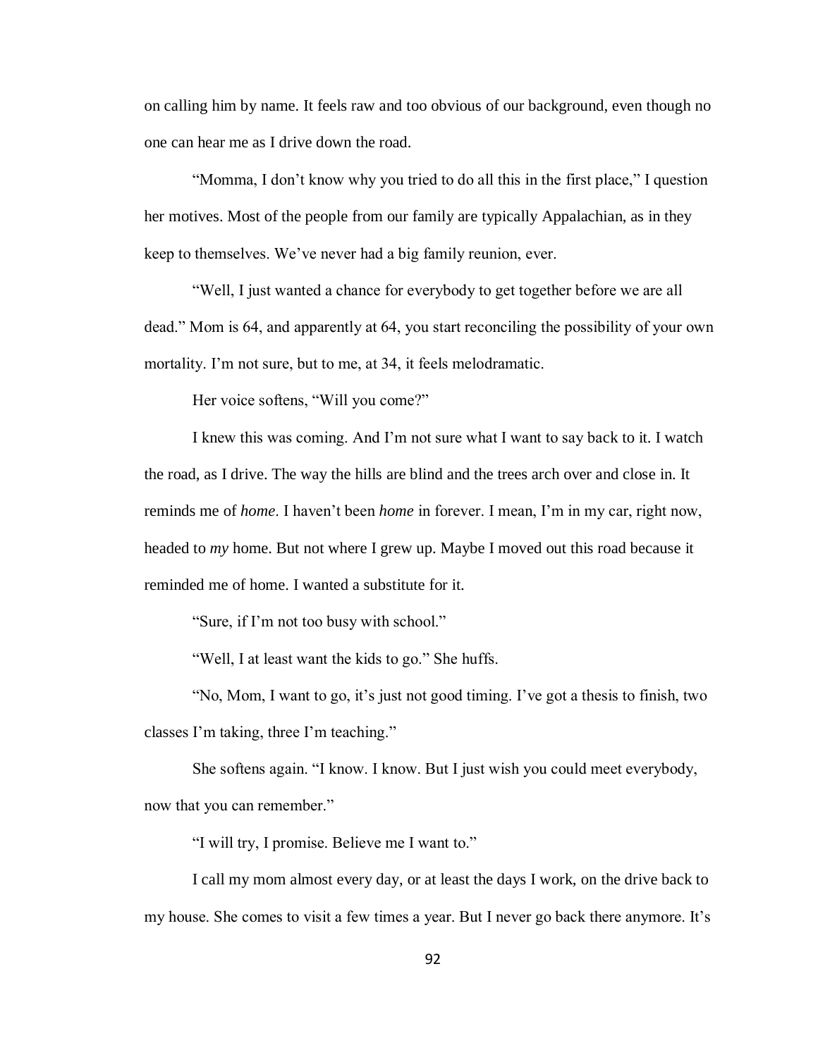on calling him by name. It feels raw and too obvious of our background, even though no one can hear me as I drive down the road.

"Momma, I don't know why you tried to do all this in the first place," I question her motives. Most of the people from our family are typically Appalachian, as in they keep to themselves. We've never had a big family reunion, ever.

"Well, I just wanted a chance for everybody to get together before we are all dead." Mom is 64, and apparently at 64, you start reconciling the possibility of your own mortality. I'm not sure, but to me, at 34, it feels melodramatic.

Her voice softens, "Will you come?"

I knew this was coming. And I'm not sure what I want to say back to it. I watch the road, as I drive. The way the hills are blind and the trees arch over and close in. It reminds me of *home*. I haven't been *home* in forever. I mean, I'm in my car, right now, headed to *my* home. But not where I grew up. Maybe I moved out this road because it reminded me of home. I wanted a substitute for it.

"Sure, if I'm not too busy with school."

"Well, I at least want the kids to go." She huffs.

"No, Mom, I want to go, it's just not good timing. I've got a thesis to finish, two classes I'm taking, three I'm teaching."

She softens again. "I know. I know. But I just wish you could meet everybody, now that you can remember."

"I will try, I promise. Believe me I want to."

I call my mom almost every day, or at least the days I work, on the drive back to my house. She comes to visit a few times a year. But I never go back there anymore. It's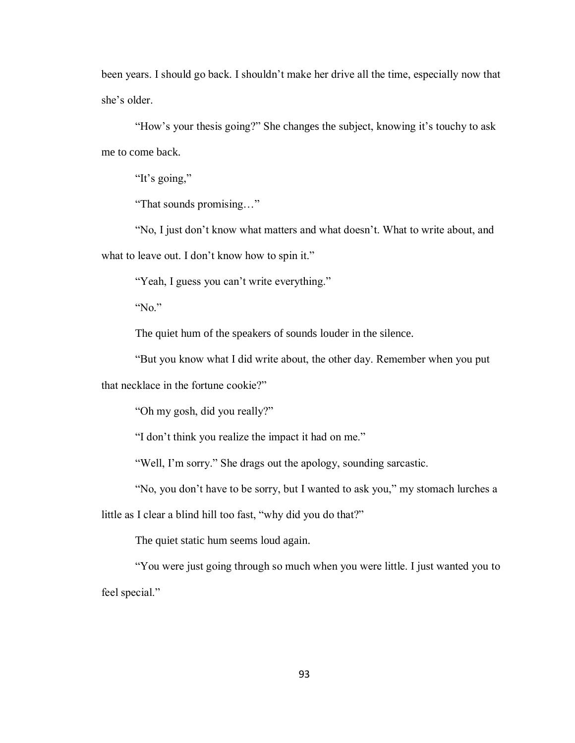been years. I should go back. I shouldn't make her drive all the time, especially now that she's older.

"How's your thesis going?" She changes the subject, knowing it's touchy to ask me to come back.

"It's going,"

"That sounds promising…"

"No, I just don't know what matters and what doesn't. What to write about, and what to leave out. I don't know how to spin it."

"Yeah, I guess you can't write everything."

"No."

The quiet hum of the speakers of sounds louder in the silence.

"But you know what I did write about, the other day. Remember when you put that necklace in the fortune cookie?"

"Oh my gosh, did you really?"

"I don't think you realize the impact it had on me."

"Well, I'm sorry." She drags out the apology, sounding sarcastic.

"No, you don't have to be sorry, but I wanted to ask you," my stomach lurches a little as I clear a blind hill too fast, "why did you do that?"

The quiet static hum seems loud again.

"You were just going through so much when you were little. I just wanted you to feel special."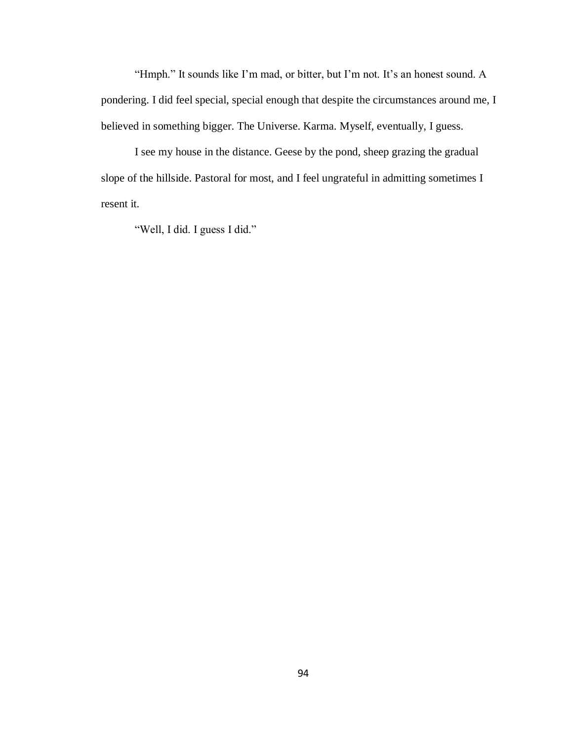"Hmph." It sounds like I'm mad, or bitter, but I'm not. It's an honest sound. A pondering. I did feel special, special enough that despite the circumstances around me, I believed in something bigger. The Universe. Karma. Myself, eventually, I guess.

I see my house in the distance. Geese by the pond, sheep grazing the gradual slope of the hillside. Pastoral for most, and I feel ungrateful in admitting sometimes I resent it.

"Well, I did. I guess I did."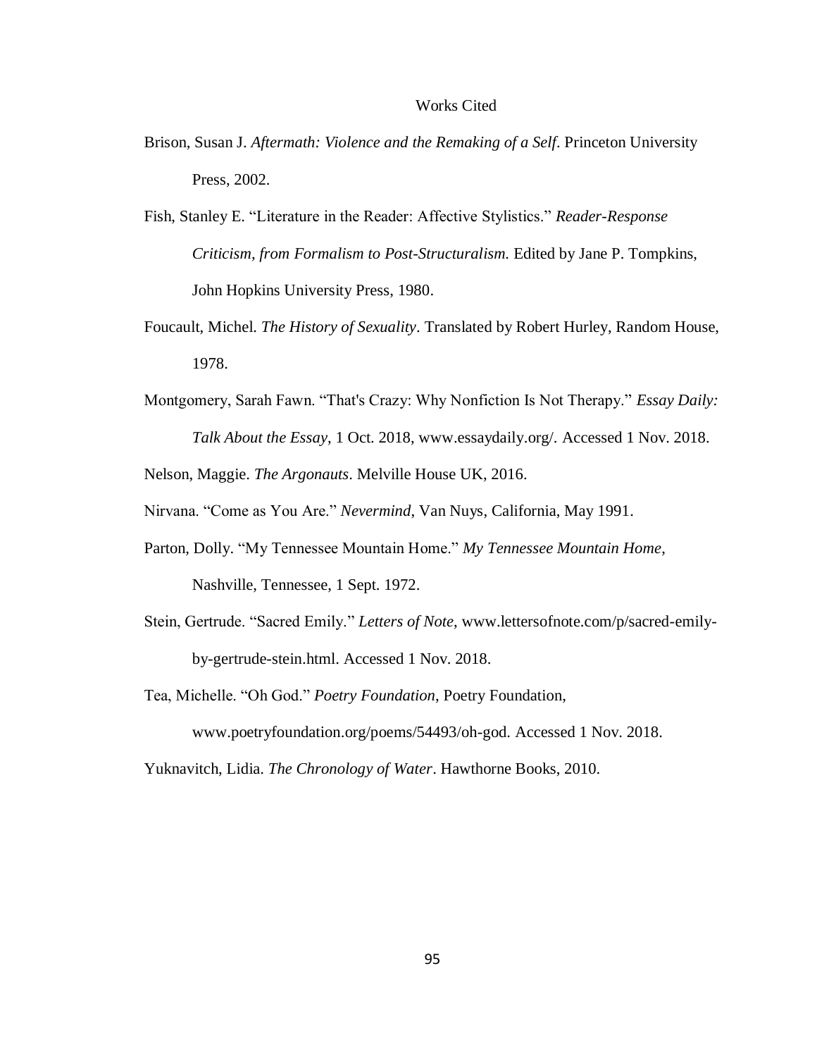# Works Cited

Brison, Susan J. *Aftermath: Violence and the Remaking of a Self*. Princeton University Press, 2002.

Fish, Stanley E. "Literature in the Reader: Affective Stylistics." *Reader-Response Criticism, from Formalism to Post-Structuralism.* Edited by Jane P. Tompkins, John Hopkins University Press, 1980.

Foucault, Michel. *The History of Sexuality*. Translated by Robert Hurley, Random House, 1978.

Montgomery, Sarah Fawn. "That's Crazy: Why Nonfiction Is Not Therapy." *Essay Daily: Talk About the Essay*, 1 Oct. 2018, www.essaydaily.org/. Accessed 1 Nov. 2018.

Nelson, Maggie. *The Argonauts*. Melville House UK, 2016.

Nirvana. "Come as You Are." *Nevermind*, Van Nuys, California, May 1991.

Parton, Dolly. "My Tennessee Mountain Home." *My Tennessee Mountain Home*, Nashville, Tennessee, 1 Sept. 1972.

Stein, Gertrude. "Sacred Emily." *Letters of Note*, www.lettersofnote.com/p/sacred-emily-by-gertrude-stein.html. Accessed 1 Nov. 2018.

Tea, Michelle. "Oh God." *Poetry Foundation*, Poetry Foundation, www.poetryfoundation.org/poems/54493/oh-god. Accessed 1 Nov. 2018.

Yuknavitch, Lidia. *The Chronology of Water*. Hawthorne Books, 2010.